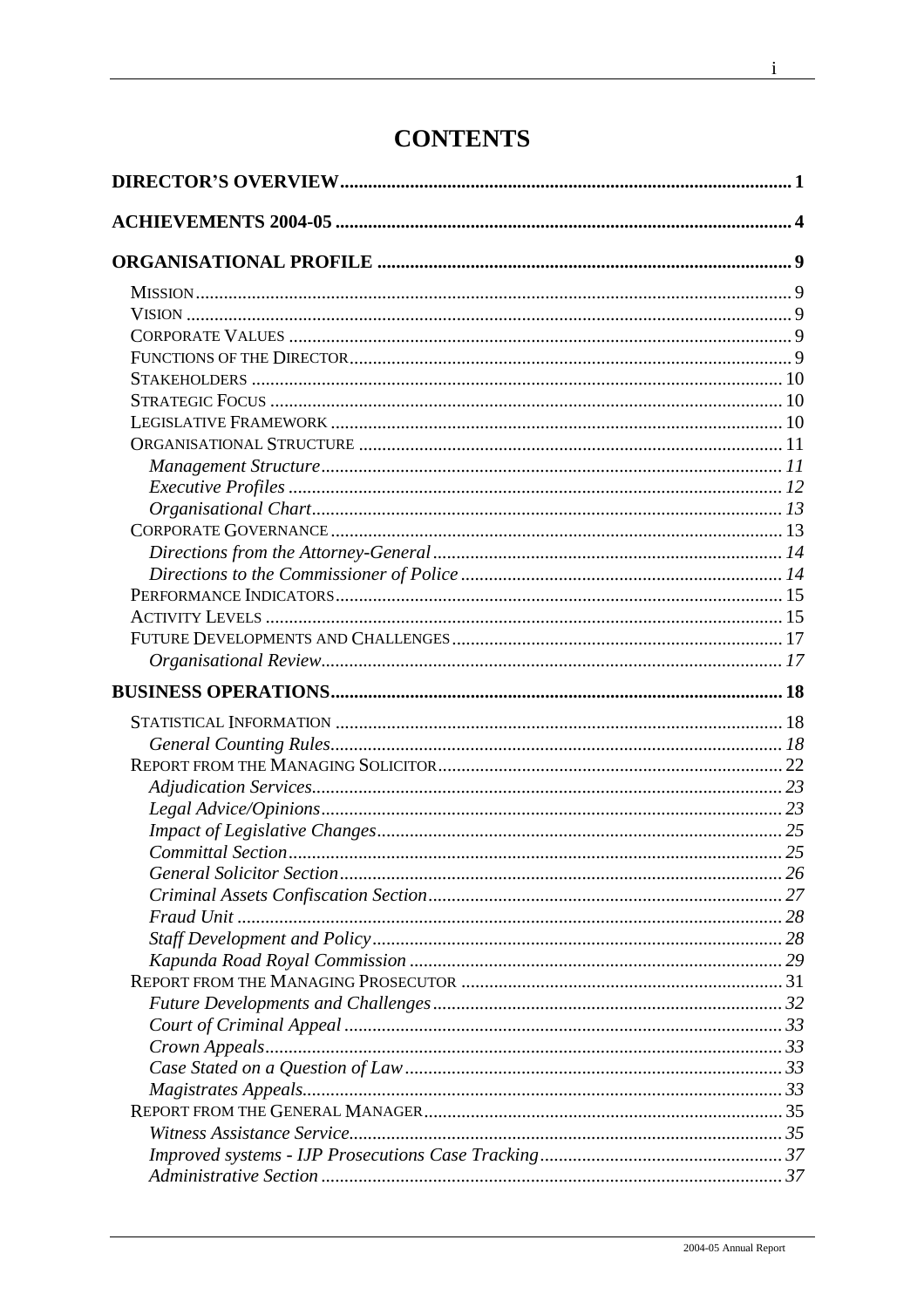# CONTENTS

**DIRECTOR'S OVERVIEW** ..... **1**

**ACHIEVEMENTS 2004-05** ..... **4**

**ORGANISATIONAL PROFILE** ..... **9**

- MISSION ..... 9
- VISION ..... 9
- CORPORATE VALUES ..... 9
- FUNCTIONS OF THE DIRECTOR ..... 9
- STAKEHOLDERS ..... 10
- STRATEGIC FOCUS ..... 10
- LEGISLATIVE FRAMEWORK ..... 10
- ORGANISATIONAL STRUCTURE ..... 11
  - *Management Structure* ..... *11*
  - *Executive Profiles* ..... *12*
  - *Organisational Chart* ..... *13*
- CORPORATE GOVERNANCE ..... 13
  - *Directions from the Attorney-General* ..... *14*
  - *Directions to the Commissioner of Police* ..... *14*
- PERFORMANCE INDICATORS ..... 15
- ACTIVITY LEVELS ..... 15
- FUTURE DEVELOPMENTS AND CHALLENGES ..... 17
  - *Organisational Review* ..... *17*

**BUSINESS OPERATIONS** ..... **18**

- STATISTICAL INFORMATION ..... 18
  - *General Counting Rules* ..... *18*
- REPORT FROM THE MANAGING SOLICITOR ..... 22
  - *Adjudication Services* ..... *23*
  - *Legal Advice/Opinions* ..... *23*
  - *Impact of Legislative Changes* ..... *25*
  - *Committal Section* ..... *25*
  - *General Solicitor Section* ..... *26*
  - *Criminal Assets Confiscation Section* ..... *27*
  - *Fraud Unit* ..... *28*
  - *Staff Development and Policy* ..... *28*
  - *Kapunda Road Royal Commission* ..... *29*
- REPORT FROM THE MANAGING PROSECUTOR ..... 31
  - *Future Developments and Challenges* ..... *32*
  - *Court of Criminal Appeal* ..... *33*
  - *Crown Appeals* ..... *33*
  - *Case Stated on a Question of Law* ..... *33*
  - *Magistrates Appeals* ..... *33*
- REPORT FROM THE GENERAL MANAGER ..... 35
  - *Witness Assistance Service* ..... *35*
  - *Improved systems - IJP Prosecutions Case Tracking* ..... *37*
  - *Administrative Section* ..... *37*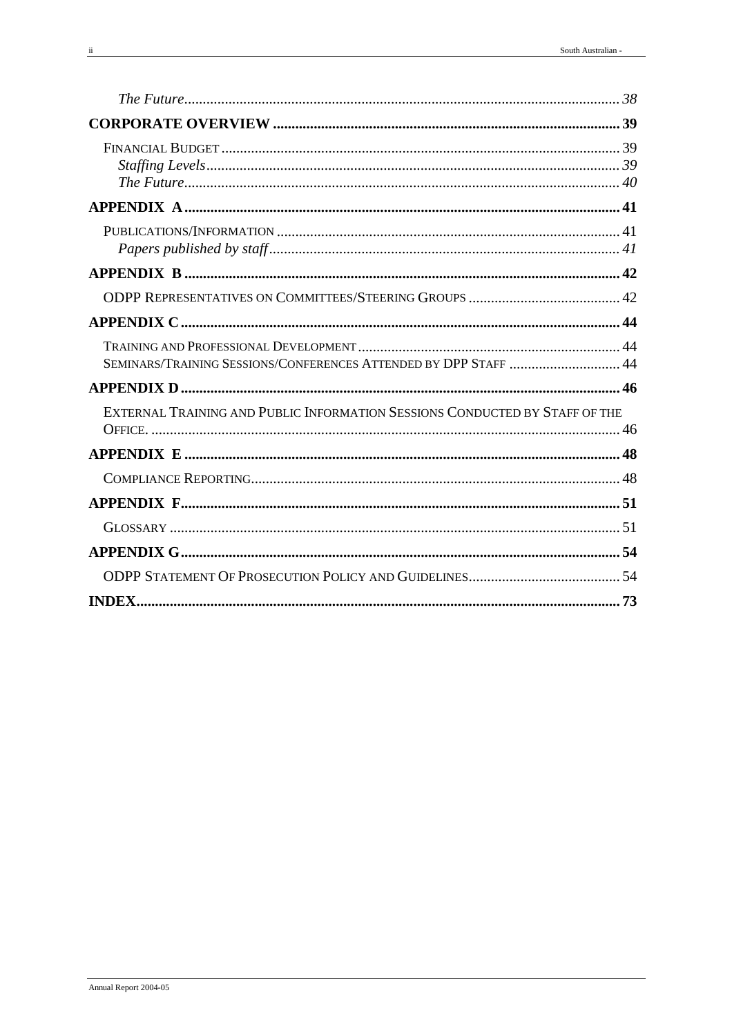*The Future* ........ *38*

**CORPORATE OVERVIEW ........ 39**

FINANCIAL BUDGET ........ 39

*Staffing Levels* ........ *39*

*The Future* ........ *40*

**APPENDIX A ........ 41**

PUBLICATIONS/INFORMATION ........ 41

*Papers published by staff* ........ *41*

**APPENDIX B ........ 42**

ODPP REPRESENTATIVES ON COMMITTEES/STEERING GROUPS ........ 42

**APPENDIX C ........ 44**

TRAINING AND PROFESSIONAL DEVELOPMENT ........ 44

SEMINARS/TRAINING SESSIONS/CONFERENCES ATTENDED BY DPP STAFF ........ 44

**APPENDIX D ........ 46**

EXTERNAL TRAINING AND PUBLIC INFORMATION SESSIONS CONDUCTED BY STAFF OF THE OFFICE. ........ 46

**APPENDIX E ........ 48**

COMPLIANCE REPORTING ........ 48

**APPENDIX F ........ 51**

GLOSSARY ........ 51

**APPENDIX G ........ 54**

ODPP STATEMENT OF PROSECUTION POLICY AND GUIDELINES ........ 54

**INDEX ........ 73**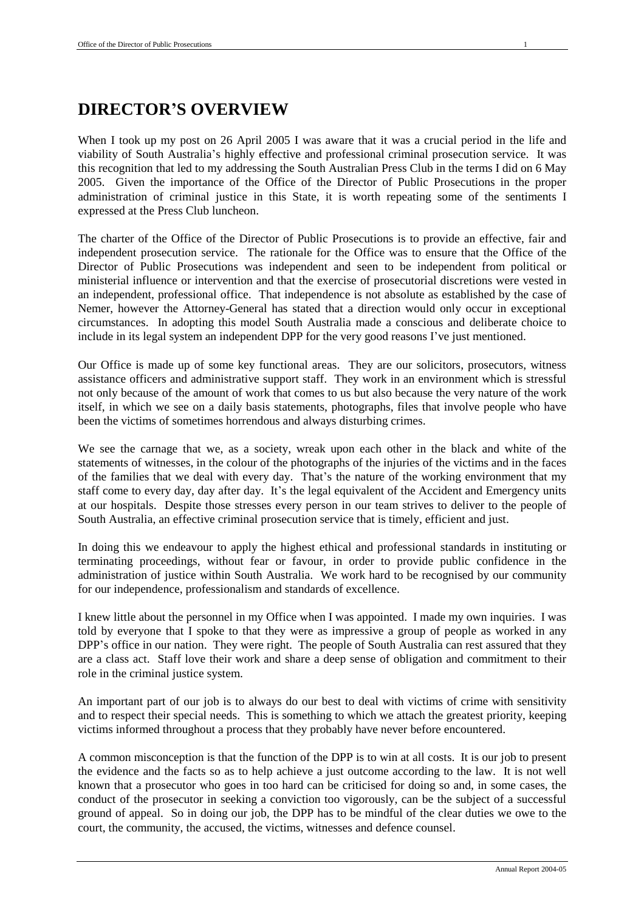# DIRECTOR'S OVERVIEW

When I took up my post on 26 April 2005 I was aware that it was a crucial period in the life and viability of South Australia's highly effective and professional criminal prosecution service. It was this recognition that led to my addressing the South Australian Press Club in the terms I did on 6 May 2005. Given the importance of the Office of the Director of Public Prosecutions in the proper administration of criminal justice in this State, it is worth repeating some of the sentiments I expressed at the Press Club luncheon.

The charter of the Office of the Director of Public Prosecutions is to provide an effective, fair and independent prosecution service. The rationale for the Office was to ensure that the Office of the Director of Public Prosecutions was independent and seen to be independent from political or ministerial influence or intervention and that the exercise of prosecutorial discretions were vested in an independent, professional office. That independence is not absolute as established by the case of Nemer, however the Attorney-General has stated that a direction would only occur in exceptional circumstances. In adopting this model South Australia made a conscious and deliberate choice to include in its legal system an independent DPP for the very good reasons I've just mentioned.

Our Office is made up of some key functional areas. They are our solicitors, prosecutors, witness assistance officers and administrative support staff. They work in an environment which is stressful not only because of the amount of work that comes to us but also because the very nature of the work itself, in which we see on a daily basis statements, photographs, files that involve people who have been the victims of sometimes horrendous and always disturbing crimes.

We see the carnage that we, as a society, wreak upon each other in the black and white of the statements of witnesses, in the colour of the photographs of the injuries of the victims and in the faces of the families that we deal with every day. That's the nature of the working environment that my staff come to every day, day after day. It's the legal equivalent of the Accident and Emergency units at our hospitals. Despite those stresses every person in our team strives to deliver to the people of South Australia, an effective criminal prosecution service that is timely, efficient and just.

In doing this we endeavour to apply the highest ethical and professional standards in instituting or terminating proceedings, without fear or favour, in order to provide public confidence in the administration of justice within South Australia. We work hard to be recognised by our community for our independence, professionalism and standards of excellence.

I knew little about the personnel in my Office when I was appointed. I made my own inquiries. I was told by everyone that I spoke to that they were as impressive a group of people as worked in any DPP's office in our nation. They were right. The people of South Australia can rest assured that they are a class act. Staff love their work and share a deep sense of obligation and commitment to their role in the criminal justice system.

An important part of our job is to always do our best to deal with victims of crime with sensitivity and to respect their special needs. This is something to which we attach the greatest priority, keeping victims informed throughout a process that they probably have never before encountered.

A common misconception is that the function of the DPP is to win at all costs. It is our job to present the evidence and the facts so as to help achieve a just outcome according to the law. It is not well known that a prosecutor who goes in too hard can be criticised for doing so and, in some cases, the conduct of the prosecutor in seeking a conviction too vigorously, can be the subject of a successful ground of appeal. So in doing our job, the DPP has to be mindful of the clear duties we owe to the court, the community, the accused, the victims, witnesses and defence counsel.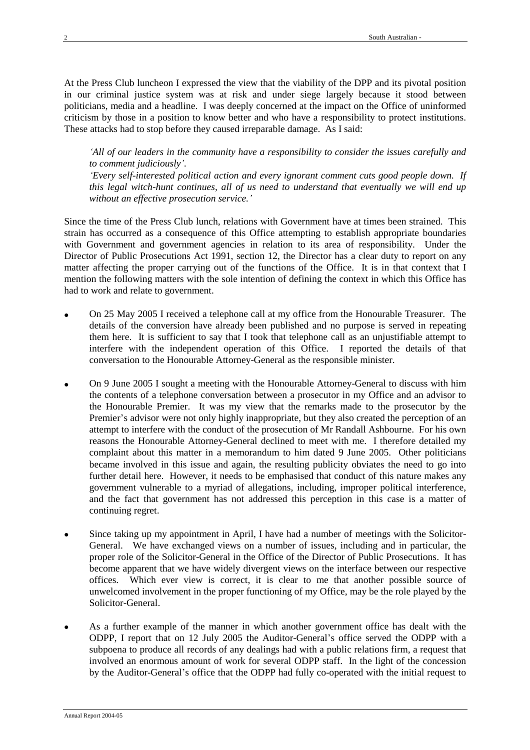At the Press Club luncheon I expressed the view that the viability of the DPP and its pivotal position in our criminal justice system was at risk and under siege largely because it stood between politicians, media and a headline. I was deeply concerned at the impact on the Office of uninformed criticism by those in a position to know better and who have a responsibility to protect institutions. These attacks had to stop before they caused irreparable damage. As I said:

> *'All of our leaders in the community have a responsibility to consider the issues carefully and to comment judiciously'.*
>
> *'Every self-interested political action and every ignorant comment cuts good people down. If this legal witch-hunt continues, all of us need to understand that eventually we will end up without an effective prosecution service.'*

Since the time of the Press Club lunch, relations with Government have at times been strained. This strain has occurred as a consequence of this Office attempting to establish appropriate boundaries with Government and government agencies in relation to its area of responsibility. Under the Director of Public Prosecutions Act 1991, section 12, the Director has a clear duty to report on any matter affecting the proper carrying out of the functions of the Office. It is in that context that I mention the following matters with the sole intention of defining the context in which this Office has had to work and relate to government.

- On 25 May 2005 I received a telephone call at my office from the Honourable Treasurer. The details of the conversion have already been published and no purpose is served in repeating them here. It is sufficient to say that I took that telephone call as an unjustifiable attempt to interfere with the independent operation of this Office. I reported the details of that conversation to the Honourable Attorney-General as the responsible minister.

- On 9 June 2005 I sought a meeting with the Honourable Attorney-General to discuss with him the contents of a telephone conversation between a prosecutor in my Office and an advisor to the Honourable Premier. It was my view that the remarks made to the prosecutor by the Premier's advisor were not only highly inappropriate, but they also created the perception of an attempt to interfere with the conduct of the prosecution of Mr Randall Ashbourne. For his own reasons the Honourable Attorney-General declined to meet with me. I therefore detailed my complaint about this matter in a memorandum to him dated 9 June 2005. Other politicians became involved in this issue and again, the resulting publicity obviates the need to go into further detail here. However, it needs to be emphasised that conduct of this nature makes any government vulnerable to a myriad of allegations, including, improper political interference, and the fact that government has not addressed this perception in this case is a matter of continuing regret.

- Since taking up my appointment in April, I have had a number of meetings with the Solicitor-General. We have exchanged views on a number of issues, including and in particular, the proper role of the Solicitor-General in the Office of the Director of Public Prosecutions. It has become apparent that we have widely divergent views on the interface between our respective offices. Which ever view is correct, it is clear to me that another possible source of unwelcomed involvement in the proper functioning of my Office, may be the role played by the Solicitor-General.

- As a further example of the manner in which another government office has dealt with the ODPP, I report that on 12 July 2005 the Auditor-General's office served the ODPP with a subpoena to produce all records of any dealings had with a public relations firm, a request that involved an enormous amount of work for several ODPP staff. In the light of the concession by the Auditor-General's office that the ODPP had fully co-operated with the initial request to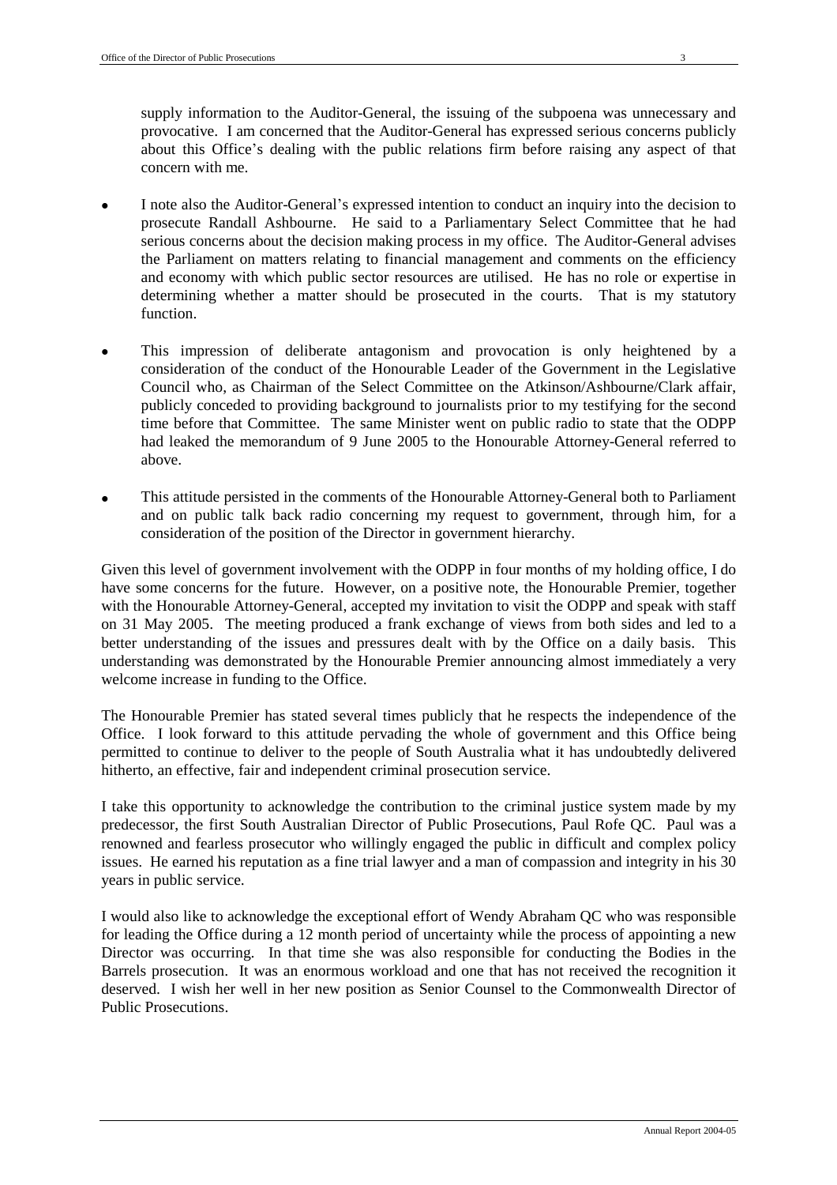supply information to the Auditor-General, the issuing of the subpoena was unnecessary and provocative. I am concerned that the Auditor-General has expressed serious concerns publicly about this Office's dealing with the public relations firm before raising any aspect of that concern with me.

- I note also the Auditor-General's expressed intention to conduct an inquiry into the decision to prosecute Randall Ashbourne. He said to a Parliamentary Select Committee that he had serious concerns about the decision making process in my office. The Auditor-General advises the Parliament on matters relating to financial management and comments on the efficiency and economy with which public sector resources are utilised. He has no role or expertise in determining whether a matter should be prosecuted in the courts. That is my statutory function.

- This impression of deliberate antagonism and provocation is only heightened by a consideration of the conduct of the Honourable Leader of the Government in the Legislative Council who, as Chairman of the Select Committee on the Atkinson/Ashbourne/Clark affair, publicly conceded to providing background to journalists prior to my testifying for the second time before that Committee. The same Minister went on public radio to state that the ODPP had leaked the memorandum of 9 June 2005 to the Honourable Attorney-General referred to above.

- This attitude persisted in the comments of the Honourable Attorney-General both to Parliament and on public talk back radio concerning my request to government, through him, for a consideration of the position of the Director in government hierarchy.

Given this level of government involvement with the ODPP in four months of my holding office, I do have some concerns for the future. However, on a positive note, the Honourable Premier, together with the Honourable Attorney-General, accepted my invitation to visit the ODPP and speak with staff on 31 May 2005. The meeting produced a frank exchange of views from both sides and led to a better understanding of the issues and pressures dealt with by the Office on a daily basis. This understanding was demonstrated by the Honourable Premier announcing almost immediately a very welcome increase in funding to the Office.

The Honourable Premier has stated several times publicly that he respects the independence of the Office. I look forward to this attitude pervading the whole of government and this Office being permitted to continue to deliver to the people of South Australia what it has undoubtedly delivered hitherto, an effective, fair and independent criminal prosecution service.

I take this opportunity to acknowledge the contribution to the criminal justice system made by my predecessor, the first South Australian Director of Public Prosecutions, Paul Rofe QC. Paul was a renowned and fearless prosecutor who willingly engaged the public in difficult and complex policy issues. He earned his reputation as a fine trial lawyer and a man of compassion and integrity in his 30 years in public service.

I would also like to acknowledge the exceptional effort of Wendy Abraham QC who was responsible for leading the Office during a 12 month period of uncertainty while the process of appointing a new Director was occurring. In that time she was also responsible for conducting the Bodies in the Barrels prosecution. It was an enormous workload and one that has not received the recognition it deserved. I wish her well in her new position as Senior Counsel to the Commonwealth Director of Public Prosecutions.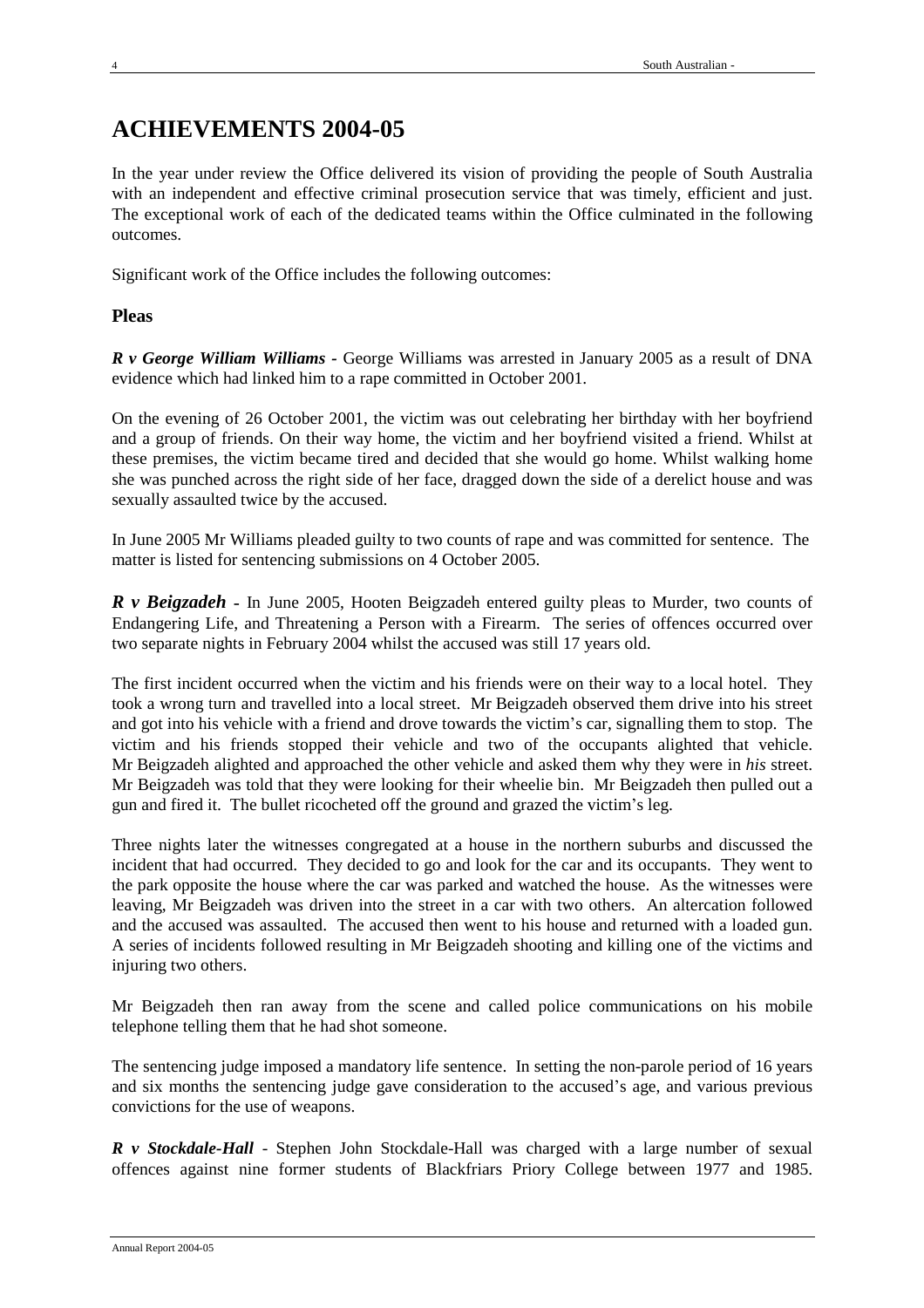# ACHIEVEMENTS 2004-05

In the year under review the Office delivered its vision of providing the people of South Australia with an independent and effective criminal prosecution service that was timely, efficient and just. The exceptional work of each of the dedicated teams within the Office culminated in the following outcomes.

Significant work of the Office includes the following outcomes:

## Pleas

***R v George William Williams*** **-** George Williams was arrested in January 2005 as a result of DNA evidence which had linked him to a rape committed in October 2001.

On the evening of 26 October 2001, the victim was out celebrating her birthday with her boyfriend and a group of friends. On their way home, the victim and her boyfriend visited a friend. Whilst at these premises, the victim became tired and decided that she would go home. Whilst walking home she was punched across the right side of her face, dragged down the side of a derelict house and was sexually assaulted twice by the accused.

In June 2005 Mr Williams pleaded guilty to two counts of rape and was committed for sentence. The matter is listed for sentencing submissions on 4 October 2005.

***R v Beigzadeh*** **-** In June 2005, Hooten Beigzadeh entered guilty pleas to Murder, two counts of Endangering Life, and Threatening a Person with a Firearm. The series of offences occurred over two separate nights in February 2004 whilst the accused was still 17 years old.

The first incident occurred when the victim and his friends were on their way to a local hotel. They took a wrong turn and travelled into a local street. Mr Beigzadeh observed them drive into his street and got into his vehicle with a friend and drove towards the victim's car, signalling them to stop. The victim and his friends stopped their vehicle and two of the occupants alighted that vehicle. Mr Beigzadeh alighted and approached the other vehicle and asked them why they were in *his* street. Mr Beigzadeh was told that they were looking for their wheelie bin. Mr Beigzadeh then pulled out a gun and fired it. The bullet ricocheted off the ground and grazed the victim's leg.

Three nights later the witnesses congregated at a house in the northern suburbs and discussed the incident that had occurred. They decided to go and look for the car and its occupants. They went to the park opposite the house where the car was parked and watched the house. As the witnesses were leaving, Mr Beigzadeh was driven into the street in a car with two others. An altercation followed and the accused was assaulted. The accused then went to his house and returned with a loaded gun. A series of incidents followed resulting in Mr Beigzadeh shooting and killing one of the victims and injuring two others.

Mr Beigzadeh then ran away from the scene and called police communications on his mobile telephone telling them that he had shot someone.

The sentencing judge imposed a mandatory life sentence. In setting the non-parole period of 16 years and six months the sentencing judge gave consideration to the accused's age, and various previous convictions for the use of weapons.

***R v Stockdale-Hall*** - Stephen John Stockdale-Hall was charged with a large number of sexual offences against nine former students of Blackfriars Priory College between 1977 and 1985.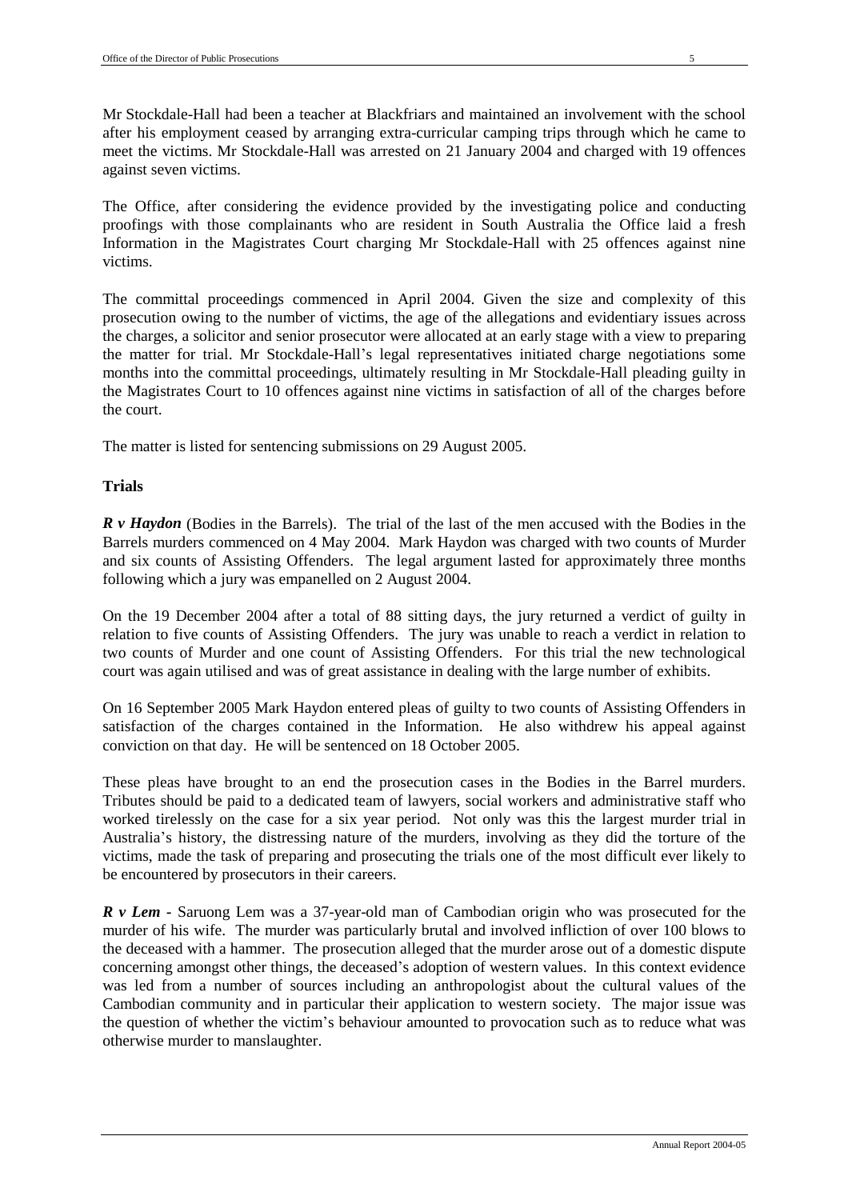Mr Stockdale-Hall had been a teacher at Blackfriars and maintained an involvement with the school after his employment ceased by arranging extra-curricular camping trips through which he came to meet the victims. Mr Stockdale-Hall was arrested on 21 January 2004 and charged with 19 offences against seven victims.

The Office, after considering the evidence provided by the investigating police and conducting proofings with those complainants who are resident in South Australia the Office laid a fresh Information in the Magistrates Court charging Mr Stockdale-Hall with 25 offences against nine victims.

The committal proceedings commenced in April 2004. Given the size and complexity of this prosecution owing to the number of victims, the age of the allegations and evidentiary issues across the charges, a solicitor and senior prosecutor were allocated at an early stage with a view to preparing the matter for trial. Mr Stockdale-Hall's legal representatives initiated charge negotiations some months into the committal proceedings, ultimately resulting in Mr Stockdale-Hall pleading guilty in the Magistrates Court to 10 offences against nine victims in satisfaction of all of the charges before the court.

The matter is listed for sentencing submissions on 29 August 2005.

**Trials**

***R v Haydon*** (Bodies in the Barrels). The trial of the last of the men accused with the Bodies in the Barrels murders commenced on 4 May 2004. Mark Haydon was charged with two counts of Murder and six counts of Assisting Offenders. The legal argument lasted for approximately three months following which a jury was empanelled on 2 August 2004.

On the 19 December 2004 after a total of 88 sitting days, the jury returned a verdict of guilty in relation to five counts of Assisting Offenders. The jury was unable to reach a verdict in relation to two counts of Murder and one count of Assisting Offenders. For this trial the new technological court was again utilised and was of great assistance in dealing with the large number of exhibits.

On 16 September 2005 Mark Haydon entered pleas of guilty to two counts of Assisting Offenders in satisfaction of the charges contained in the Information. He also withdrew his appeal against conviction on that day. He will be sentenced on 18 October 2005.

These pleas have brought to an end the prosecution cases in the Bodies in the Barrel murders. Tributes should be paid to a dedicated team of lawyers, social workers and administrative staff who worked tirelessly on the case for a six year period. Not only was this the largest murder trial in Australia's history, the distressing nature of the murders, involving as they did the torture of the victims, made the task of preparing and prosecuting the trials one of the most difficult ever likely to be encountered by prosecutors in their careers.

***R v Lem*** - Saruong Lem was a 37-year-old man of Cambodian origin who was prosecuted for the murder of his wife. The murder was particularly brutal and involved infliction of over 100 blows to the deceased with a hammer. The prosecution alleged that the murder arose out of a domestic dispute concerning amongst other things, the deceased's adoption of western values. In this context evidence was led from a number of sources including an anthropologist about the cultural values of the Cambodian community and in particular their application to western society. The major issue was the question of whether the victim's behaviour amounted to provocation such as to reduce what was otherwise murder to manslaughter.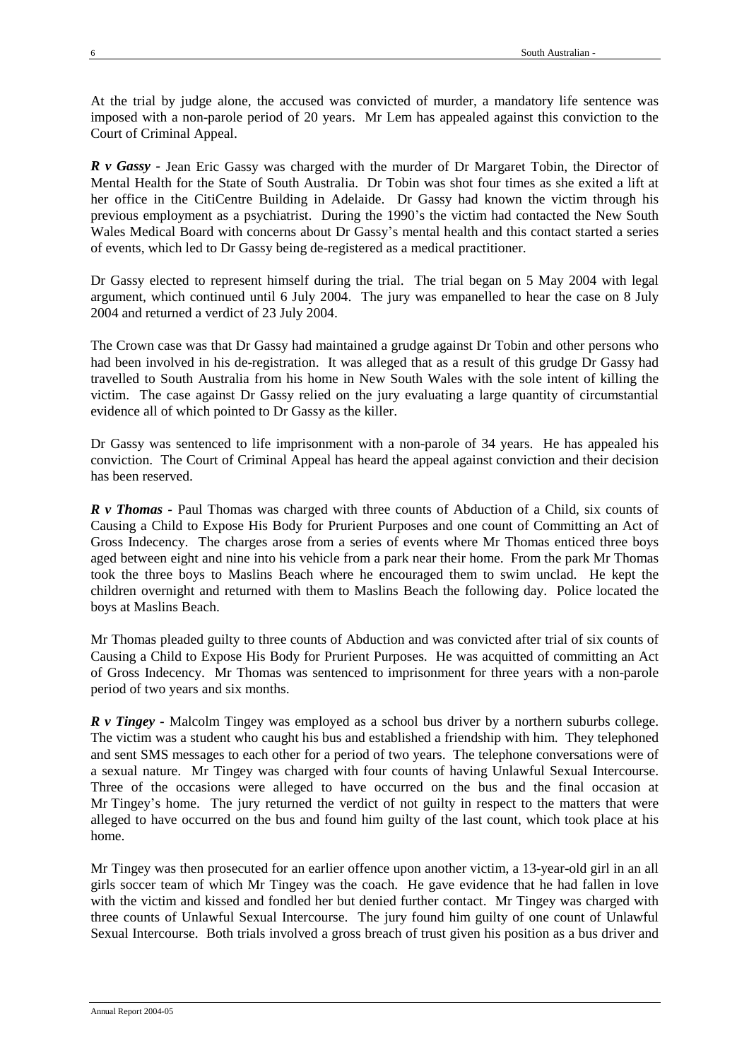At the trial by judge alone, the accused was convicted of murder, a mandatory life sentence was imposed with a non-parole period of 20 years. Mr Lem has appealed against this conviction to the Court of Criminal Appeal.

***R v Gassy*** - Jean Eric Gassy was charged with the murder of Dr Margaret Tobin, the Director of Mental Health for the State of South Australia. Dr Tobin was shot four times as she exited a lift at her office in the CitiCentre Building in Adelaide. Dr Gassy had known the victim through his previous employment as a psychiatrist. During the 1990's the victim had contacted the New South Wales Medical Board with concerns about Dr Gassy's mental health and this contact started a series of events, which led to Dr Gassy being de-registered as a medical practitioner.

Dr Gassy elected to represent himself during the trial. The trial began on 5 May 2004 with legal argument, which continued until 6 July 2004. The jury was empanelled to hear the case on 8 July 2004 and returned a verdict of 23 July 2004.

The Crown case was that Dr Gassy had maintained a grudge against Dr Tobin and other persons who had been involved in his de-registration. It was alleged that as a result of this grudge Dr Gassy had travelled to South Australia from his home in New South Wales with the sole intent of killing the victim. The case against Dr Gassy relied on the jury evaluating a large quantity of circumstantial evidence all of which pointed to Dr Gassy as the killer.

Dr Gassy was sentenced to life imprisonment with a non-parole of 34 years. He has appealed his conviction. The Court of Criminal Appeal has heard the appeal against conviction and their decision has been reserved.

***R v Thomas*** - Paul Thomas was charged with three counts of Abduction of a Child, six counts of Causing a Child to Expose His Body for Prurient Purposes and one count of Committing an Act of Gross Indecency. The charges arose from a series of events where Mr Thomas enticed three boys aged between eight and nine into his vehicle from a park near their home. From the park Mr Thomas took the three boys to Maslins Beach where he encouraged them to swim unclad. He kept the children overnight and returned with them to Maslins Beach the following day. Police located the boys at Maslins Beach.

Mr Thomas pleaded guilty to three counts of Abduction and was convicted after trial of six counts of Causing a Child to Expose His Body for Prurient Purposes. He was acquitted of committing an Act of Gross Indecency. Mr Thomas was sentenced to imprisonment for three years with a non-parole period of two years and six months.

***R v Tingey*** - Malcolm Tingey was employed as a school bus driver by a northern suburbs college. The victim was a student who caught his bus and established a friendship with him. They telephoned and sent SMS messages to each other for a period of two years. The telephone conversations were of a sexual nature. Mr Tingey was charged with four counts of having Unlawful Sexual Intercourse. Three of the occasions were alleged to have occurred on the bus and the final occasion at Mr Tingey's home. The jury returned the verdict of not guilty in respect to the matters that were alleged to have occurred on the bus and found him guilty of the last count, which took place at his home.

Mr Tingey was then prosecuted for an earlier offence upon another victim, a 13-year-old girl in an all girls soccer team of which Mr Tingey was the coach. He gave evidence that he had fallen in love with the victim and kissed and fondled her but denied further contact. Mr Tingey was charged with three counts of Unlawful Sexual Intercourse. The jury found him guilty of one count of Unlawful Sexual Intercourse. Both trials involved a gross breach of trust given his position as a bus driver and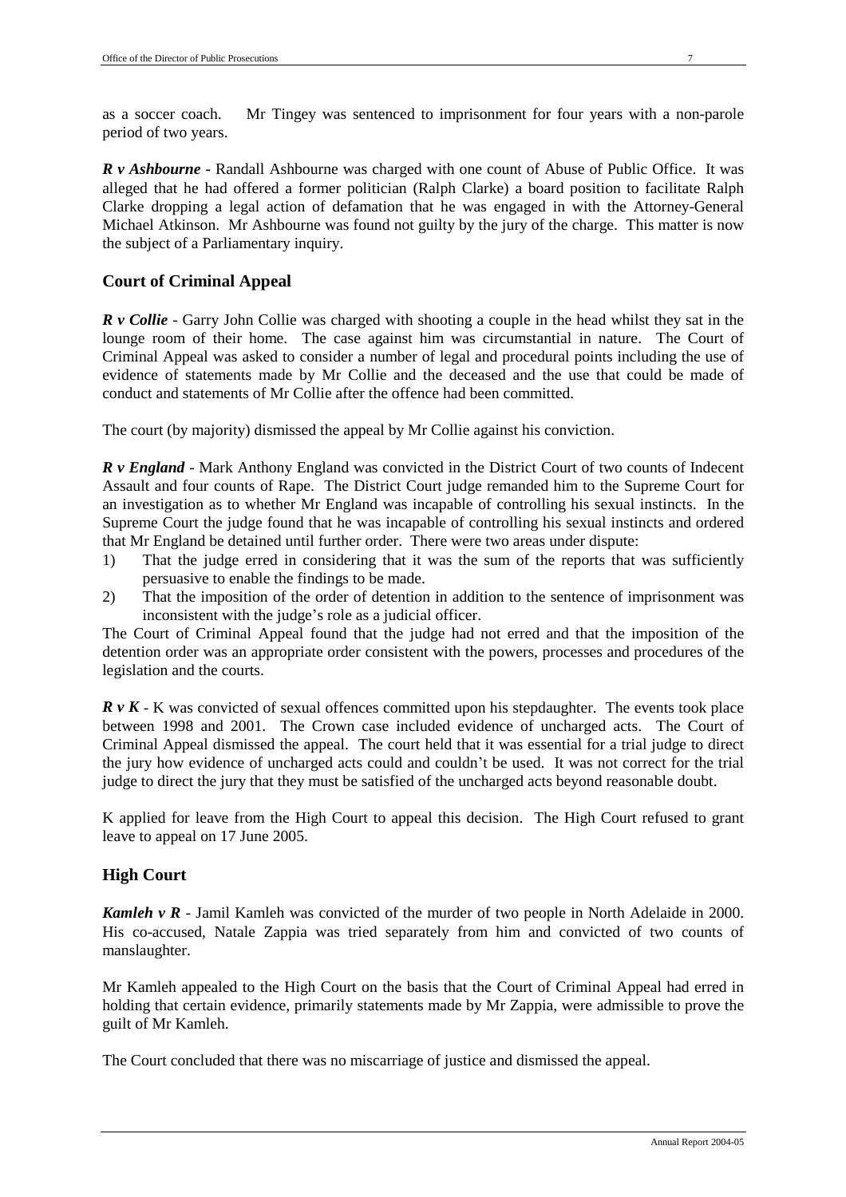as a soccer coach. Mr Tingey was sentenced to imprisonment for four years with a non-parole period of two years.

***R v Ashbourne*** - Randall Ashbourne was charged with one count of Abuse of Public Office. It was alleged that he had offered a former politician (Ralph Clarke) a board position to facilitate Ralph Clarke dropping a legal action of defamation that he was engaged in with the Attorney-General Michael Atkinson. Mr Ashbourne was found not guilty by the jury of the charge. This matter is now the subject of a Parliamentary inquiry.

## Court of Criminal Appeal

***R v Collie*** - Garry John Collie was charged with shooting a couple in the head whilst they sat in the lounge room of their home. The case against him was circumstantial in nature. The Court of Criminal Appeal was asked to consider a number of legal and procedural points including the use of evidence of statements made by Mr Collie and the deceased and the use that could be made of conduct and statements of Mr Collie after the offence had been committed.

The court (by majority) dismissed the appeal by Mr Collie against his conviction.

***R v England*** - Mark Anthony England was convicted in the District Court of two counts of Indecent Assault and four counts of Rape. The District Court judge remanded him to the Supreme Court for an investigation as to whether Mr England was incapable of controlling his sexual instincts. In the Supreme Court the judge found that he was incapable of controlling his sexual instincts and ordered that Mr England be detained until further order. There were two areas under dispute:

1) That the judge erred in considering that it was the sum of the reports that was sufficiently persuasive to enable the findings to be made.
2) That the imposition of the order of detention in addition to the sentence of imprisonment was inconsistent with the judge's role as a judicial officer.

The Court of Criminal Appeal found that the judge had not erred and that the imposition of the detention order was an appropriate order consistent with the powers, processes and procedures of the legislation and the courts.

***R v K*** - K was convicted of sexual offences committed upon his stepdaughter. The events took place between 1998 and 2001. The Crown case included evidence of uncharged acts. The Court of Criminal Appeal dismissed the appeal. The court held that it was essential for a trial judge to direct the jury how evidence of uncharged acts could and couldn't be used. It was not correct for the trial judge to direct the jury that they must be satisfied of the uncharged acts beyond reasonable doubt.

K applied for leave from the High Court to appeal this decision. The High Court refused to grant leave to appeal on 17 June 2005.

## High Court

***Kamleh v R*** - Jamil Kamleh was convicted of the murder of two people in North Adelaide in 2000. His co-accused, Natale Zappia was tried separately from him and convicted of two counts of manslaughter.

Mr Kamleh appealed to the High Court on the basis that the Court of Criminal Appeal had erred in holding that certain evidence, primarily statements made by Mr Zappia, were admissible to prove the guilt of Mr Kamleh.

The Court concluded that there was no miscarriage of justice and dismissed the appeal.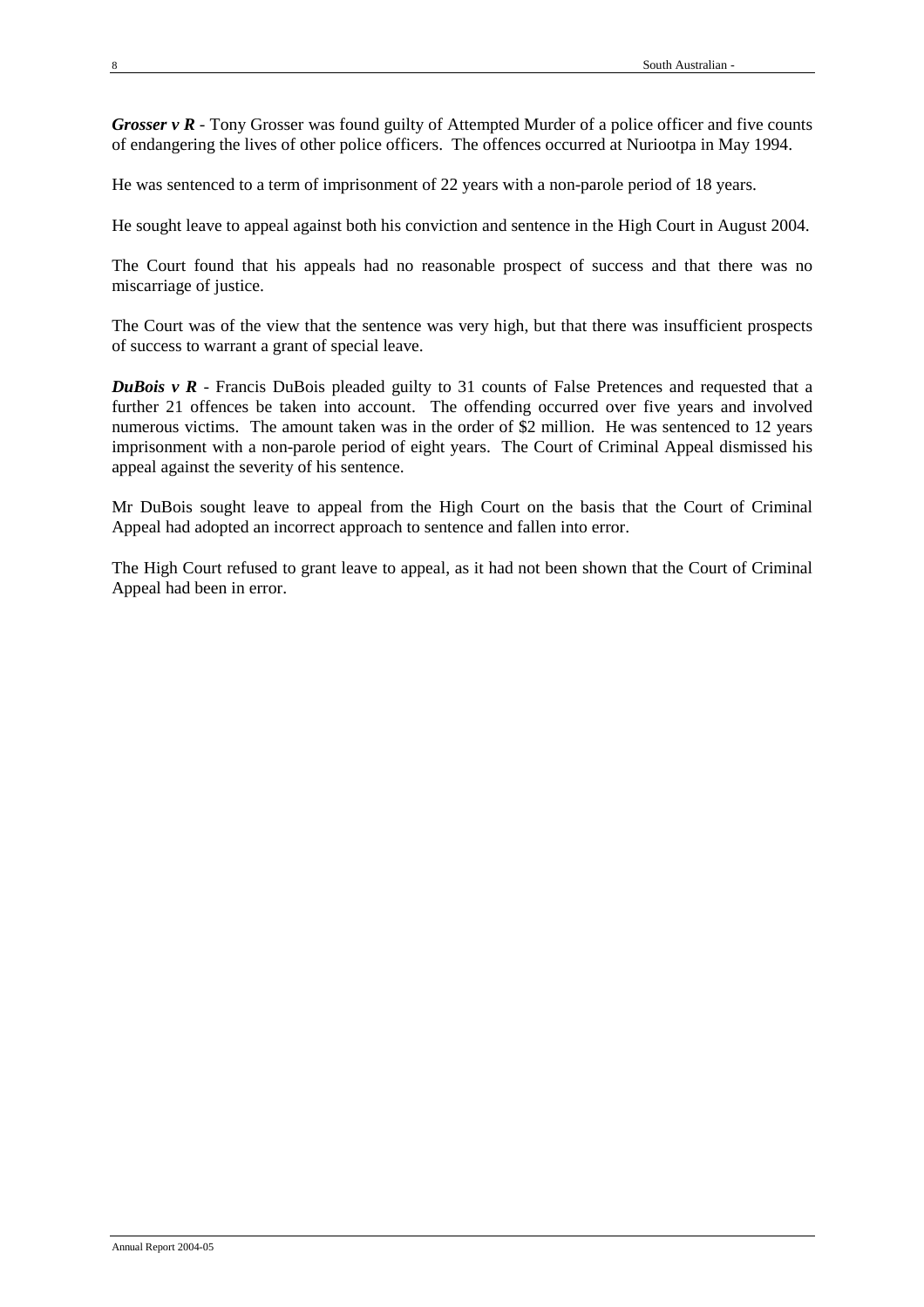***Grosser v R*** - Tony Grosser was found guilty of Attempted Murder of a police officer and five counts of endangering the lives of other police officers. The offences occurred at Nuriootpa in May 1994.

He was sentenced to a term of imprisonment of 22 years with a non-parole period of 18 years.

He sought leave to appeal against both his conviction and sentence in the High Court in August 2004.

The Court found that his appeals had no reasonable prospect of success and that there was no miscarriage of justice.

The Court was of the view that the sentence was very high, but that there was insufficient prospects of success to warrant a grant of special leave.

***DuBois v R*** - Francis DuBois pleaded guilty to 31 counts of False Pretences and requested that a further 21 offences be taken into account. The offending occurred over five years and involved numerous victims. The amount taken was in the order of $2 million. He was sentenced to 12 years imprisonment with a non-parole period of eight years. The Court of Criminal Appeal dismissed his appeal against the severity of his sentence.

Mr DuBois sought leave to appeal from the High Court on the basis that the Court of Criminal Appeal had adopted an incorrect approach to sentence and fallen into error.

The High Court refused to grant leave to appeal, as it had not been shown that the Court of Criminal Appeal had been in error.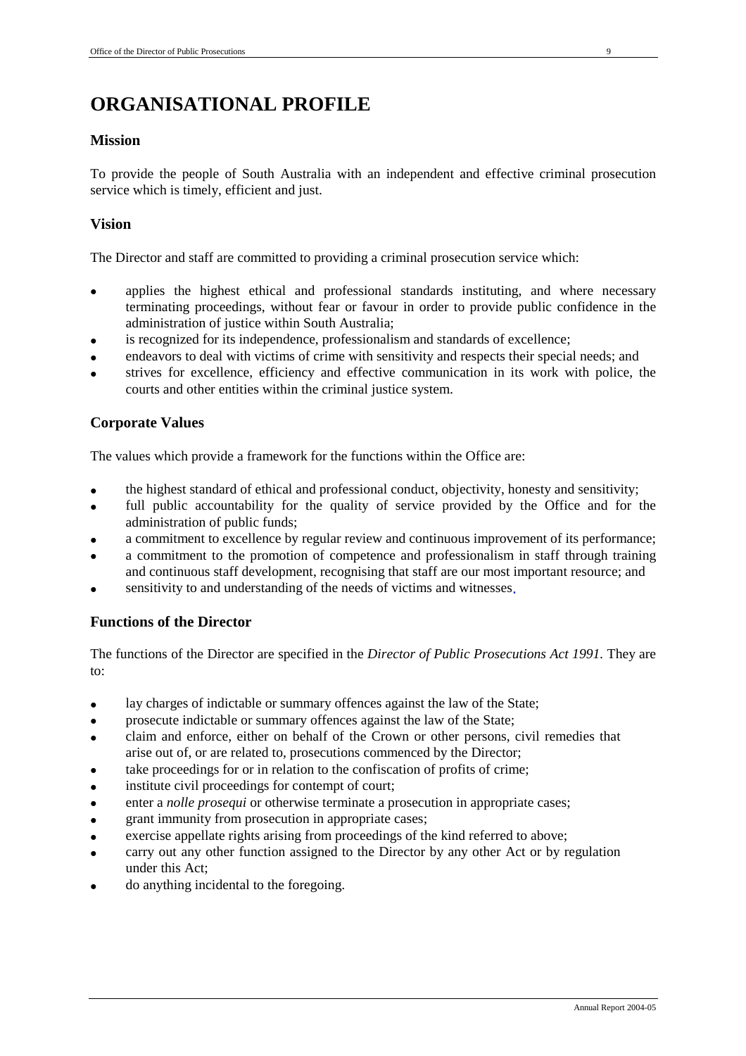# ORGANISATIONAL PROFILE

## Mission

To provide the people of South Australia with an independent and effective criminal prosecution service which is timely, efficient and just.

## Vision

The Director and staff are committed to providing a criminal prosecution service which:

- applies the highest ethical and professional standards instituting, and where necessary terminating proceedings, without fear or favour in order to provide public confidence in the administration of justice within South Australia;
- is recognized for its independence, professionalism and standards of excellence;
- endeavors to deal with victims of crime with sensitivity and respects their special needs; and
- strives for excellence, efficiency and effective communication in its work with police, the courts and other entities within the criminal justice system.

## Corporate Values

The values which provide a framework for the functions within the Office are:

- the highest standard of ethical and professional conduct, objectivity, honesty and sensitivity;
- full public accountability for the quality of service provided by the Office and for the administration of public funds;
- a commitment to excellence by regular review and continuous improvement of its performance;
- a commitment to the promotion of competence and professionalism in staff through training and continuous staff development, recognising that staff are our most important resource; and
- sensitivity to and understanding of the needs of victims and witnesses.

## Functions of the Director

The functions of the Director are specified in the *Director of Public Prosecutions Act 1991*. They are to:

- lay charges of indictable or summary offences against the law of the State;
- prosecute indictable or summary offences against the law of the State;
- claim and enforce, either on behalf of the Crown or other persons, civil remedies that arise out of, or are related to, prosecutions commenced by the Director;
- take proceedings for or in relation to the confiscation of profits of crime;
- institute civil proceedings for contempt of court;
- enter a *nolle prosequi* or otherwise terminate a prosecution in appropriate cases;
- grant immunity from prosecution in appropriate cases;
- exercise appellate rights arising from proceedings of the kind referred to above;
- carry out any other function assigned to the Director by any other Act or by regulation under this Act;
- do anything incidental to the foregoing.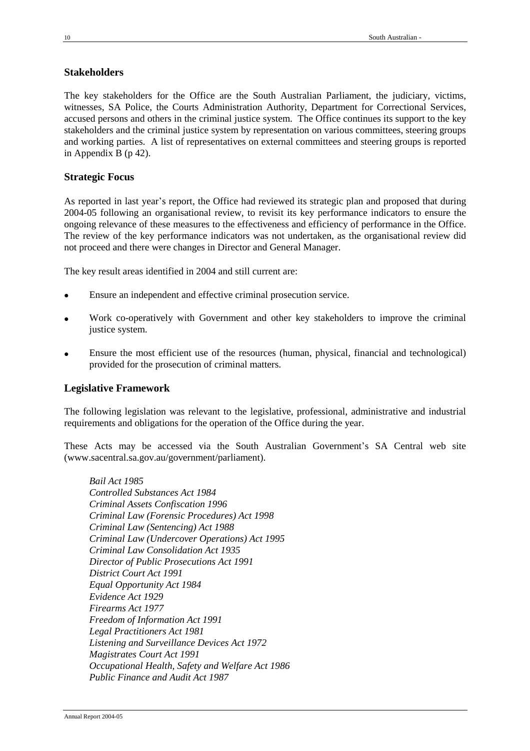## Stakeholders

The key stakeholders for the Office are the South Australian Parliament, the judiciary, victims, witnesses, SA Police, the Courts Administration Authority, Department for Correctional Services, accused persons and others in the criminal justice system. The Office continues its support to the key stakeholders and the criminal justice system by representation on various committees, steering groups and working parties. A list of representatives on external committees and steering groups is reported in Appendix B (p 42).

## Strategic Focus

As reported in last year's report, the Office had reviewed its strategic plan and proposed that during 2004-05 following an organisational review, to revisit its key performance indicators to ensure the ongoing relevance of these measures to the effectiveness and efficiency of performance in the Office. The review of the key performance indicators was not undertaken, as the organisational review did not proceed and there were changes in Director and General Manager.

The key result areas identified in 2004 and still current are:

- Ensure an independent and effective criminal prosecution service.
- Work co-operatively with Government and other key stakeholders to improve the criminal justice system.
- Ensure the most efficient use of the resources (human, physical, financial and technological) provided for the prosecution of criminal matters.

## Legislative Framework

The following legislation was relevant to the legislative, professional, administrative and industrial requirements and obligations for the operation of the Office during the year.

These Acts may be accessed via the South Australian Government's SA Central web site (www.sacentral.sa.gov.au/government/parliament).

*Bail Act 1985*
*Controlled Substances Act 1984*
*Criminal Assets Confiscation 1996*
*Criminal Law (Forensic Procedures) Act 1998*
*Criminal Law (Sentencing) Act 1988*
*Criminal Law (Undercover Operations) Act 1995*
*Criminal Law Consolidation Act 1935*
*Director of Public Prosecutions Act 1991*
*District Court Act 1991*
*Equal Opportunity Act 1984*
*Evidence Act 1929*
*Firearms Act 1977*
*Freedom of Information Act 1991*
*Legal Practitioners Act 1981*
*Listening and Surveillance Devices Act 1972*
*Magistrates Court Act 1991*
*Occupational Health, Safety and Welfare Act 1986*
*Public Finance and Audit Act 1987*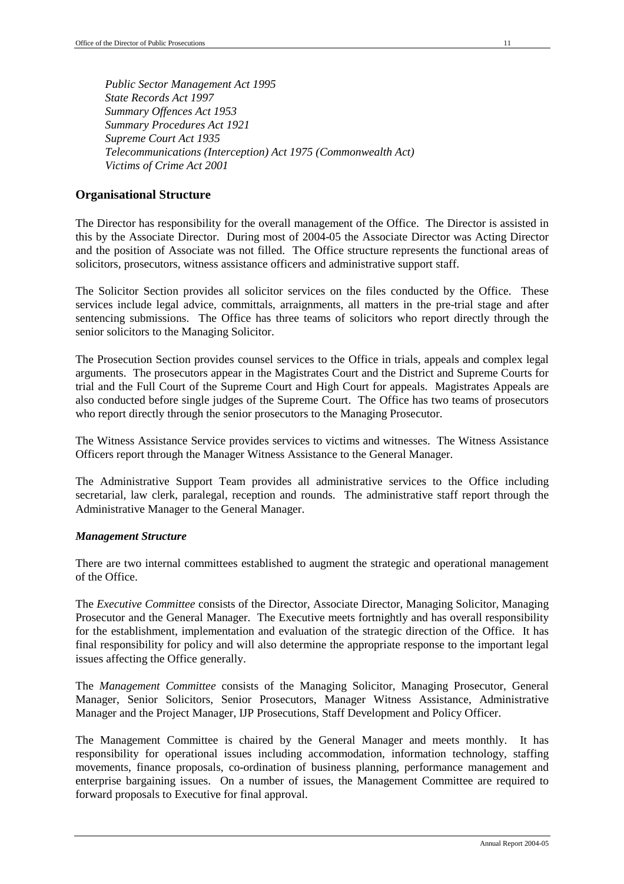*Public Sector Management Act 1995*
*State Records Act 1997*
*Summary Offences Act 1953*
*Summary Procedures Act 1921*
*Supreme Court Act 1935*
*Telecommunications (Interception) Act 1975 (Commonwealth Act)*
*Victims of Crime Act 2001*

## Organisational Structure

The Director has responsibility for the overall management of the Office. The Director is assisted in this by the Associate Director. During most of 2004-05 the Associate Director was Acting Director and the position of Associate was not filled. The Office structure represents the functional areas of solicitors, prosecutors, witness assistance officers and administrative support staff.

The Solicitor Section provides all solicitor services on the files conducted by the Office. These services include legal advice, committals, arraignments, all matters in the pre-trial stage and after sentencing submissions. The Office has three teams of solicitors who report directly through the senior solicitors to the Managing Solicitor.

The Prosecution Section provides counsel services to the Office in trials, appeals and complex legal arguments. The prosecutors appear in the Magistrates Court and the District and Supreme Courts for trial and the Full Court of the Supreme Court and High Court for appeals. Magistrates Appeals are also conducted before single judges of the Supreme Court. The Office has two teams of prosecutors who report directly through the senior prosecutors to the Managing Prosecutor.

The Witness Assistance Service provides services to victims and witnesses. The Witness Assistance Officers report through the Manager Witness Assistance to the General Manager.

The Administrative Support Team provides all administrative services to the Office including secretarial, law clerk, paralegal, reception and rounds. The administrative staff report through the Administrative Manager to the General Manager.

### *Management Structure*

There are two internal committees established to augment the strategic and operational management of the Office.

The *Executive Committee* consists of the Director, Associate Director, Managing Solicitor, Managing Prosecutor and the General Manager. The Executive meets fortnightly and has overall responsibility for the establishment, implementation and evaluation of the strategic direction of the Office. It has final responsibility for policy and will also determine the appropriate response to the important legal issues affecting the Office generally.

The *Management Committee* consists of the Managing Solicitor, Managing Prosecutor, General Manager, Senior Solicitors, Senior Prosecutors, Manager Witness Assistance, Administrative Manager and the Project Manager, IJP Prosecutions, Staff Development and Policy Officer.

The Management Committee is chaired by the General Manager and meets monthly. It has responsibility for operational issues including accommodation, information technology, staffing movements, finance proposals, co-ordination of business planning, performance management and enterprise bargaining issues. On a number of issues, the Management Committee are required to forward proposals to Executive for final approval.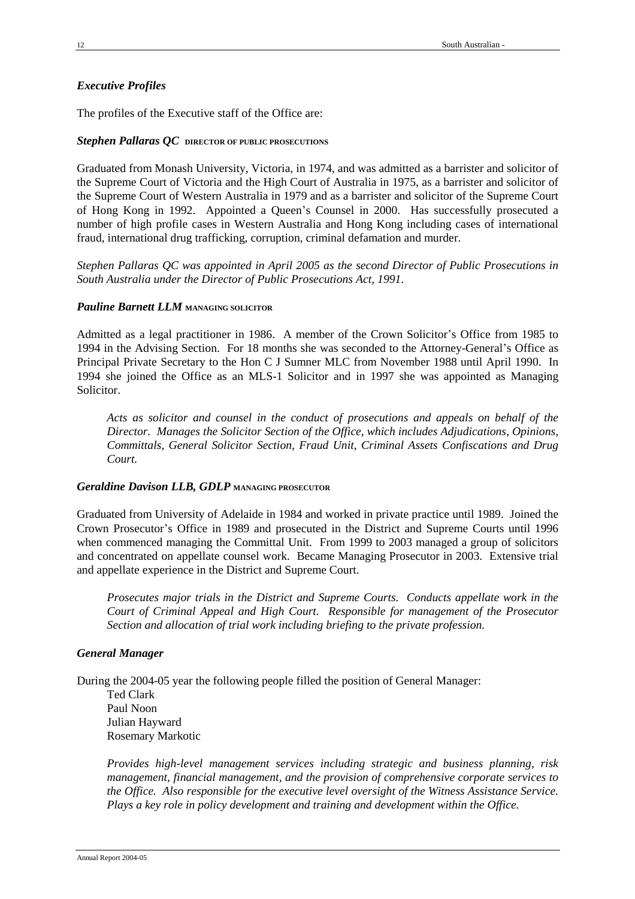## *Executive Profiles*

The profiles of the Executive staff of the Office are:

### *Stephen Pallaras QC* DIRECTOR OF PUBLIC PROSECUTIONS

Graduated from Monash University, Victoria, in 1974, and was admitted as a barrister and solicitor of the Supreme Court of Victoria and the High Court of Australia in 1975, as a barrister and solicitor of the Supreme Court of Western Australia in 1979 and as a barrister and solicitor of the Supreme Court of Hong Kong in 1992. Appointed a Queen's Counsel in 2000. Has successfully prosecuted a number of high profile cases in Western Australia and Hong Kong including cases of international fraud, international drug trafficking, corruption, criminal defamation and murder.

*Stephen Pallaras QC was appointed in April 2005 as the second Director of Public Prosecutions in South Australia under the Director of Public Prosecutions Act, 1991.*

### *Pauline Barnett LLM* MANAGING SOLICITOR

Admitted as a legal practitioner in 1986. A member of the Crown Solicitor's Office from 1985 to 1994 in the Advising Section. For 18 months she was seconded to the Attorney-General's Office as Principal Private Secretary to the Hon C J Sumner MLC from November 1988 until April 1990. In 1994 she joined the Office as an MLS-1 Solicitor and in 1997 she was appointed as Managing Solicitor.

> *Acts as solicitor and counsel in the conduct of prosecutions and appeals on behalf of the Director. Manages the Solicitor Section of the Office, which includes Adjudications, Opinions, Committals, General Solicitor Section, Fraud Unit, Criminal Assets Confiscations and Drug Court.*

### *Geraldine Davison LLB, GDLP* MANAGING PROSECUTOR

Graduated from University of Adelaide in 1984 and worked in private practice until 1989. Joined the Crown Prosecutor's Office in 1989 and prosecuted in the District and Supreme Courts until 1996 when commenced managing the Committal Unit. From 1999 to 2003 managed a group of solicitors and concentrated on appellate counsel work. Became Managing Prosecutor in 2003. Extensive trial and appellate experience in the District and Supreme Court.

> *Prosecutes major trials in the District and Supreme Courts. Conducts appellate work in the Court of Criminal Appeal and High Court. Responsible for management of the Prosecutor Section and allocation of trial work including briefing to the private profession.*

### *General Manager*

During the 2004-05 year the following people filled the position of General Manager:

- Ted Clark
- Paul Noon
- Julian Hayward
- Rosemary Markotic

> *Provides high-level management services including strategic and business planning, risk management, financial management, and the provision of comprehensive corporate services to the Office. Also responsible for the executive level oversight of the Witness Assistance Service. Plays a key role in policy development and training and development within the Office.*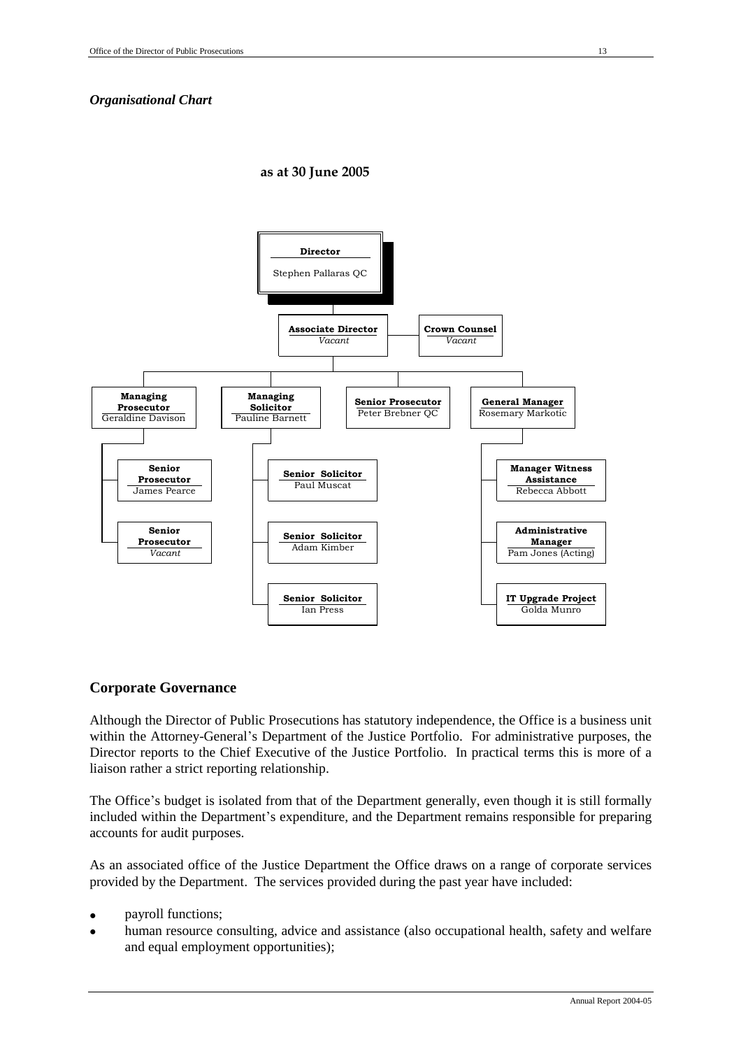*Organisational Chart*

**as at 30 June 2005**

- **Director** – Stephen Pallaras QC
  - **Associate Director** – *Vacant*
  - **Crown Counsel** – *Vacant*
    - **Managing Prosecutor** – Geraldine Davison
      - **Senior Prosecutor** – James Pearce
      - **Senior Prosecutor** – *Vacant*
    - **Managing Solicitor** – Pauline Barnett
      - **Senior Solicitor** – Paul Muscat
      - **Senior Solicitor** – Adam Kimber
      - **Senior Solicitor** – Ian Press
    - **Senior Prosecutor** – Peter Brebner QC
    - **General Manager** – Rosemary Markotic
      - **Manager Witness Assistance** – Rebecca Abbott
      - **Administrative Manager** – Pam Jones (Acting)
      - **IT Upgrade Project** – Golda Munro

## Corporate Governance

Although the Director of Public Prosecutions has statutory independence, the Office is a business unit within the Attorney-General's Department of the Justice Portfolio. For administrative purposes, the Director reports to the Chief Executive of the Justice Portfolio. In practical terms this is more of a liaison rather a strict reporting relationship.

The Office's budget is isolated from that of the Department generally, even though it is still formally included within the Department's expenditure, and the Department remains responsible for preparing accounts for audit purposes.

As an associated office of the Justice Department the Office draws on a range of corporate services provided by the Department. The services provided during the past year have included:

- payroll functions;
- human resource consulting, advice and assistance (also occupational health, safety and welfare and equal employment opportunities);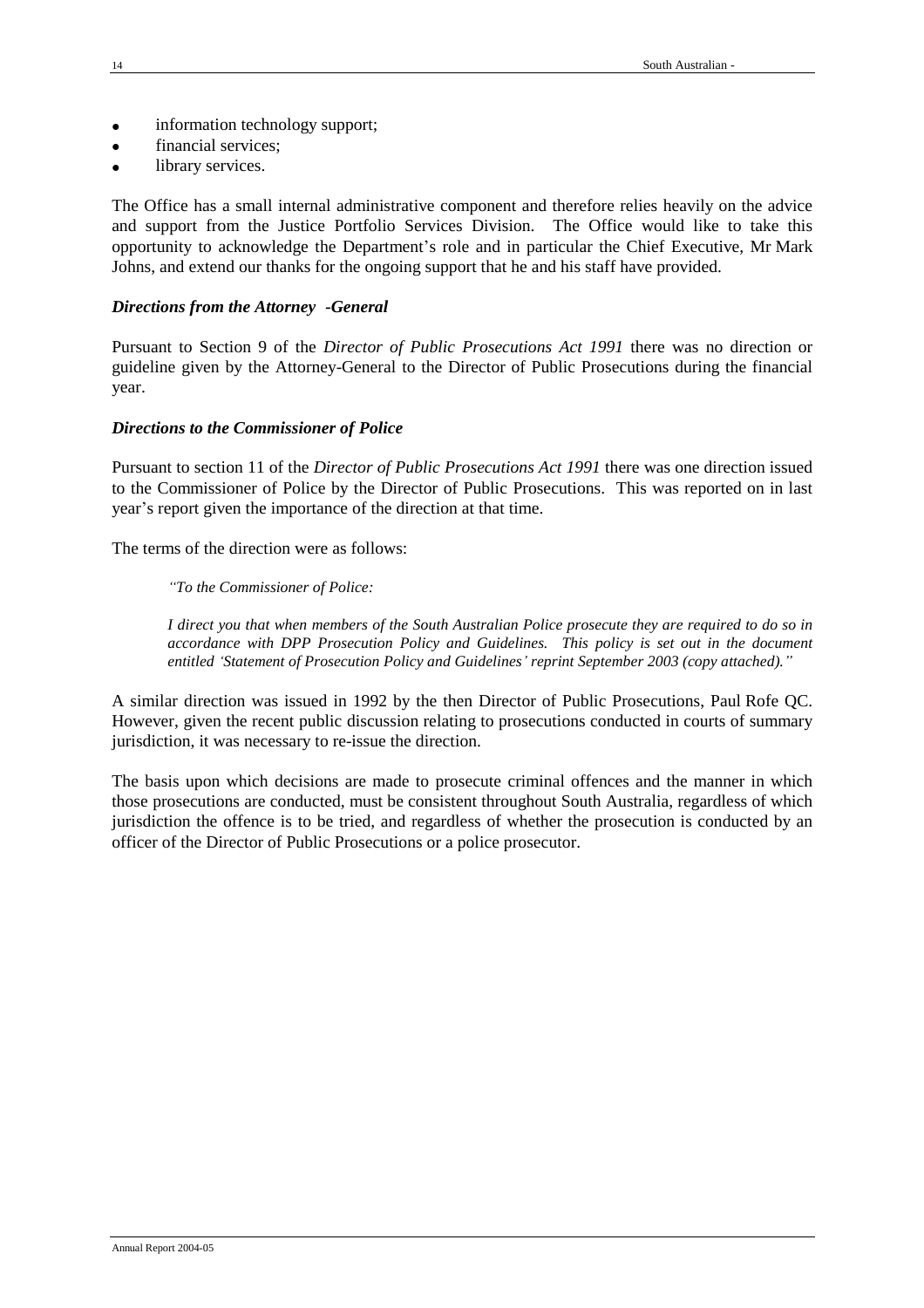- information technology support;
- financial services;
- library services.

The Office has a small internal administrative component and therefore relies heavily on the advice and support from the Justice Portfolio Services Division. The Office would like to take this opportunity to acknowledge the Department's role and in particular the Chief Executive, Mr Mark Johns, and extend our thanks for the ongoing support that he and his staff have provided.

### *Directions from the Attorney -General*

Pursuant to Section 9 of the *Director of Public Prosecutions Act 1991* there was no direction or guideline given by the Attorney-General to the Director of Public Prosecutions during the financial year.

### *Directions to the Commissioner of Police*

Pursuant to section 11 of the *Director of Public Prosecutions Act 1991* there was one direction issued to the Commissioner of Police by the Director of Public Prosecutions. This was reported on in last year's report given the importance of the direction at that time.

The terms of the direction were as follows:

> *"To the Commissioner of Police:*
>
> *I direct you that when members of the South Australian Police prosecute they are required to do so in accordance with DPP Prosecution Policy and Guidelines. This policy is set out in the document entitled 'Statement of Prosecution Policy and Guidelines' reprint September 2003 (copy attached)."*

A similar direction was issued in 1992 by the then Director of Public Prosecutions, Paul Rofe QC. However, given the recent public discussion relating to prosecutions conducted in courts of summary jurisdiction, it was necessary to re-issue the direction.

The basis upon which decisions are made to prosecute criminal offences and the manner in which those prosecutions are conducted, must be consistent throughout South Australia, regardless of which jurisdiction the offence is to be tried, and regardless of whether the prosecution is conducted by an officer of the Director of Public Prosecutions or a police prosecutor.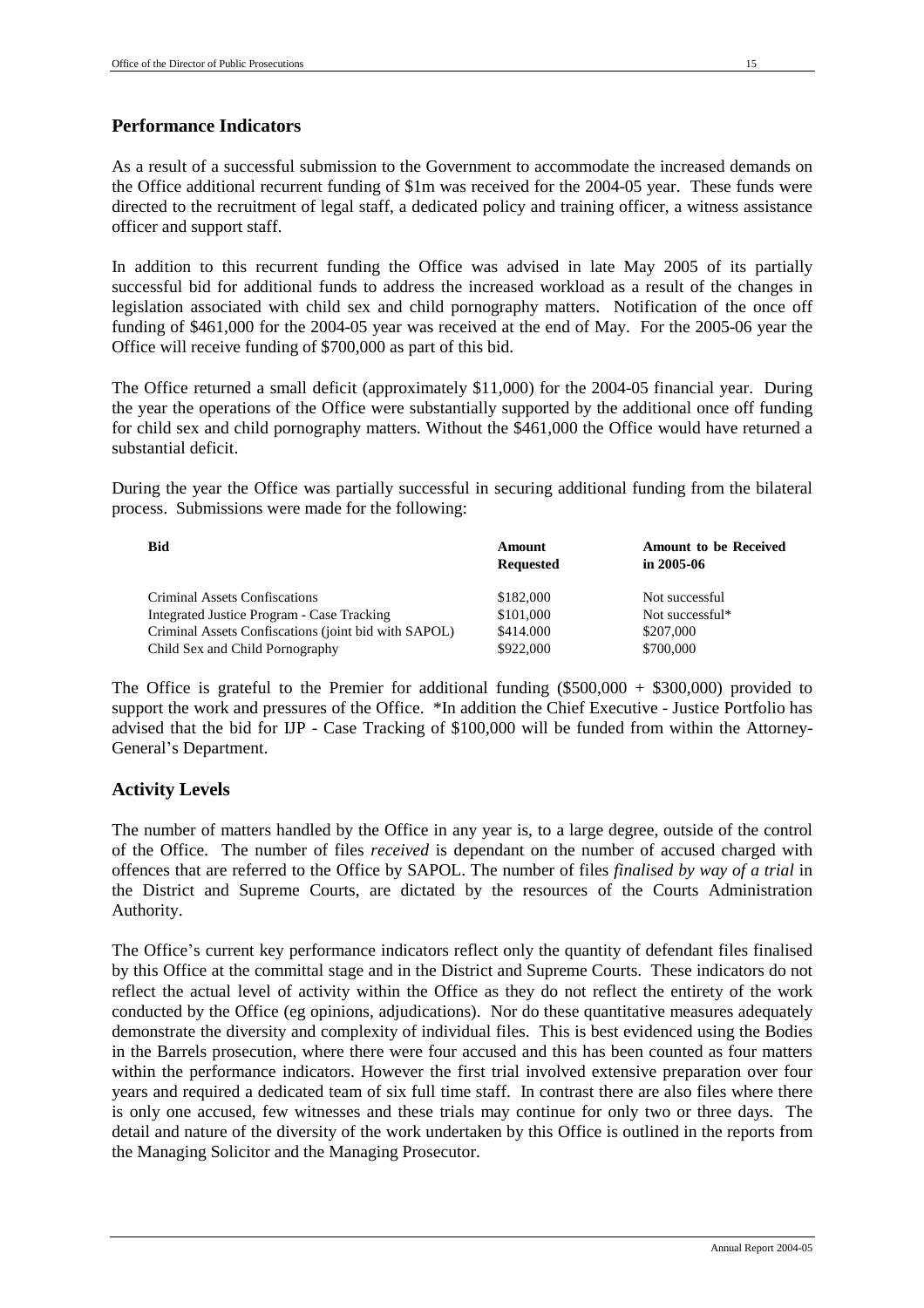## Performance Indicators

As a result of a successful submission to the Government to accommodate the increased demands on the Office additional recurrent funding of $1m was received for the 2004-05 year. These funds were directed to the recruitment of legal staff, a dedicated policy and training officer, a witness assistance officer and support staff.

In addition to this recurrent funding the Office was advised in late May 2005 of its partially successful bid for additional funds to address the increased workload as a result of the changes in legislation associated with child sex and child pornography matters. Notification of the once off funding of $461,000 for the 2004-05 year was received at the end of May. For the 2005-06 year the Office will receive funding of $700,000 as part of this bid.

The Office returned a small deficit (approximately $11,000) for the 2004-05 financial year. During the year the operations of the Office were substantially supported by the additional once off funding for child sex and child pornography matters. Without the $461,000 the Office would have returned a substantial deficit.

During the year the Office was partially successful in securing additional funding from the bilateral process. Submissions were made for the following:

| Bid | Amount Requested | Amount to be Received in 2005-06 |
|---|---|---|
| Criminal Assets Confiscations | $182,000 | Not successful |
| Integrated Justice Program - Case Tracking | $101,000 | Not successful* |
| Criminal Assets Confiscations (joint bid with SAPOL) | $414.000 | $207,000 |
| Child Sex and Child Pornography | $922,000 | $700,000 |

The Office is grateful to the Premier for additional funding ($500,000 + $300,000) provided to support the work and pressures of the Office. *In addition the Chief Executive - Justice Portfolio has advised that the bid for IJP - Case Tracking of $100,000 will be funded from within the Attorney-General's Department.

## Activity Levels

The number of matters handled by the Office in any year is, to a large degree, outside of the control of the Office. The number of files *received* is dependant on the number of accused charged with offences that are referred to the Office by SAPOL. The number of files *finalised by way of a trial* in the District and Supreme Courts, are dictated by the resources of the Courts Administration Authority.

The Office's current key performance indicators reflect only the quantity of defendant files finalised by this Office at the committal stage and in the District and Supreme Courts. These indicators do not reflect the actual level of activity within the Office as they do not reflect the entirety of the work conducted by the Office (eg opinions, adjudications). Nor do these quantitative measures adequately demonstrate the diversity and complexity of individual files. This is best evidenced using the Bodies in the Barrels prosecution, where there were four accused and this has been counted as four matters within the performance indicators. However the first trial involved extensive preparation over four years and required a dedicated team of six full time staff. In contrast there are also files where there is only one accused, few witnesses and these trials may continue for only two or three days. The detail and nature of the diversity of the work undertaken by this Office is outlined in the reports from the Managing Solicitor and the Managing Prosecutor.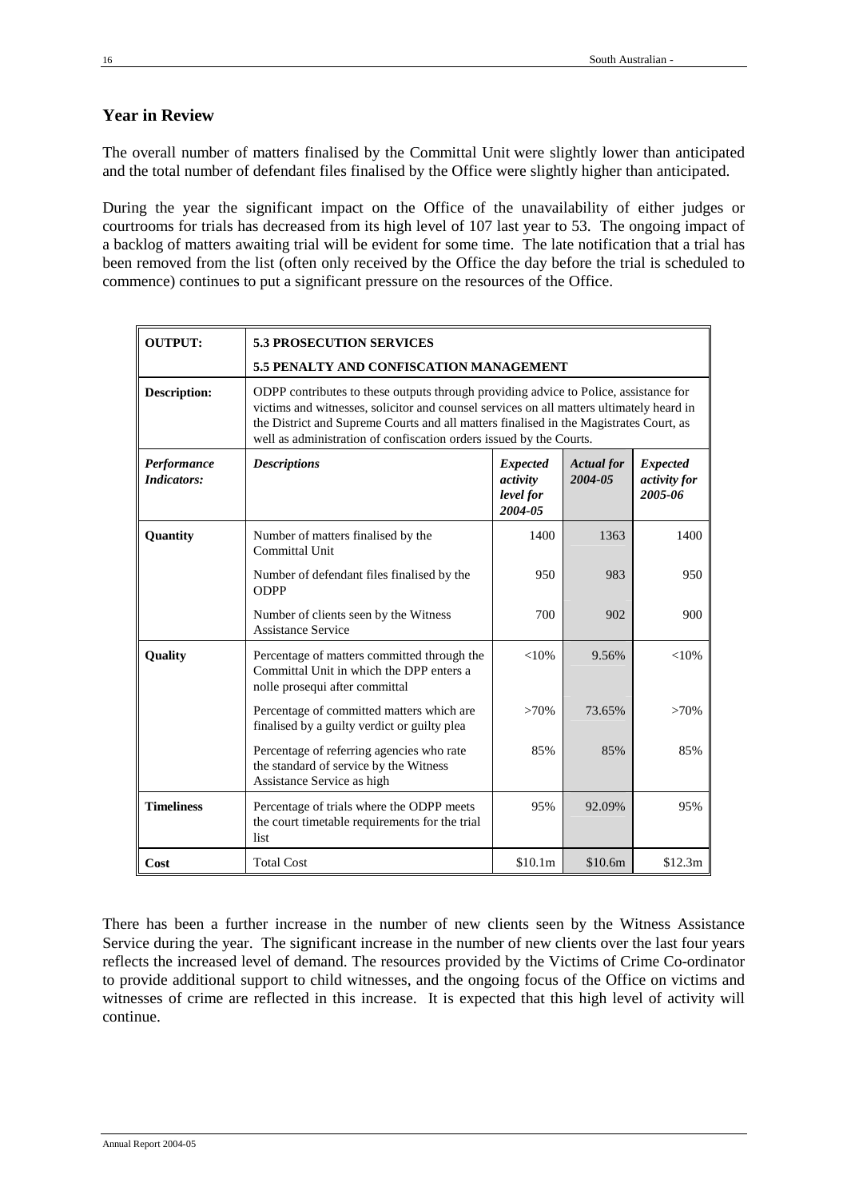## Year in Review

The overall number of matters finalised by the Committal Unit were slightly lower than anticipated and the total number of defendant files finalised by the Office were slightly higher than anticipated.

During the year the significant impact on the Office of the unavailability of either judges or courtrooms for trials has decreased from its high level of 107 last year to 53. The ongoing impact of a backlog of matters awaiting trial will be evident for some time. The late notification that a trial has been removed from the list (often only received by the Office the day before the trial is scheduled to commence) continues to put a significant pressure on the resources of the Office.

| **OUTPUT:** | **5.3 PROSECUTION SERVICES**<br>**5.5 PENALTY AND CONFISCATION MANAGEMENT** | | | |
|---|---|---|---|---|
| **Description:** | ODPP contributes to these outputs through providing advice to Police, assistance for victims and witnesses, solicitor and counsel services on all matters ultimately heard in the District and Supreme Courts and all matters finalised in the Magistrates Court, as well as administration of confiscation orders issued by the Courts. | | | |
| ***Performance Indicators:*** | ***Descriptions*** | ***Expected activity level for 2004-05*** | ***Actual for 2004-05*** | ***Expected activity for 2005-06*** |
| **Quantity** | Number of matters finalised by the Committal Unit | 1400 | 1363 | 1400 |
| | Number of defendant files finalised by the ODPP | 950 | 983 | 950 |
| | Number of clients seen by the Witness Assistance Service | 700 | 902 | 900 |
| **Quality** | Percentage of matters committed through the Committal Unit in which the DPP enters a nolle prosequi after committal | <10% | 9.56% | <10% |
| | Percentage of committed matters which are finalised by a guilty verdict or guilty plea | >70% | 73.65% | >70% |
| | Percentage of referring agencies who rate the standard of service by the Witness Assistance Service as high | 85% | 85% | 85% |
| **Timeliness** | Percentage of trials where the ODPP meets the court timetable requirements for the trial list | 95% | 92.09% | 95% |
| **Cost** | Total Cost | \$10.1m | \$10.6m | \$12.3m |

There has been a further increase in the number of new clients seen by the Witness Assistance Service during the year. The significant increase in the number of new clients over the last four years reflects the increased level of demand. The resources provided by the Victims of Crime Co-ordinator to provide additional support to child witnesses, and the ongoing focus of the Office on victims and witnesses of crime are reflected in this increase. It is expected that this high level of activity will continue.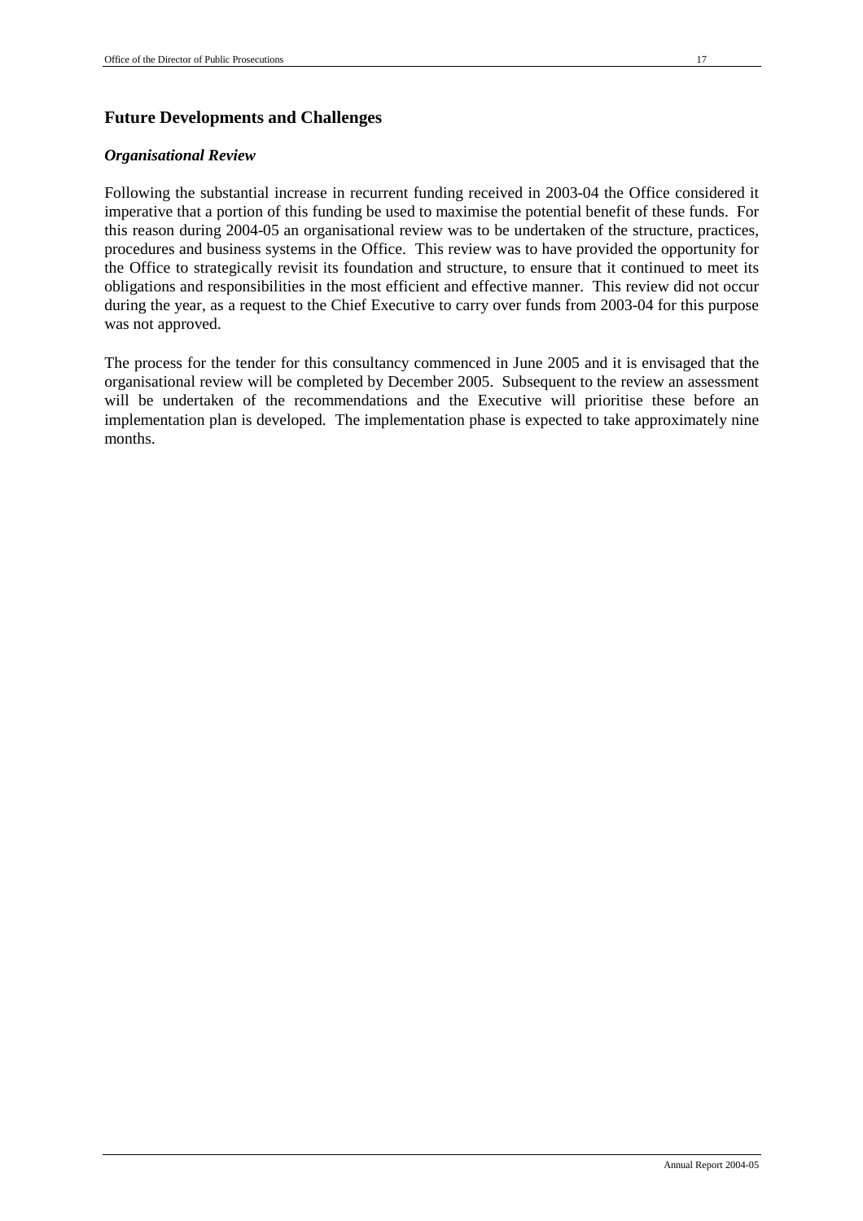## Future Developments and Challenges

### *Organisational Review*

Following the substantial increase in recurrent funding received in 2003-04 the Office considered it imperative that a portion of this funding be used to maximise the potential benefit of these funds. For this reason during 2004-05 an organisational review was to be undertaken of the structure, practices, procedures and business systems in the Office. This review was to have provided the opportunity for the Office to strategically revisit its foundation and structure, to ensure that it continued to meet its obligations and responsibilities in the most efficient and effective manner. This review did not occur during the year, as a request to the Chief Executive to carry over funds from 2003-04 for this purpose was not approved.

The process for the tender for this consultancy commenced in June 2005 and it is envisaged that the organisational review will be completed by December 2005. Subsequent to the review an assessment will be undertaken of the recommendations and the Executive will prioritise these before an implementation plan is developed. The implementation phase is expected to take approximately nine months.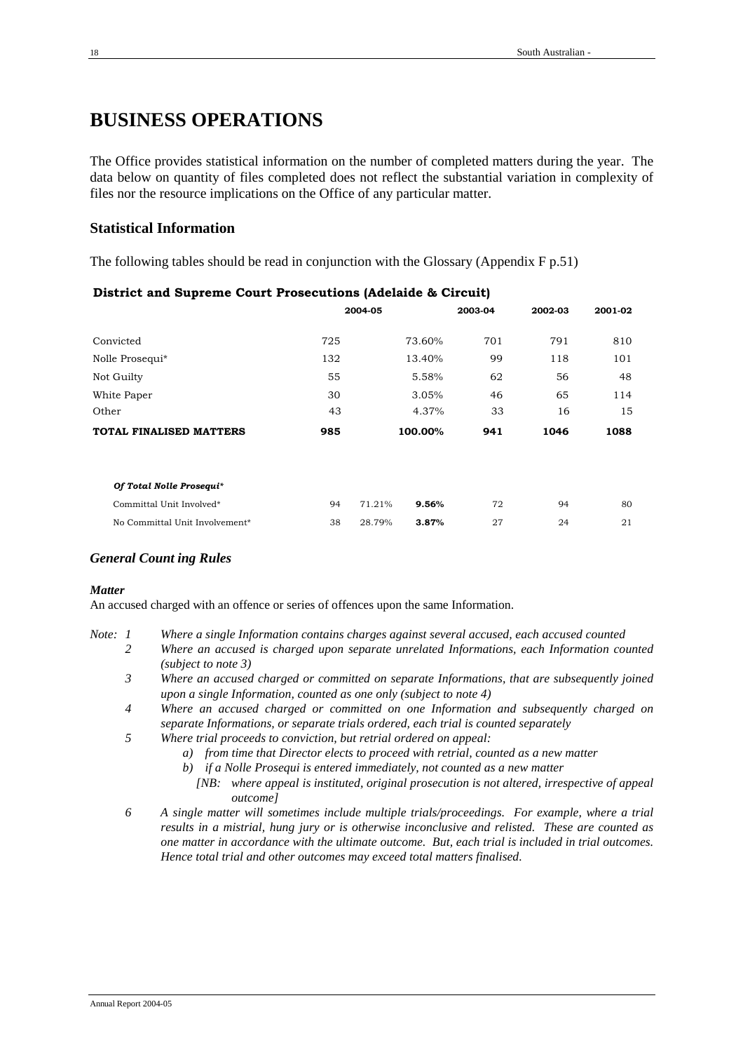# BUSINESS OPERATIONS

The Office provides statistical information on the number of completed matters during the year. The data below on quantity of files completed does not reflect the substantial variation in complexity of files nor the resource implications on the Office of any particular matter.

## Statistical Information

The following tables should be read in conjunction with the Glossary (Appendix F p.51)

**District and Supreme Court Prosecutions (Adelaide & Circuit)**

| | 2004-05 | | | 2003-04 | 2002-03 | 2001-02 |
|---|---|---|---|---|---|---|
| Convicted | 725 | | 73.60% | 701 | 791 | 810 |
| Nolle Prosequi* | 132 | | 13.40% | 99 | 118 | 101 |
| Not Guilty | 55 | | 5.58% | 62 | 56 | 48 |
| White Paper | 30 | | 3.05% | 46 | 65 | 114 |
| Other | 43 | | 4.37% | 33 | 16 | 15 |
| **TOTAL FINALISED MATTERS** | **985** | | **100.00%** | **941** | **1046** | **1088** |
| | | | | | | |
| ***Of Total Nolle Prosequi**** | | | | | | |
| Committal Unit Involved* | 94 | 71.21% | **9.56%** | 72 | 94 | 80 |
| No Committal Unit Involvement* | 38 | 28.79% | **3.87%** | 27 | 24 | 21 |

### *General Count ing Rules*

***Matter***

An accused charged with an offence or series of offences upon the same Information.

*Note:*

1. *Where a single Information contains charges against several accused, each accused counted*
2. *Where an accused is charged upon separate unrelated Informations, each Information counted (subject to note 3)*
3. *Where an accused charged or committed on separate Informations, that are subsequently joined upon a single Information, counted as one only (subject to note 4)*
4. *Where an accused charged or committed on one Information and subsequently charged on separate Informations, or separate trials ordered, each trial is counted separately*
5. *Where trial proceeds to conviction, but retrial ordered on appeal:*
   - *a) from time that Director elects to proceed with retrial, counted as a new matter*
   - *b) if a Nolle Prosequi is entered immediately, not counted as a new matter*
     
     *[NB: where appeal is instituted, original prosecution is not altered, irrespective of appeal outcome]*
6. *A single matter will sometimes include multiple trials/proceedings. For example, where a trial results in a mistrial, hung jury or is otherwise inconclusive and relisted. These are counted as one matter in accordance with the ultimate outcome. But, each trial is included in trial outcomes. Hence total trial and other outcomes may exceed total matters finalised.*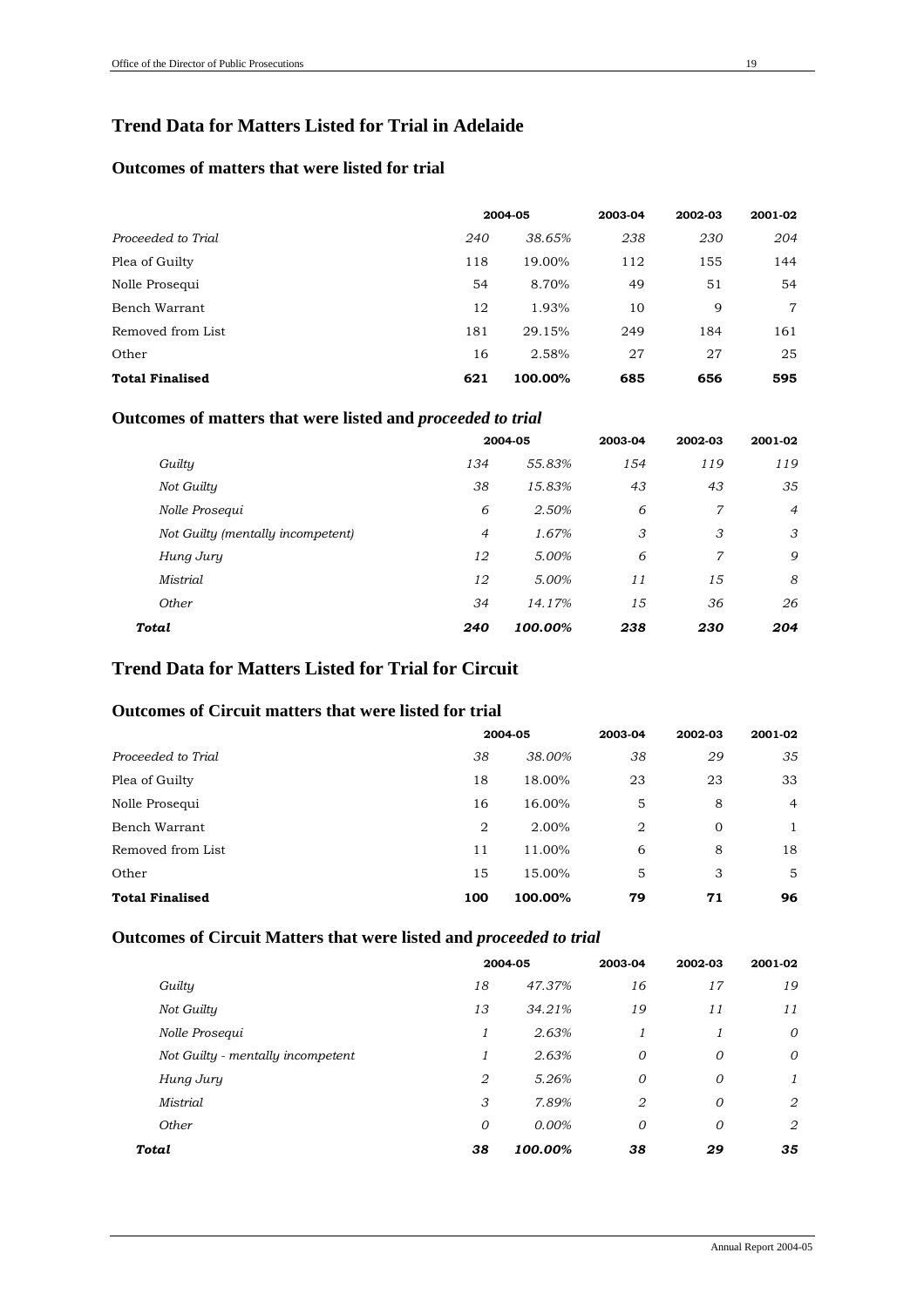## Trend Data for Matters Listed for Trial in Adelaide

### Outcomes of matters that were listed for trial

| | 2004-05 | | 2003-04 | 2002-03 | 2001-02 |
|---|---|---|---|---|---|
| *Proceeded to Trial* | *240* | *38.65%* | *238* | *230* | *204* |
| Plea of Guilty | 118 | 19.00% | 112 | 155 | 144 |
| Nolle Prosequi | 54 | 8.70% | 49 | 51 | 54 |
| Bench Warrant | 12 | 1.93% | 10 | 9 | 7 |
| Removed from List | 181 | 29.15% | 249 | 184 | 161 |
| Other | 16 | 2.58% | 27 | 27 | 25 |
| **Total Finalised** | **621** | **100.00%** | **685** | **656** | **595** |

### Outcomes of matters that were listed and *proceeded to trial*

| | 2004-05 | | 2003-04 | 2002-03 | 2001-02 |
|---|---|---|---|---|---|
| *Guilty* | *134* | *55.83%* | *154* | *119* | *119* |
| *Not Guilty* | *38* | *15.83%* | *43* | *43* | *35* |
| *Nolle Prosequi* | *6* | *2.50%* | *6* | *7* | *4* |
| *Not Guilty (mentally incompetent)* | *4* | *1.67%* | *3* | *3* | *3* |
| *Hung Jury* | *12* | *5.00%* | *6* | *7* | *9* |
| *Mistrial* | *12* | *5.00%* | *11* | *15* | *8* |
| *Other* | *34* | *14.17%* | *15* | *36* | *26* |
| ***Total*** | ***240*** | ***100.00%*** | ***238*** | ***230*** | ***204*** |

## Trend Data for Matters Listed for Trial for Circuit

### Outcomes of Circuit matters that were listed for trial

| | 2004-05 | | 2003-04 | 2002-03 | 2001-02 |
|---|---|---|---|---|---|
| *Proceeded to Trial* | *38* | *38.00%* | *38* | *29* | *35* |
| Plea of Guilty | 18 | 18.00% | 23 | 23 | 33 |
| Nolle Prosequi | 16 | 16.00% | 5 | 8 | 4 |
| Bench Warrant | 2 | 2.00% | 2 | 0 | 1 |
| Removed from List | 11 | 11.00% | 6 | 8 | 18 |
| Other | 15 | 15.00% | 5 | 3 | 5 |
| **Total Finalised** | **100** | **100.00%** | **79** | **71** | **96** |

### Outcomes of Circuit Matters that were listed and *proceeded to trial*

| | 2004-05 | | 2003-04 | 2002-03 | 2001-02 |
|---|---|---|---|---|---|
| *Guilty* | *18* | *47.37%* | *16* | *17* | *19* |
| *Not Guilty* | *13* | *34.21%* | *19* | *11* | *11* |
| *Nolle Prosequi* | *1* | *2.63%* | *1* | *1* | *0* |
| *Not Guilty - mentally incompetent* | *1* | *2.63%* | *0* | *0* | *0* |
| *Hung Jury* | *2* | *5.26%* | *0* | *0* | *1* |
| *Mistrial* | *3* | *7.89%* | *2* | *0* | *2* |
| *Other* | *0* | *0.00%* | *0* | *0* | *2* |
| ***Total*** | ***38*** | ***100.00%*** | ***38*** | ***29*** | ***35*** |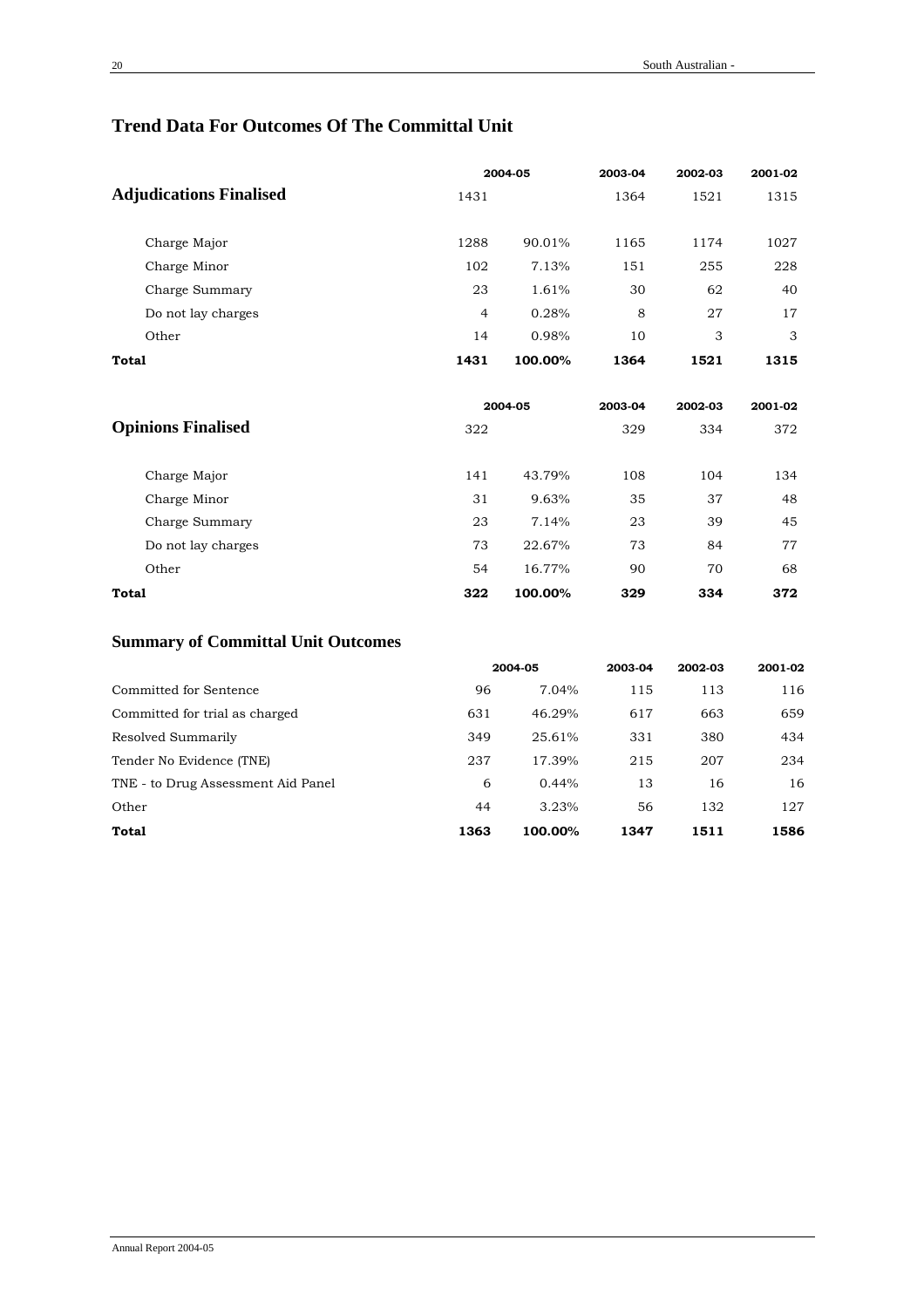## Trend Data For Outcomes Of The Committal Unit

| Adjudications Finalised | 2004-05 | | 2003-04 | 2002-03 | 2001-02 |
|---|---|---|---|---|---|
| | 1431 | | 1364 | 1521 | 1315 |
| Charge Major | 1288 | 90.01% | 1165 | 1174 | 1027 |
| Charge Minor | 102 | 7.13% | 151 | 255 | 228 |
| Charge Summary | 23 | 1.61% | 30 | 62 | 40 |
| Do not lay charges | 4 | 0.28% | 8 | 27 | 17 |
| Other | 14 | 0.98% | 10 | 3 | 3 |
| **Total** | **1431** | **100.00%** | **1364** | **1521** | **1315** |

| Opinions Finalised | 2004-05 | | 2003-04 | 2002-03 | 2001-02 |
|---|---|---|---|---|---|
| | 322 | | 329 | 334 | 372 |
| Charge Major | 141 | 43.79% | 108 | 104 | 134 |
| Charge Minor | 31 | 9.63% | 35 | 37 | 48 |
| Charge Summary | 23 | 7.14% | 23 | 39 | 45 |
| Do not lay charges | 73 | 22.67% | 73 | 84 | 77 |
| Other | 54 | 16.77% | 90 | 70 | 68 |
| **Total** | **322** | **100.00%** | **329** | **334** | **372** |

## Summary of Committal Unit Outcomes

| | 2004-05 | | 2003-04 | 2002-03 | 2001-02 |
|---|---|---|---|---|---|
| Committed for Sentence | 96 | 7.04% | 115 | 113 | 116 |
| Committed for trial as charged | 631 | 46.29% | 617 | 663 | 659 |
| Resolved Summarily | 349 | 25.61% | 331 | 380 | 434 |
| Tender No Evidence (TNE) | 237 | 17.39% | 215 | 207 | 234 |
| TNE - to Drug Assessment Aid Panel | 6 | 0.44% | 13 | 16 | 16 |
| Other | 44 | 3.23% | 56 | 132 | 127 |
| **Total** | **1363** | **100.00%** | **1347** | **1511** | **1586** |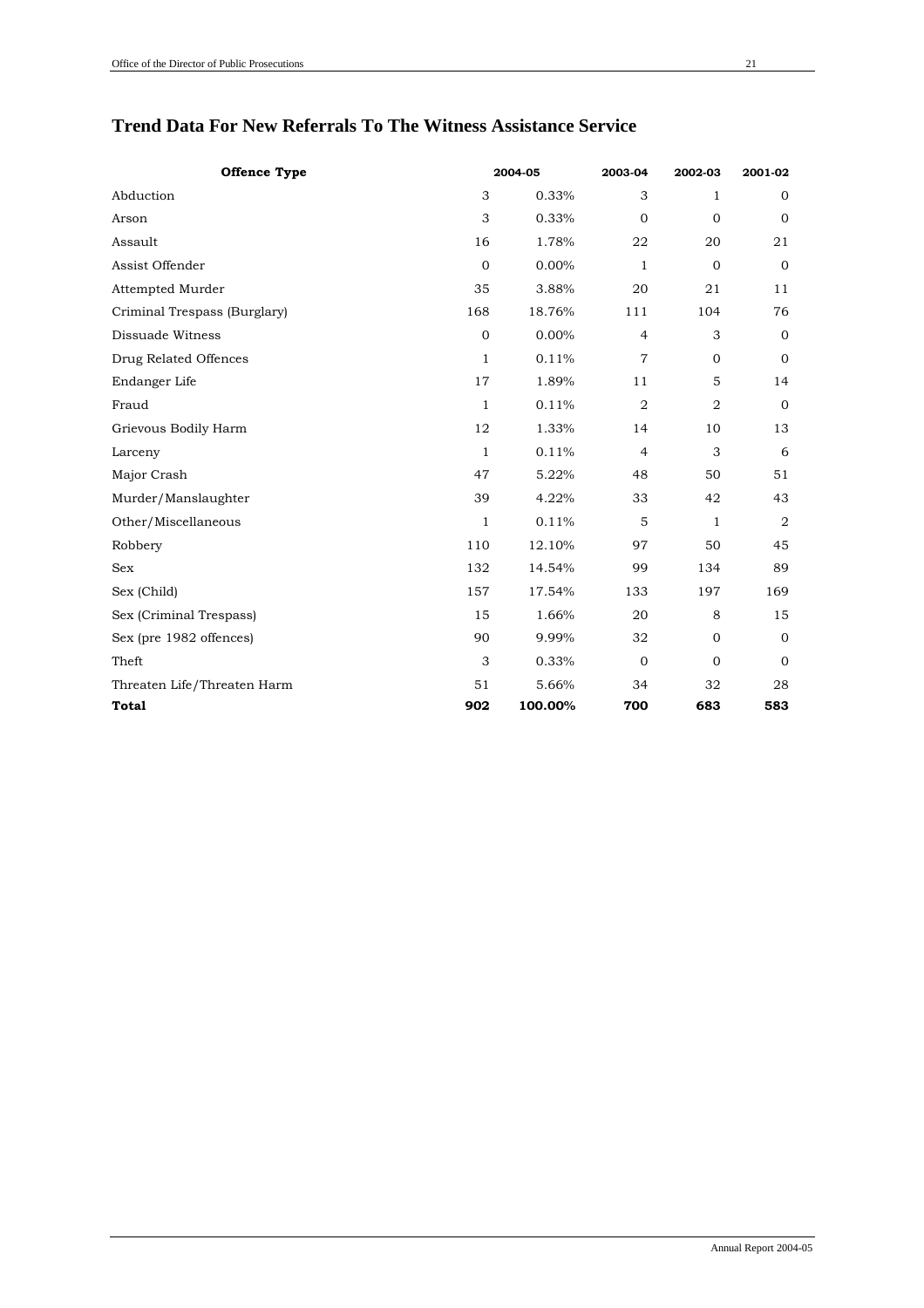## Trend Data For New Referrals To The Witness Assistance Service

| Offence Type | 2004-05 | | 2003-04 | 2002-03 | 2001-02 |
|---|---|---|---|---|---|
| Abduction | 3 | 0.33% | 3 | 1 | 0 |
| Arson | 3 | 0.33% | 0 | 0 | 0 |
| Assault | 16 | 1.78% | 22 | 20 | 21 |
| Assist Offender | 0 | 0.00% | 1 | 0 | 0 |
| Attempted Murder | 35 | 3.88% | 20 | 21 | 11 |
| Criminal Trespass (Burglary) | 168 | 18.76% | 111 | 104 | 76 |
| Dissuade Witness | 0 | 0.00% | 4 | 3 | 0 |
| Drug Related Offences | 1 | 0.11% | 7 | 0 | 0 |
| Endanger Life | 17 | 1.89% | 11 | 5 | 14 |
| Fraud | 1 | 0.11% | 2 | 2 | 0 |
| Grievous Bodily Harm | 12 | 1.33% | 14 | 10 | 13 |
| Larceny | 1 | 0.11% | 4 | 3 | 6 |
| Major Crash | 47 | 5.22% | 48 | 50 | 51 |
| Murder/Manslaughter | 39 | 4.22% | 33 | 42 | 43 |
| Other/Miscellaneous | 1 | 0.11% | 5 | 1 | 2 |
| Robbery | 110 | 12.10% | 97 | 50 | 45 |
| Sex | 132 | 14.54% | 99 | 134 | 89 |
| Sex (Child) | 157 | 17.54% | 133 | 197 | 169 |
| Sex (Criminal Trespass) | 15 | 1.66% | 20 | 8 | 15 |
| Sex (pre 1982 offences) | 90 | 9.99% | 32 | 0 | 0 |
| Theft | 3 | 0.33% | 0 | 0 | 0 |
| Threaten Life/Threaten Harm | 51 | 5.66% | 34 | 32 | 28 |
| **Total** | **902** | **100.00%** | **700** | **683** | **583** |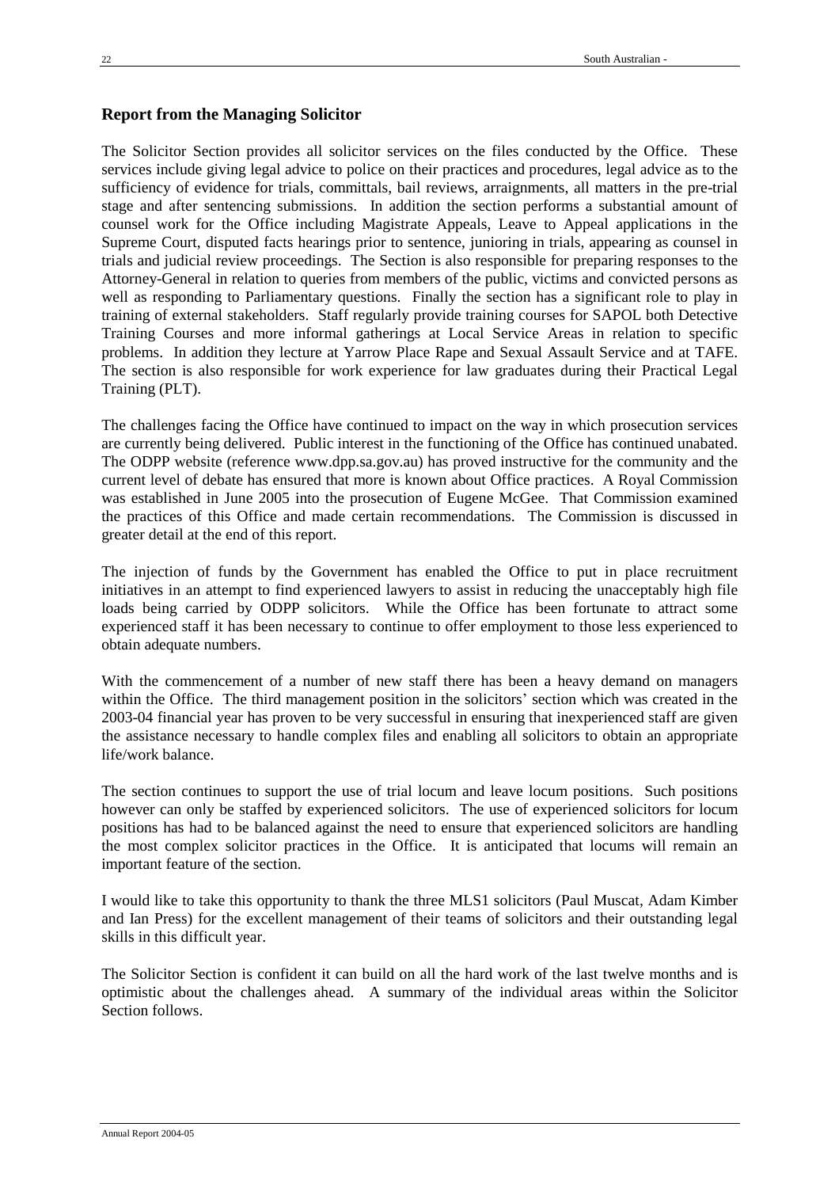## Report from the Managing Solicitor

The Solicitor Section provides all solicitor services on the files conducted by the Office. These services include giving legal advice to police on their practices and procedures, legal advice as to the sufficiency of evidence for trials, committals, bail reviews, arraignments, all matters in the pre-trial stage and after sentencing submissions. In addition the section performs a substantial amount of counsel work for the Office including Magistrate Appeals, Leave to Appeal applications in the Supreme Court, disputed facts hearings prior to sentence, junioring in trials, appearing as counsel in trials and judicial review proceedings. The Section is also responsible for preparing responses to the Attorney-General in relation to queries from members of the public, victims and convicted persons as well as responding to Parliamentary questions. Finally the section has a significant role to play in training of external stakeholders. Staff regularly provide training courses for SAPOL both Detective Training Courses and more informal gatherings at Local Service Areas in relation to specific problems. In addition they lecture at Yarrow Place Rape and Sexual Assault Service and at TAFE. The section is also responsible for work experience for law graduates during their Practical Legal Training (PLT).

The challenges facing the Office have continued to impact on the way in which prosecution services are currently being delivered. Public interest in the functioning of the Office has continued unabated. The ODPP website (reference www.dpp.sa.gov.au) has proved instructive for the community and the current level of debate has ensured that more is known about Office practices. A Royal Commission was established in June 2005 into the prosecution of Eugene McGee. That Commission examined the practices of this Office and made certain recommendations. The Commission is discussed in greater detail at the end of this report.

The injection of funds by the Government has enabled the Office to put in place recruitment initiatives in an attempt to find experienced lawyers to assist in reducing the unacceptably high file loads being carried by ODPP solicitors. While the Office has been fortunate to attract some experienced staff it has been necessary to continue to offer employment to those less experienced to obtain adequate numbers.

With the commencement of a number of new staff there has been a heavy demand on managers within the Office. The third management position in the solicitors' section which was created in the 2003-04 financial year has proven to be very successful in ensuring that inexperienced staff are given the assistance necessary to handle complex files and enabling all solicitors to obtain an appropriate life/work balance.

The section continues to support the use of trial locum and leave locum positions. Such positions however can only be staffed by experienced solicitors. The use of experienced solicitors for locum positions has had to be balanced against the need to ensure that experienced solicitors are handling the most complex solicitor practices in the Office. It is anticipated that locums will remain an important feature of the section.

I would like to take this opportunity to thank the three MLS1 solicitors (Paul Muscat, Adam Kimber and Ian Press) for the excellent management of their teams of solicitors and their outstanding legal skills in this difficult year.

The Solicitor Section is confident it can build on all the hard work of the last twelve months and is optimistic about the challenges ahead. A summary of the individual areas within the Solicitor Section follows.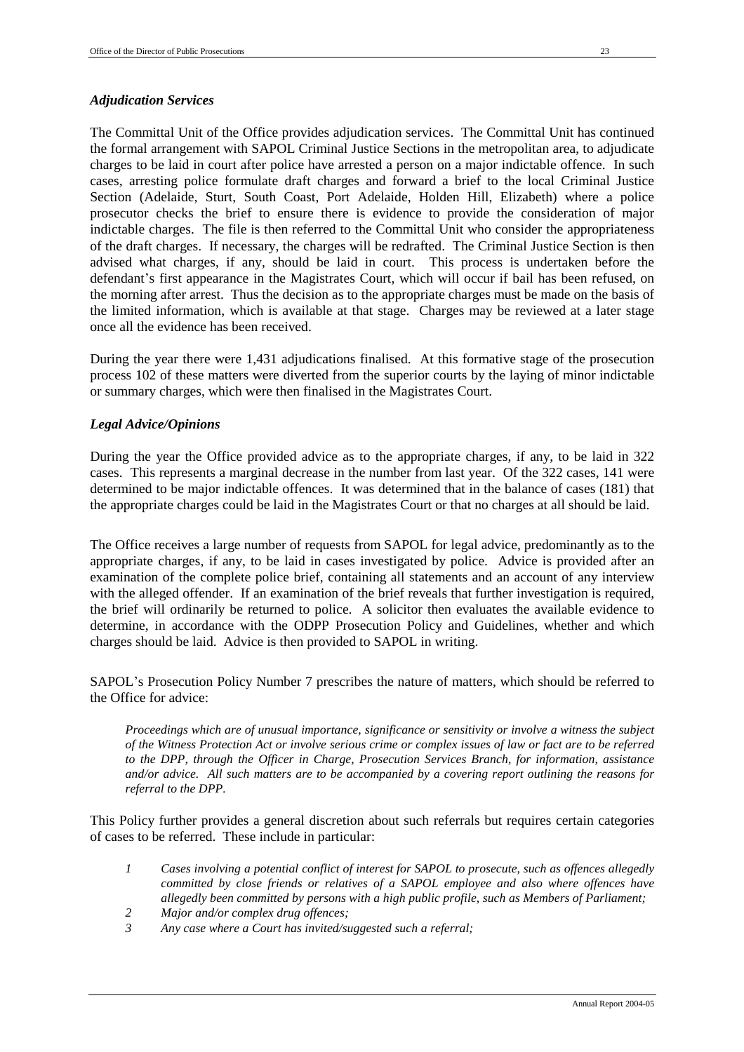### *Adjudication Services*

The Committal Unit of the Office provides adjudication services. The Committal Unit has continued the formal arrangement with SAPOL Criminal Justice Sections in the metropolitan area, to adjudicate charges to be laid in court after police have arrested a person on a major indictable offence. In such cases, arresting police formulate draft charges and forward a brief to the local Criminal Justice Section (Adelaide, Sturt, South Coast, Port Adelaide, Holden Hill, Elizabeth) where a police prosecutor checks the brief to ensure there is evidence to provide the consideration of major indictable charges. The file is then referred to the Committal Unit who consider the appropriateness of the draft charges. If necessary, the charges will be redrafted. The Criminal Justice Section is then advised what charges, if any, should be laid in court. This process is undertaken before the defendant's first appearance in the Magistrates Court, which will occur if bail has been refused, on the morning after arrest. Thus the decision as to the appropriate charges must be made on the basis of the limited information, which is available at that stage. Charges may be reviewed at a later stage once all the evidence has been received.

During the year there were 1,431 adjudications finalised. At this formative stage of the prosecution process 102 of these matters were diverted from the superior courts by the laying of minor indictable or summary charges, which were then finalised in the Magistrates Court.

### *Legal Advice/Opinions*

During the year the Office provided advice as to the appropriate charges, if any, to be laid in 322 cases. This represents a marginal decrease in the number from last year. Of the 322 cases, 141 were determined to be major indictable offences. It was determined that in the balance of cases (181) that the appropriate charges could be laid in the Magistrates Court or that no charges at all should be laid.

The Office receives a large number of requests from SAPOL for legal advice, predominantly as to the appropriate charges, if any, to be laid in cases investigated by police. Advice is provided after an examination of the complete police brief, containing all statements and an account of any interview with the alleged offender. If an examination of the brief reveals that further investigation is required, the brief will ordinarily be returned to police. A solicitor then evaluates the available evidence to determine, in accordance with the ODPP Prosecution Policy and Guidelines, whether and which charges should be laid. Advice is then provided to SAPOL in writing.

SAPOL's Prosecution Policy Number 7 prescribes the nature of matters, which should be referred to the Office for advice:

> *Proceedings which are of unusual importance, significance or sensitivity or involve a witness the subject of the Witness Protection Act or involve serious crime or complex issues of law or fact are to be referred to the DPP, through the Officer in Charge, Prosecution Services Branch, for information, assistance and/or advice. All such matters are to be accompanied by a covering report outlining the reasons for referral to the DPP.*

This Policy further provides a general discretion about such referrals but requires certain categories of cases to be referred. These include in particular:

1. *Cases involving a potential conflict of interest for SAPOL to prosecute, such as offences allegedly committed by close friends or relatives of a SAPOL employee and also where offences have allegedly been committed by persons with a high public profile, such as Members of Parliament;*
2. *Major and/or complex drug offences;*
3. *Any case where a Court has invited/suggested such a referral;*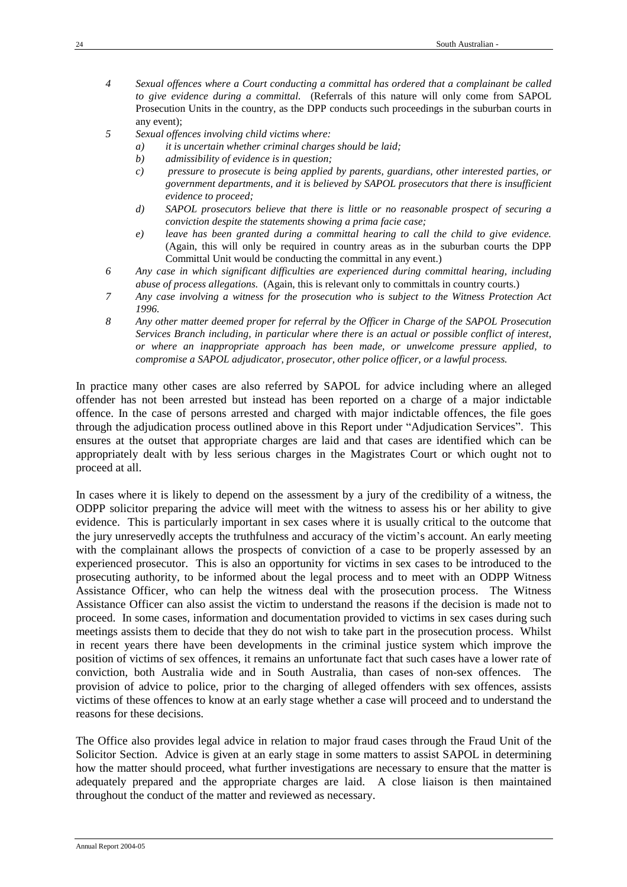4 *Sexual offences where a Court conducting a committal has ordered that a complainant be called to give evidence during a committal.* (Referrals of this nature will only come from SAPOL Prosecution Units in the country, as the DPP conducts such proceedings in the suburban courts in any event);

5 *Sexual offences involving child victims where:*
   - a) *it is uncertain whether criminal charges should be laid;*
   - b) *admissibility of evidence is in question;*
   - c) *pressure to prosecute is being applied by parents, guardians, other interested parties, or government departments, and it is believed by SAPOL prosecutors that there is insufficient evidence to proceed;*
   - d) *SAPOL prosecutors believe that there is little or no reasonable prospect of securing a conviction despite the statements showing a prima facie case;*
   - e) *leave has been granted during a committal hearing to call the child to give evidence.* (Again, this will only be required in country areas as in the suburban courts the DPP Committal Unit would be conducting the committal in any event.)

6 *Any case in which significant difficulties are experienced during committal hearing, including abuse of process allegations.* (Again, this is relevant only to committals in country courts.)

7 *Any case involving a witness for the prosecution who is subject to the Witness Protection Act 1996.*

8 *Any other matter deemed proper for referral by the Officer in Charge of the SAPOL Prosecution Services Branch including, in particular where there is an actual or possible conflict of interest, or where an inappropriate approach has been made, or unwelcome pressure applied, to compromise a SAPOL adjudicator, prosecutor, other police officer, or a lawful process.*

In practice many other cases are also referred by SAPOL for advice including where an alleged offender has not been arrested but instead has been reported on a charge of a major indictable offence. In the case of persons arrested and charged with major indictable offences, the file goes through the adjudication process outlined above in this Report under "Adjudication Services". This ensures at the outset that appropriate charges are laid and that cases are identified which can be appropriately dealt with by less serious charges in the Magistrates Court or which ought not to proceed at all.

In cases where it is likely to depend on the assessment by a jury of the credibility of a witness, the ODPP solicitor preparing the advice will meet with the witness to assess his or her ability to give evidence. This is particularly important in sex cases where it is usually critical to the outcome that the jury unreservedly accepts the truthfulness and accuracy of the victim's account. An early meeting with the complainant allows the prospects of conviction of a case to be properly assessed by an experienced prosecutor. This is also an opportunity for victims in sex cases to be introduced to the prosecuting authority, to be informed about the legal process and to meet with an ODPP Witness Assistance Officer, who can help the witness deal with the prosecution process. The Witness Assistance Officer can also assist the victim to understand the reasons if the decision is made not to proceed. In some cases, information and documentation provided to victims in sex cases during such meetings assists them to decide that they do not wish to take part in the prosecution process. Whilst in recent years there have been developments in the criminal justice system which improve the position of victims of sex offences, it remains an unfortunate fact that such cases have a lower rate of conviction, both Australia wide and in South Australia, than cases of non-sex offences. The provision of advice to police, prior to the charging of alleged offenders with sex offences, assists victims of these offences to know at an early stage whether a case will proceed and to understand the reasons for these decisions.

The Office also provides legal advice in relation to major fraud cases through the Fraud Unit of the Solicitor Section. Advice is given at an early stage in some matters to assist SAPOL in determining how the matter should proceed, what further investigations are necessary to ensure that the matter is adequately prepared and the appropriate charges are laid. A close liaison is then maintained throughout the conduct of the matter and reviewed as necessary.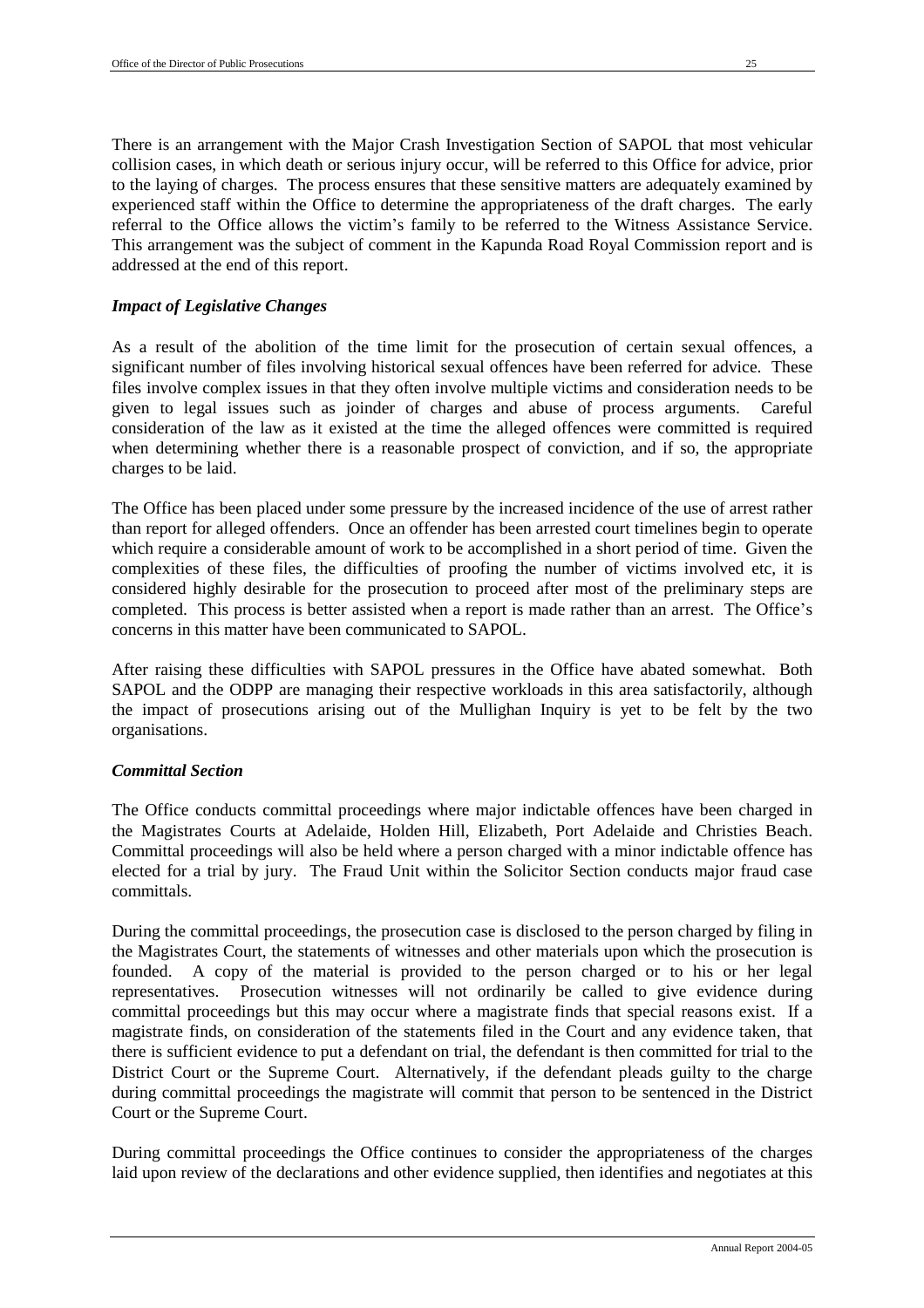There is an arrangement with the Major Crash Investigation Section of SAPOL that most vehicular collision cases, in which death or serious injury occur, will be referred to this Office for advice, prior to the laying of charges. The process ensures that these sensitive matters are adequately examined by experienced staff within the Office to determine the appropriateness of the draft charges. The early referral to the Office allows the victim's family to be referred to the Witness Assistance Service. This arrangement was the subject of comment in the Kapunda Road Royal Commission report and is addressed at the end of this report.

### *Impact of Legislative Changes*

As a result of the abolition of the time limit for the prosecution of certain sexual offences, a significant number of files involving historical sexual offences have been referred for advice. These files involve complex issues in that they often involve multiple victims and consideration needs to be given to legal issues such as joinder of charges and abuse of process arguments. Careful consideration of the law as it existed at the time the alleged offences were committed is required when determining whether there is a reasonable prospect of conviction, and if so, the appropriate charges to be laid.

The Office has been placed under some pressure by the increased incidence of the use of arrest rather than report for alleged offenders. Once an offender has been arrested court timelines begin to operate which require a considerable amount of work to be accomplished in a short period of time. Given the complexities of these files, the difficulties of proofing the number of victims involved etc, it is considered highly desirable for the prosecution to proceed after most of the preliminary steps are completed. This process is better assisted when a report is made rather than an arrest. The Office's concerns in this matter have been communicated to SAPOL.

After raising these difficulties with SAPOL pressures in the Office have abated somewhat. Both SAPOL and the ODPP are managing their respective workloads in this area satisfactorily, although the impact of prosecutions arising out of the Mullighan Inquiry is yet to be felt by the two organisations.

### *Committal Section*

The Office conducts committal proceedings where major indictable offences have been charged in the Magistrates Courts at Adelaide, Holden Hill, Elizabeth, Port Adelaide and Christies Beach. Committal proceedings will also be held where a person charged with a minor indictable offence has elected for a trial by jury. The Fraud Unit within the Solicitor Section conducts major fraud case committals.

During the committal proceedings, the prosecution case is disclosed to the person charged by filing in the Magistrates Court, the statements of witnesses and other materials upon which the prosecution is founded. A copy of the material is provided to the person charged or to his or her legal representatives. Prosecution witnesses will not ordinarily be called to give evidence during committal proceedings but this may occur where a magistrate finds that special reasons exist. If a magistrate finds, on consideration of the statements filed in the Court and any evidence taken, that there is sufficient evidence to put a defendant on trial, the defendant is then committed for trial to the District Court or the Supreme Court. Alternatively, if the defendant pleads guilty to the charge during committal proceedings the magistrate will commit that person to be sentenced in the District Court or the Supreme Court.

During committal proceedings the Office continues to consider the appropriateness of the charges laid upon review of the declarations and other evidence supplied, then identifies and negotiates at this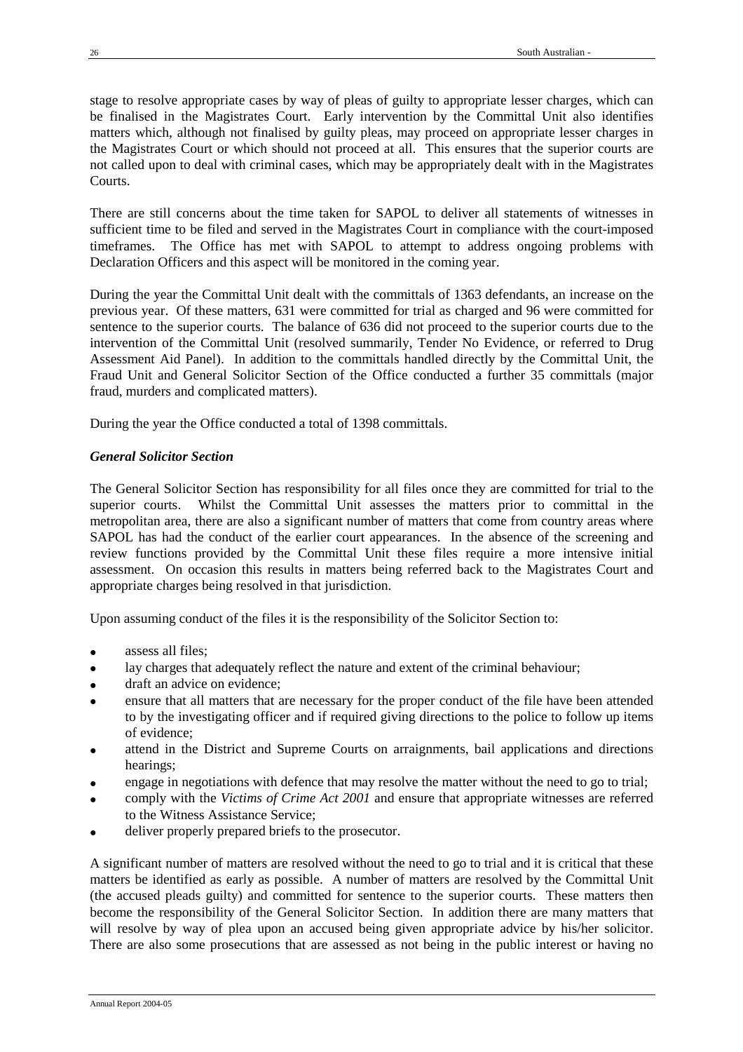stage to resolve appropriate cases by way of pleas of guilty to appropriate lesser charges, which can be finalised in the Magistrates Court. Early intervention by the Committal Unit also identifies matters which, although not finalised by guilty pleas, may proceed on appropriate lesser charges in the Magistrates Court or which should not proceed at all. This ensures that the superior courts are not called upon to deal with criminal cases, which may be appropriately dealt with in the Magistrates Courts.

There are still concerns about the time taken for SAPOL to deliver all statements of witnesses in sufficient time to be filed and served in the Magistrates Court in compliance with the court-imposed timeframes. The Office has met with SAPOL to attempt to address ongoing problems with Declaration Officers and this aspect will be monitored in the coming year.

During the year the Committal Unit dealt with the committals of 1363 defendants, an increase on the previous year. Of these matters, 631 were committed for trial as charged and 96 were committed for sentence to the superior courts. The balance of 636 did not proceed to the superior courts due to the intervention of the Committal Unit (resolved summarily, Tender No Evidence, or referred to Drug Assessment Aid Panel). In addition to the committals handled directly by the Committal Unit, the Fraud Unit and General Solicitor Section of the Office conducted a further 35 committals (major fraud, murders and complicated matters).

During the year the Office conducted a total of 1398 committals.

***General Solicitor Section***

The General Solicitor Section has responsibility for all files once they are committed for trial to the superior courts. Whilst the Committal Unit assesses the matters prior to committal in the metropolitan area, there are also a significant number of matters that come from country areas where SAPOL has had the conduct of the earlier court appearances. In the absence of the screening and review functions provided by the Committal Unit these files require a more intensive initial assessment. On occasion this results in matters being referred back to the Magistrates Court and appropriate charges being resolved in that jurisdiction.

Upon assuming conduct of the files it is the responsibility of the Solicitor Section to:

- assess all files;
- lay charges that adequately reflect the nature and extent of the criminal behaviour;
- draft an advice on evidence;
- ensure that all matters that are necessary for the proper conduct of the file have been attended to by the investigating officer and if required giving directions to the police to follow up items of evidence;
- attend in the District and Supreme Courts on arraignments, bail applications and directions hearings;
- engage in negotiations with defence that may resolve the matter without the need to go to trial;
- comply with the *Victims of Crime Act 2001* and ensure that appropriate witnesses are referred to the Witness Assistance Service;
- deliver properly prepared briefs to the prosecutor.

A significant number of matters are resolved without the need to go to trial and it is critical that these matters be identified as early as possible. A number of matters are resolved by the Committal Unit (the accused pleads guilty) and committed for sentence to the superior courts. These matters then become the responsibility of the General Solicitor Section. In addition there are many matters that will resolve by way of plea upon an accused being given appropriate advice by his/her solicitor. There are also some prosecutions that are assessed as not being in the public interest or having no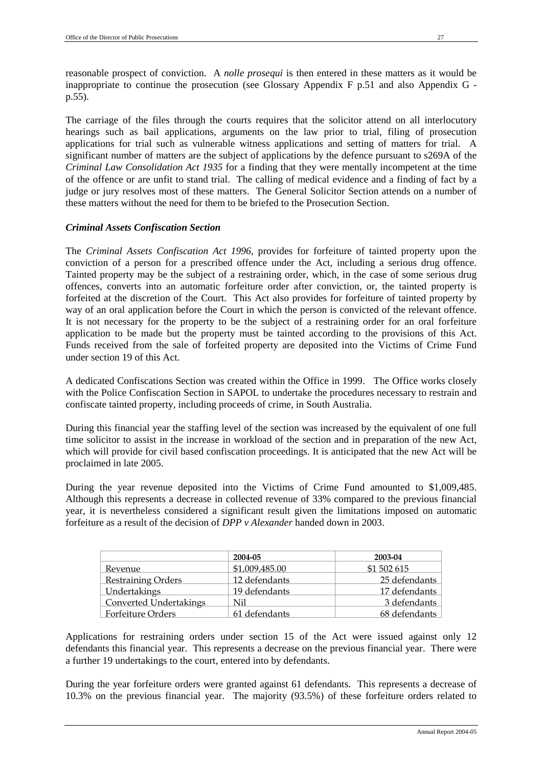reasonable prospect of conviction. A *nolle prosequi* is then entered in these matters as it would be inappropriate to continue the prosecution (see Glossary Appendix F p.51 and also Appendix G - p.55).

The carriage of the files through the courts requires that the solicitor attend on all interlocutory hearings such as bail applications, arguments on the law prior to trial, filing of prosecution applications for trial such as vulnerable witness applications and setting of matters for trial. A significant number of matters are the subject of applications by the defence pursuant to s269A of the *Criminal Law Consolidation Act 1935* for a finding that they were mentally incompetent at the time of the offence or are unfit to stand trial. The calling of medical evidence and a finding of fact by a judge or jury resolves most of these matters. The General Solicitor Section attends on a number of these matters without the need for them to be briefed to the Prosecution Section.

### *Criminal Assets Confiscation Section*

The *Criminal Assets Confiscation Act 1996*, provides for forfeiture of tainted property upon the conviction of a person for a prescribed offence under the Act, including a serious drug offence. Tainted property may be the subject of a restraining order, which, in the case of some serious drug offences, converts into an automatic forfeiture order after conviction, or, the tainted property is forfeited at the discretion of the Court. This Act also provides for forfeiture of tainted property by way of an oral application before the Court in which the person is convicted of the relevant offence. It is not necessary for the property to be the subject of a restraining order for an oral forfeiture application to be made but the property must be tainted according to the provisions of this Act. Funds received from the sale of forfeited property are deposited into the Victims of Crime Fund under section 19 of this Act.

A dedicated Confiscations Section was created within the Office in 1999. The Office works closely with the Police Confiscation Section in SAPOL to undertake the procedures necessary to restrain and confiscate tainted property, including proceeds of crime, in South Australia.

During this financial year the staffing level of the section was increased by the equivalent of one full time solicitor to assist in the increase in workload of the section and in preparation of the new Act, which will provide for civil based confiscation proceedings. It is anticipated that the new Act will be proclaimed in late 2005.

During the year revenue deposited into the Victims of Crime Fund amounted to $1,009,485. Although this represents a decrease in collected revenue of 33% compared to the previous financial year, it is nevertheless considered a significant result given the limitations imposed on automatic forfeiture as a result of the decision of *DPP v Alexander* handed down in 2003.

| | 2004-05 | 2003-04 |
|---|---|---|
| Revenue | $1,009,485.00 | $1 502 615 |
| Restraining Orders | 12 defendants | 25 defendants |
| Undertakings | 19 defendants | 17 defendants |
| Converted Undertakings | Nil | 3 defendants |
| Forfeiture Orders | 61 defendants | 68 defendants |

Applications for restraining orders under section 15 of the Act were issued against only 12 defendants this financial year. This represents a decrease on the previous financial year. There were a further 19 undertakings to the court, entered into by defendants.

During the year forfeiture orders were granted against 61 defendants. This represents a decrease of 10.3% on the previous financial year. The majority (93.5%) of these forfeiture orders related to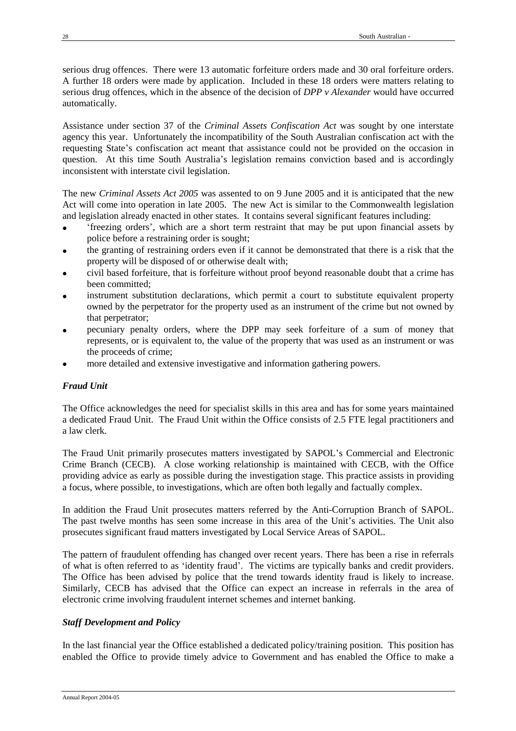serious drug offences. There were 13 automatic forfeiture orders made and 30 oral forfeiture orders. A further 18 orders were made by application. Included in these 18 orders were matters relating to serious drug offences, which in the absence of the decision of *DPP v Alexander* would have occurred automatically.

Assistance under section 37 of the *Criminal Assets Confiscation Act* was sought by one interstate agency this year. Unfortunately the incompatibility of the South Australian confiscation act with the requesting State's confiscation act meant that assistance could not be provided on the occasion in question. At this time South Australia's legislation remains conviction based and is accordingly inconsistent with interstate civil legislation.

The new *Criminal Assets Act 2005* was assented to on 9 June 2005 and it is anticipated that the new Act will come into operation in late 2005. The new Act is similar to the Commonwealth legislation and legislation already enacted in other states. It contains several significant features including:

- 'freezing orders', which are a short term restraint that may be put upon financial assets by police before a restraining order is sought;
- the granting of restraining orders even if it cannot be demonstrated that there is a risk that the property will be disposed of or otherwise dealt with;
- civil based forfeiture, that is forfeiture without proof beyond reasonable doubt that a crime has been committed;
- instrument substitution declarations, which permit a court to substitute equivalent property owned by the perpetrator for the property used as an instrument of the crime but not owned by that perpetrator;
- pecuniary penalty orders, where the DPP may seek forfeiture of a sum of money that represents, or is equivalent to, the value of the property that was used as an instrument or was the proceeds of crime;
- more detailed and extensive investigative and information gathering powers.

### *Fraud Unit*

The Office acknowledges the need for specialist skills in this area and has for some years maintained a dedicated Fraud Unit. The Fraud Unit within the Office consists of 2.5 FTE legal practitioners and a law clerk.

The Fraud Unit primarily prosecutes matters investigated by SAPOL's Commercial and Electronic Crime Branch (CECB). A close working relationship is maintained with CECB, with the Office providing advice as early as possible during the investigation stage. This practice assists in providing a focus, where possible, to investigations, which are often both legally and factually complex.

In addition the Fraud Unit prosecutes matters referred by the Anti-Corruption Branch of SAPOL. The past twelve months has seen some increase in this area of the Unit's activities. The Unit also prosecutes significant fraud matters investigated by Local Service Areas of SAPOL.

The pattern of fraudulent offending has changed over recent years. There has been a rise in referrals of what is often referred to as 'identity fraud'. The victims are typically banks and credit providers. The Office has been advised by police that the trend towards identity fraud is likely to increase. Similarly, CECB has advised that the Office can expect an increase in referrals in the area of electronic crime involving fraudulent internet schemes and internet banking.

### *Staff Development and Policy*

In the last financial year the Office established a dedicated policy/training position. This position has enabled the Office to provide timely advice to Government and has enabled the Office to make a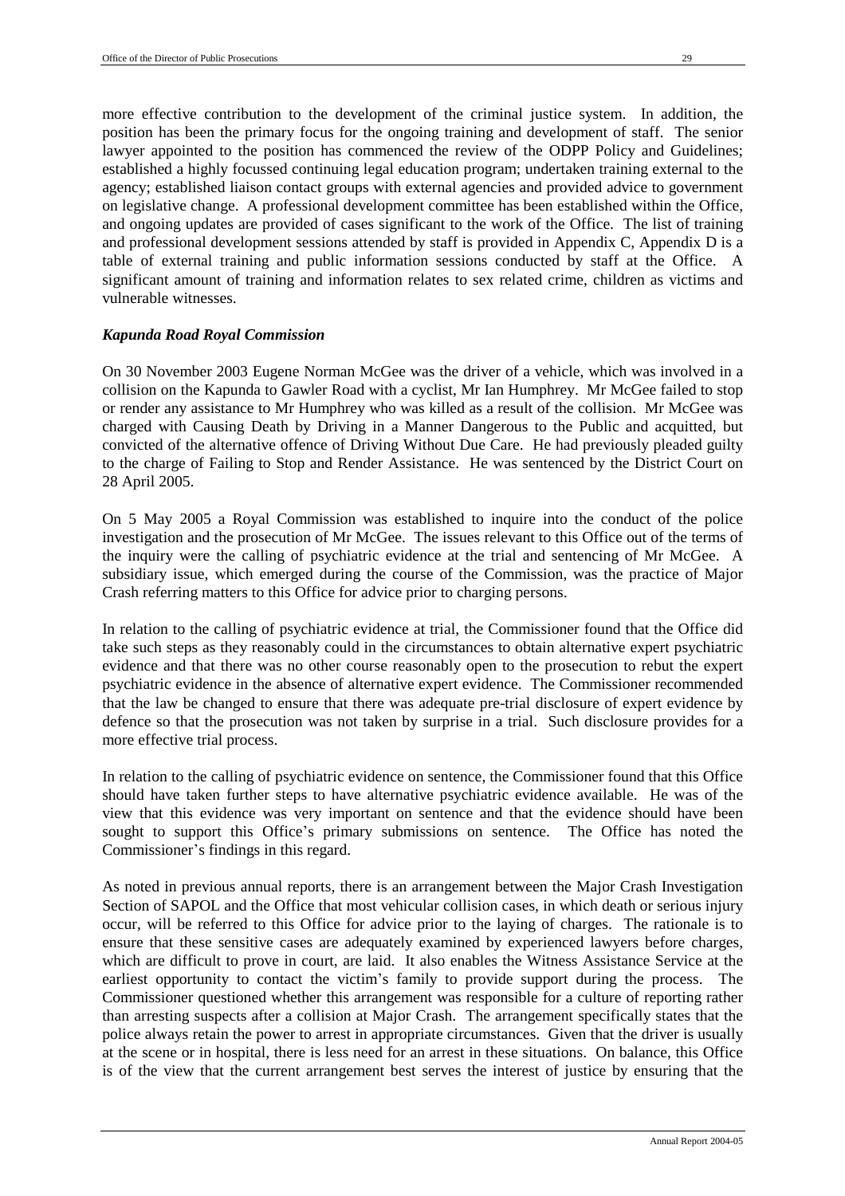more effective contribution to the development of the criminal justice system. In addition, the position has been the primary focus for the ongoing training and development of staff. The senior lawyer appointed to the position has commenced the review of the ODPP Policy and Guidelines; established a highly focussed continuing legal education program; undertaken training external to the agency; established liaison contact groups with external agencies and provided advice to government on legislative change. A professional development committee has been established within the Office, and ongoing updates are provided of cases significant to the work of the Office. The list of training and professional development sessions attended by staff is provided in Appendix C, Appendix D is a table of external training and public information sessions conducted by staff at the Office. A significant amount of training and information relates to sex related crime, children as victims and vulnerable witnesses.

### *Kapunda Road Royal Commission*

On 30 November 2003 Eugene Norman McGee was the driver of a vehicle, which was involved in a collision on the Kapunda to Gawler Road with a cyclist, Mr Ian Humphrey. Mr McGee failed to stop or render any assistance to Mr Humphrey who was killed as a result of the collision. Mr McGee was charged with Causing Death by Driving in a Manner Dangerous to the Public and acquitted, but convicted of the alternative offence of Driving Without Due Care. He had previously pleaded guilty to the charge of Failing to Stop and Render Assistance. He was sentenced by the District Court on 28 April 2005.

On 5 May 2005 a Royal Commission was established to inquire into the conduct of the police investigation and the prosecution of Mr McGee. The issues relevant to this Office out of the terms of the inquiry were the calling of psychiatric evidence at the trial and sentencing of Mr McGee. A subsidiary issue, which emerged during the course of the Commission, was the practice of Major Crash referring matters to this Office for advice prior to charging persons.

In relation to the calling of psychiatric evidence at trial, the Commissioner found that the Office did take such steps as they reasonably could in the circumstances to obtain alternative expert psychiatric evidence and that there was no other course reasonably open to the prosecution to rebut the expert psychiatric evidence in the absence of alternative expert evidence. The Commissioner recommended that the law be changed to ensure that there was adequate pre-trial disclosure of expert evidence by defence so that the prosecution was not taken by surprise in a trial. Such disclosure provides for a more effective trial process.

In relation to the calling of psychiatric evidence on sentence, the Commissioner found that this Office should have taken further steps to have alternative psychiatric evidence available. He was of the view that this evidence was very important on sentence and that the evidence should have been sought to support this Office's primary submissions on sentence. The Office has noted the Commissioner's findings in this regard.

As noted in previous annual reports, there is an arrangement between the Major Crash Investigation Section of SAPOL and the Office that most vehicular collision cases, in which death or serious injury occur, will be referred to this Office for advice prior to the laying of charges. The rationale is to ensure that these sensitive cases are adequately examined by experienced lawyers before charges, which are difficult to prove in court, are laid. It also enables the Witness Assistance Service at the earliest opportunity to contact the victim's family to provide support during the process. The Commissioner questioned whether this arrangement was responsible for a culture of reporting rather than arresting suspects after a collision at Major Crash. The arrangement specifically states that the police always retain the power to arrest in appropriate circumstances. Given that the driver is usually at the scene or in hospital, there is less need for an arrest in these situations. On balance, this Office is of the view that the current arrangement best serves the interest of justice by ensuring that the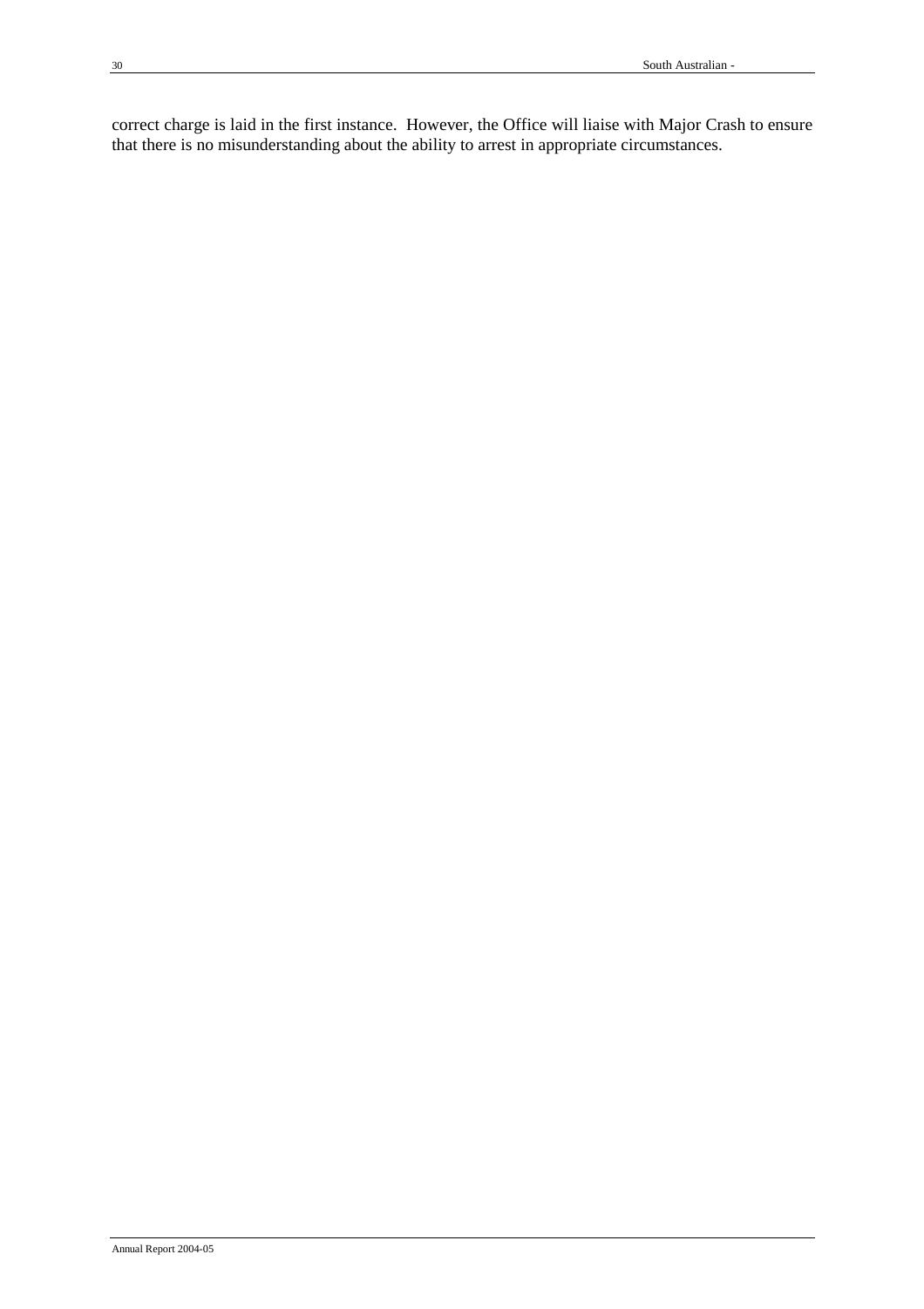correct charge is laid in the first instance. However, the Office will liaise with Major Crash to ensure that there is no misunderstanding about the ability to arrest in appropriate circumstances.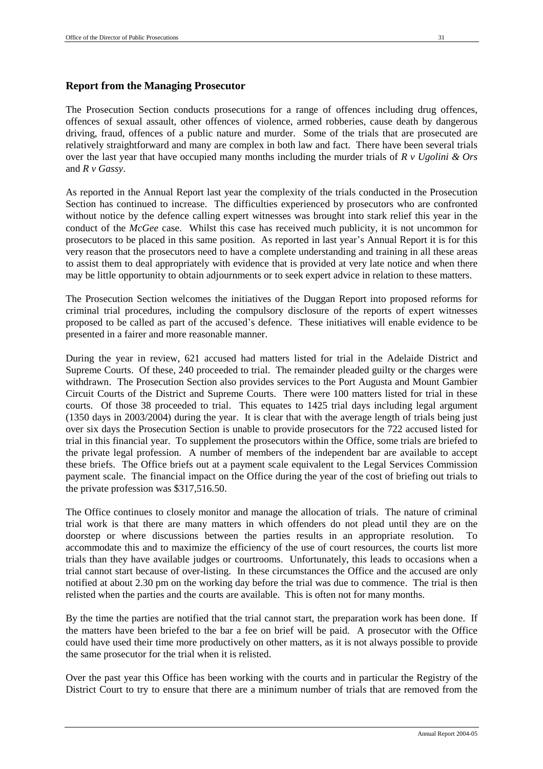## Report from the Managing Prosecutor

The Prosecution Section conducts prosecutions for a range of offences including drug offences, offences of sexual assault, other offences of violence, armed robberies, cause death by dangerous driving, fraud, offences of a public nature and murder. Some of the trials that are prosecuted are relatively straightforward and many are complex in both law and fact. There have been several trials over the last year that have occupied many months including the murder trials of *R v Ugolini & Ors* and *R v Gassy*.

As reported in the Annual Report last year the complexity of the trials conducted in the Prosecution Section has continued to increase. The difficulties experienced by prosecutors who are confronted without notice by the defence calling expert witnesses was brought into stark relief this year in the conduct of the *McGee* case. Whilst this case has received much publicity, it is not uncommon for prosecutors to be placed in this same position. As reported in last year's Annual Report it is for this very reason that the prosecutors need to have a complete understanding and training in all these areas to assist them to deal appropriately with evidence that is provided at very late notice and when there may be little opportunity to obtain adjournments or to seek expert advice in relation to these matters.

The Prosecution Section welcomes the initiatives of the Duggan Report into proposed reforms for criminal trial procedures, including the compulsory disclosure of the reports of expert witnesses proposed to be called as part of the accused's defence. These initiatives will enable evidence to be presented in a fairer and more reasonable manner.

During the year in review, 621 accused had matters listed for trial in the Adelaide District and Supreme Courts. Of these, 240 proceeded to trial. The remainder pleaded guilty or the charges were withdrawn. The Prosecution Section also provides services to the Port Augusta and Mount Gambier Circuit Courts of the District and Supreme Courts. There were 100 matters listed for trial in these courts. Of those 38 proceeded to trial. This equates to 1425 trial days including legal argument (1350 days in 2003/2004) during the year. It is clear that with the average length of trials being just over six days the Prosecution Section is unable to provide prosecutors for the 722 accused listed for trial in this financial year. To supplement the prosecutors within the Office, some trials are briefed to the private legal profession. A number of members of the independent bar are available to accept these briefs. The Office briefs out at a payment scale equivalent to the Legal Services Commission payment scale. The financial impact on the Office during the year of the cost of briefing out trials to the private profession was $317,516.50.

The Office continues to closely monitor and manage the allocation of trials. The nature of criminal trial work is that there are many matters in which offenders do not plead until they are on the doorstep or where discussions between the parties results in an appropriate resolution. To accommodate this and to maximize the efficiency of the use of court resources, the courts list more trials than they have available judges or courtrooms. Unfortunately, this leads to occasions when a trial cannot start because of over-listing. In these circumstances the Office and the accused are only notified at about 2.30 pm on the working day before the trial was due to commence. The trial is then relisted when the parties and the courts are available. This is often not for many months.

By the time the parties are notified that the trial cannot start, the preparation work has been done. If the matters have been briefed to the bar a fee on brief will be paid. A prosecutor with the Office could have used their time more productively on other matters, as it is not always possible to provide the same prosecutor for the trial when it is relisted.

Over the past year this Office has been working with the courts and in particular the Registry of the District Court to try to ensure that there are a minimum number of trials that are removed from the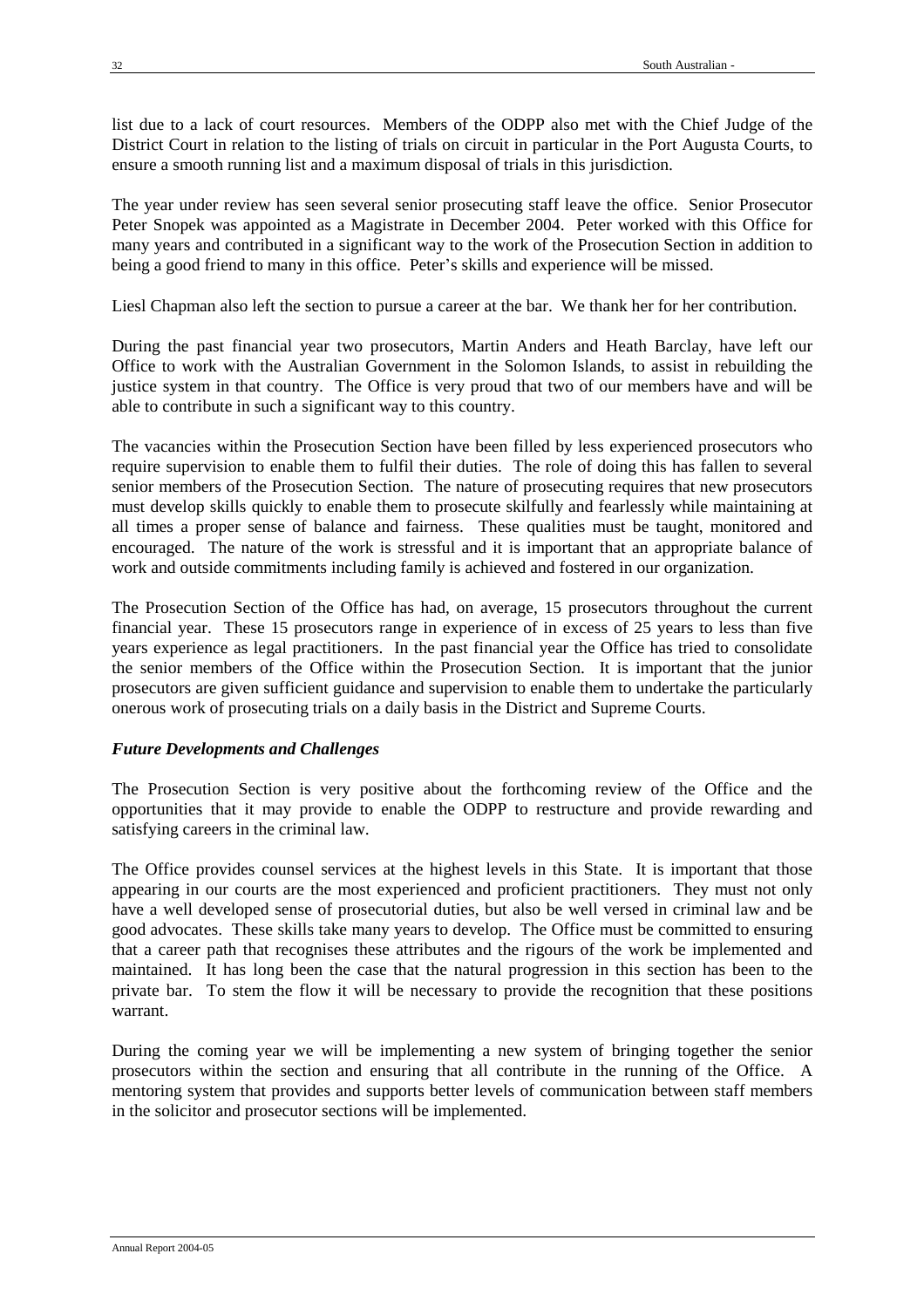list due to a lack of court resources. Members of the ODPP also met with the Chief Judge of the District Court in relation to the listing of trials on circuit in particular in the Port Augusta Courts, to ensure a smooth running list and a maximum disposal of trials in this jurisdiction.

The year under review has seen several senior prosecuting staff leave the office. Senior Prosecutor Peter Snopek was appointed as a Magistrate in December 2004. Peter worked with this Office for many years and contributed in a significant way to the work of the Prosecution Section in addition to being a good friend to many in this office. Peter's skills and experience will be missed.

Liesl Chapman also left the section to pursue a career at the bar. We thank her for her contribution.

During the past financial year two prosecutors, Martin Anders and Heath Barclay, have left our Office to work with the Australian Government in the Solomon Islands, to assist in rebuilding the justice system in that country. The Office is very proud that two of our members have and will be able to contribute in such a significant way to this country.

The vacancies within the Prosecution Section have been filled by less experienced prosecutors who require supervision to enable them to fulfil their duties. The role of doing this has fallen to several senior members of the Prosecution Section. The nature of prosecuting requires that new prosecutors must develop skills quickly to enable them to prosecute skilfully and fearlessly while maintaining at all times a proper sense of balance and fairness. These qualities must be taught, monitored and encouraged. The nature of the work is stressful and it is important that an appropriate balance of work and outside commitments including family is achieved and fostered in our organization.

The Prosecution Section of the Office has had, on average, 15 prosecutors throughout the current financial year. These 15 prosecutors range in experience of in excess of 25 years to less than five years experience as legal practitioners. In the past financial year the Office has tried to consolidate the senior members of the Office within the Prosecution Section. It is important that the junior prosecutors are given sufficient guidance and supervision to enable them to undertake the particularly onerous work of prosecuting trials on a daily basis in the District and Supreme Courts.

### *Future Developments and Challenges*

The Prosecution Section is very positive about the forthcoming review of the Office and the opportunities that it may provide to enable the ODPP to restructure and provide rewarding and satisfying careers in the criminal law.

The Office provides counsel services at the highest levels in this State. It is important that those appearing in our courts are the most experienced and proficient practitioners. They must not only have a well developed sense of prosecutorial duties, but also be well versed in criminal law and be good advocates. These skills take many years to develop. The Office must be committed to ensuring that a career path that recognises these attributes and the rigours of the work be implemented and maintained. It has long been the case that the natural progression in this section has been to the private bar. To stem the flow it will be necessary to provide the recognition that these positions warrant.

During the coming year we will be implementing a new system of bringing together the senior prosecutors within the section and ensuring that all contribute in the running of the Office. A mentoring system that provides and supports better levels of communication between staff members in the solicitor and prosecutor sections will be implemented.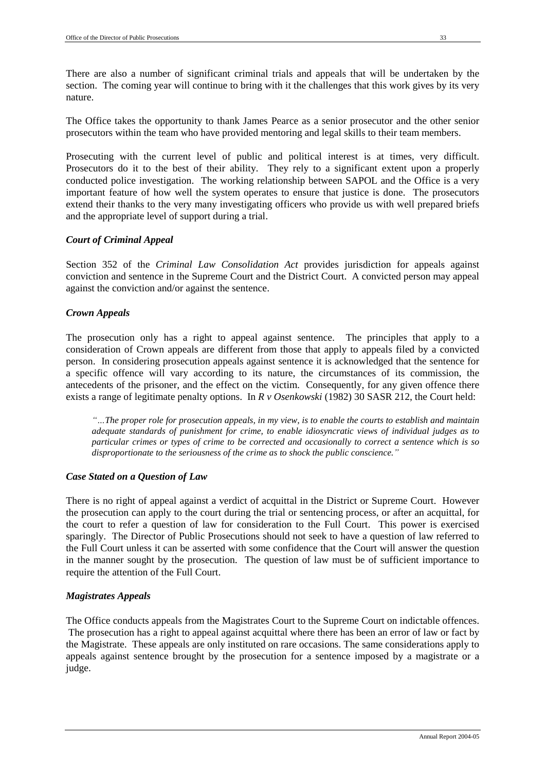There are also a number of significant criminal trials and appeals that will be undertaken by the section. The coming year will continue to bring with it the challenges that this work gives by its very nature.

The Office takes the opportunity to thank James Pearce as a senior prosecutor and the other senior prosecutors within the team who have provided mentoring and legal skills to their team members.

Prosecuting with the current level of public and political interest is at times, very difficult. Prosecutors do it to the best of their ability. They rely to a significant extent upon a properly conducted police investigation. The working relationship between SAPOL and the Office is a very important feature of how well the system operates to ensure that justice is done. The prosecutors extend their thanks to the very many investigating officers who provide us with well prepared briefs and the appropriate level of support during a trial.

### *Court of Criminal Appeal*

Section 352 of the *Criminal Law Consolidation Act* provides jurisdiction for appeals against conviction and sentence in the Supreme Court and the District Court. A convicted person may appeal against the conviction and/or against the sentence.

### *Crown Appeals*

The prosecution only has a right to appeal against sentence. The principles that apply to a consideration of Crown appeals are different from those that apply to appeals filed by a convicted person. In considering prosecution appeals against sentence it is acknowledged that the sentence for a specific offence will vary according to its nature, the circumstances of its commission, the antecedents of the prisoner, and the effect on the victim. Consequently, for any given offence there exists a range of legitimate penalty options. In *R v Osenkowski* (1982) 30 SASR 212, the Court held:

> *"…The proper role for prosecution appeals, in my view, is to enable the courts to establish and maintain adequate standards of punishment for crime, to enable idiosyncratic views of individual judges as to particular crimes or types of crime to be corrected and occasionally to correct a sentence which is so disproportionate to the seriousness of the crime as to shock the public conscience."*

### *Case Stated on a Question of Law*

There is no right of appeal against a verdict of acquittal in the District or Supreme Court. However the prosecution can apply to the court during the trial or sentencing process, or after an acquittal, for the court to refer a question of law for consideration to the Full Court. This power is exercised sparingly. The Director of Public Prosecutions should not seek to have a question of law referred to the Full Court unless it can be asserted with some confidence that the Court will answer the question in the manner sought by the prosecution. The question of law must be of sufficient importance to require the attention of the Full Court.

### *Magistrates Appeals*

The Office conducts appeals from the Magistrates Court to the Supreme Court on indictable offences. The prosecution has a right to appeal against acquittal where there has been an error of law or fact by the Magistrate. These appeals are only instituted on rare occasions. The same considerations apply to appeals against sentence brought by the prosecution for a sentence imposed by a magistrate or a judge.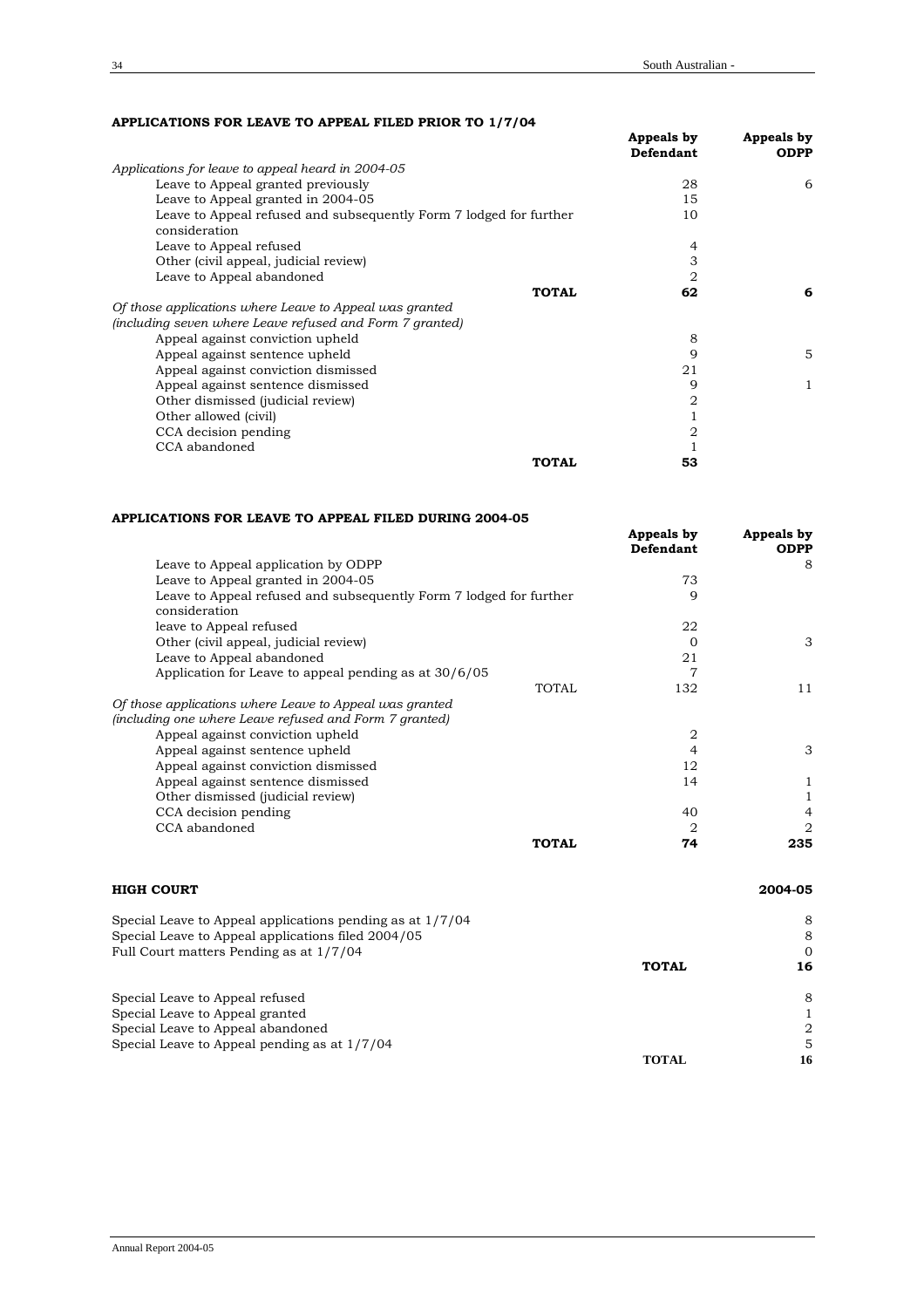## APPLICATIONS FOR LEAVE TO APPEAL FILED PRIOR TO 1/7/04

| | Appeals by Defendant | Appeals by ODPP |
|---|---|---|
| *Applications for leave to appeal heard in 2004-05* | | |
| Leave to Appeal granted previously | 28 | 6 |
| Leave to Appeal granted in 2004-05 | 15 | |
| Leave to Appeal refused and subsequently Form 7 lodged for further consideration | 10 | |
| Leave to Appeal refused | 4 | |
| Other (civil appeal, judicial review) | 3 | |
| Leave to Appeal abandoned | 2 | |
| **TOTAL** | **62** | **6** |
| *Of those applications where Leave to Appeal was granted (including seven where Leave refused and Form 7 granted)* | | |
| Appeal against conviction upheld | 8 | |
| Appeal against sentence upheld | 9 | 5 |
| Appeal against conviction dismissed | 21 | |
| Appeal against sentence dismissed | 9 | 1 |
| Other dismissed (judicial review) | 2 | |
| Other allowed (civil) | 1 | |
| CCA decision pending | 2 | |
| CCA abandoned | 1 | |
| **TOTAL** | **53** | |

## APPLICATIONS FOR LEAVE TO APPEAL FILED DURING 2004-05

| | Appeals by Defendant | Appeals by ODPP |
|---|---|---|
| Leave to Appeal application by ODPP | | 8 |
| Leave to Appeal granted in 2004-05 | 73 | |
| Leave to Appeal refused and subsequently Form 7 lodged for further consideration | 9 | |
| leave to Appeal refused | 22 | |
| Other (civil appeal, judicial review) | 0 | 3 |
| Leave to Appeal abandoned | 21 | |
| Application for Leave to appeal pending as at 30/6/05 | 7 | |
| TOTAL | 132 | 11 |
| *Of those applications where Leave to Appeal was granted (including one where Leave refused and Form 7 granted)* | | |
| Appeal against conviction upheld | 2 | |
| Appeal against sentence upheld | 4 | 3 |
| Appeal against conviction dismissed | 12 | |
| Appeal against sentence dismissed | 14 | 1 |
| Other dismissed (judicial review) | | 1 |
| CCA decision pending | 40 | 4 |
| CCA abandoned | 2 | 2 |
| **TOTAL** | **74** | **235** |

## HIGH COURT

| | | 2004-05 |
|---|---|---|
| Special Leave to Appeal applications pending as at 1/7/04 | | 8 |
| Special Leave to Appeal applications filed 2004/05 | | 8 |
| Full Court matters Pending as at 1/7/04 | | 0 |
| | **TOTAL** | **16** |
| Special Leave to Appeal refused | | 8 |
| Special Leave to Appeal granted | | 1 |
| Special Leave to Appeal abandoned | | 2 |
| Special Leave to Appeal pending as at 1/7/04 | | 5 |
| | **TOTAL** | **16** |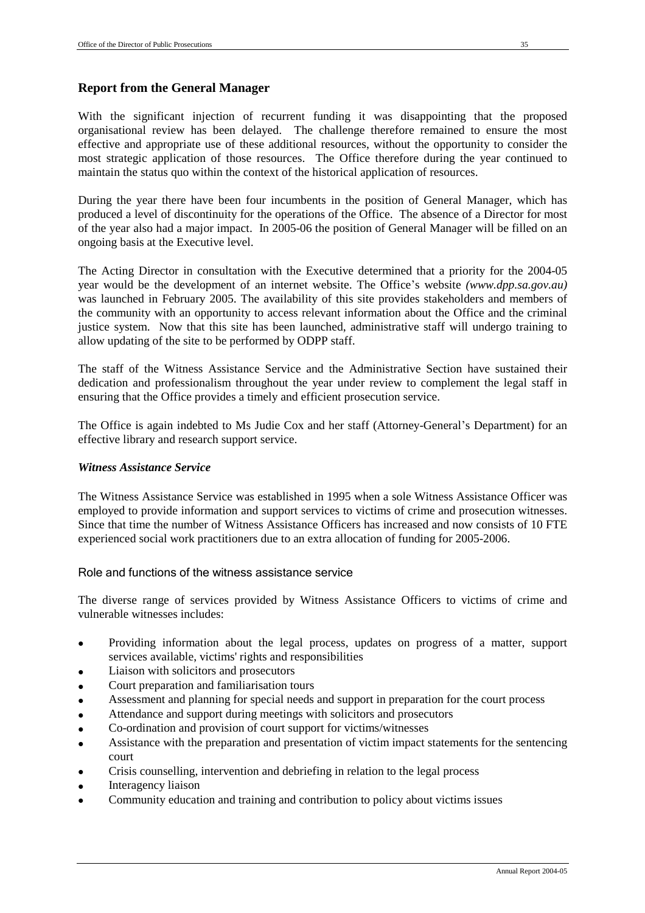## Report from the General Manager

With the significant injection of recurrent funding it was disappointing that the proposed organisational review has been delayed. The challenge therefore remained to ensure the most effective and appropriate use of these additional resources, without the opportunity to consider the most strategic application of those resources. The Office therefore during the year continued to maintain the status quo within the context of the historical application of resources.

During the year there have been four incumbents in the position of General Manager, which has produced a level of discontinuity for the operations of the Office. The absence of a Director for most of the year also had a major impact. In 2005-06 the position of General Manager will be filled on an ongoing basis at the Executive level.

The Acting Director in consultation with the Executive determined that a priority for the 2004-05 year would be the development of an internet website. The Office's website *(www.dpp.sa.gov.au)* was launched in February 2005. The availability of this site provides stakeholders and members of the community with an opportunity to access relevant information about the Office and the criminal justice system. Now that this site has been launched, administrative staff will undergo training to allow updating of the site to be performed by ODPP staff.

The staff of the Witness Assistance Service and the Administrative Section have sustained their dedication and professionalism throughout the year under review to complement the legal staff in ensuring that the Office provides a timely and efficient prosecution service.

The Office is again indebted to Ms Judie Cox and her staff (Attorney-General's Department) for an effective library and research support service.

### *Witness Assistance Service*

The Witness Assistance Service was established in 1995 when a sole Witness Assistance Officer was employed to provide information and support services to victims of crime and prosecution witnesses. Since that time the number of Witness Assistance Officers has increased and now consists of 10 FTE experienced social work practitioners due to an extra allocation of funding for 2005-2006.

#### Role and functions of the witness assistance service

The diverse range of services provided by Witness Assistance Officers to victims of crime and vulnerable witnesses includes:

- Providing information about the legal process, updates on progress of a matter, support services available, victims' rights and responsibilities
- Liaison with solicitors and prosecutors
- Court preparation and familiarisation tours
- Assessment and planning for special needs and support in preparation for the court process
- Attendance and support during meetings with solicitors and prosecutors
- Co-ordination and provision of court support for victims/witnesses
- Assistance with the preparation and presentation of victim impact statements for the sentencing court
- Crisis counselling, intervention and debriefing in relation to the legal process
- Interagency liaison
- Community education and training and contribution to policy about victims issues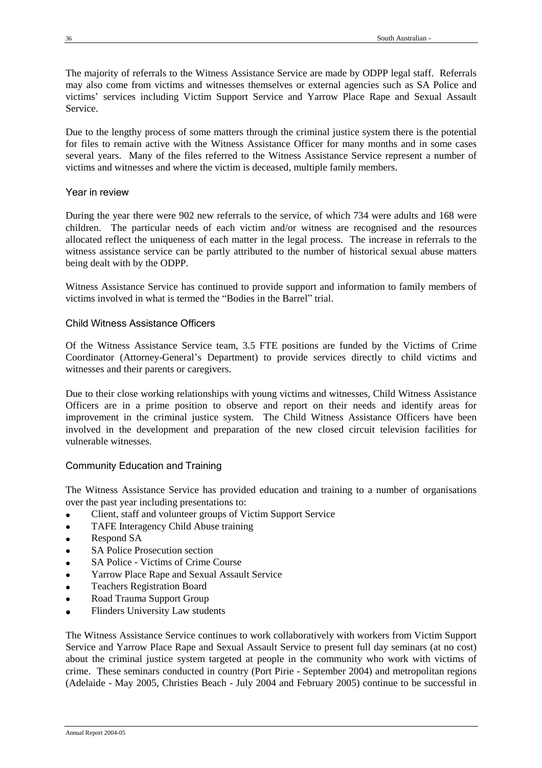The majority of referrals to the Witness Assistance Service are made by ODPP legal staff. Referrals may also come from victims and witnesses themselves or external agencies such as SA Police and victims' services including Victim Support Service and Yarrow Place Rape and Sexual Assault Service.

Due to the lengthy process of some matters through the criminal justice system there is the potential for files to remain active with the Witness Assistance Officer for many months and in some cases several years. Many of the files referred to the Witness Assistance Service represent a number of victims and witnesses and where the victim is deceased, multiple family members.

### Year in review

During the year there were 902 new referrals to the service, of which 734 were adults and 168 were children. The particular needs of each victim and/or witness are recognised and the resources allocated reflect the uniqueness of each matter in the legal process. The increase in referrals to the witness assistance service can be partly attributed to the number of historical sexual abuse matters being dealt with by the ODPP.

Witness Assistance Service has continued to provide support and information to family members of victims involved in what is termed the "Bodies in the Barrel" trial.

### Child Witness Assistance Officers

Of the Witness Assistance Service team, 3.5 FTE positions are funded by the Victims of Crime Coordinator (Attorney-General's Department) to provide services directly to child victims and witnesses and their parents or caregivers.

Due to their close working relationships with young victims and witnesses, Child Witness Assistance Officers are in a prime position to observe and report on their needs and identify areas for improvement in the criminal justice system. The Child Witness Assistance Officers have been involved in the development and preparation of the new closed circuit television facilities for vulnerable witnesses.

### Community Education and Training

The Witness Assistance Service has provided education and training to a number of organisations over the past year including presentations to:

- Client, staff and volunteer groups of Victim Support Service
- TAFE Interagency Child Abuse training
- Respond SA
- SA Police Prosecution section
- SA Police - Victims of Crime Course
- Yarrow Place Rape and Sexual Assault Service
- Teachers Registration Board
- Road Trauma Support Group
- Flinders University Law students

The Witness Assistance Service continues to work collaboratively with workers from Victim Support Service and Yarrow Place Rape and Sexual Assault Service to present full day seminars (at no cost) about the criminal justice system targeted at people in the community who work with victims of crime. These seminars conducted in country (Port Pirie - September 2004) and metropolitan regions (Adelaide - May 2005, Christies Beach - July 2004 and February 2005) continue to be successful in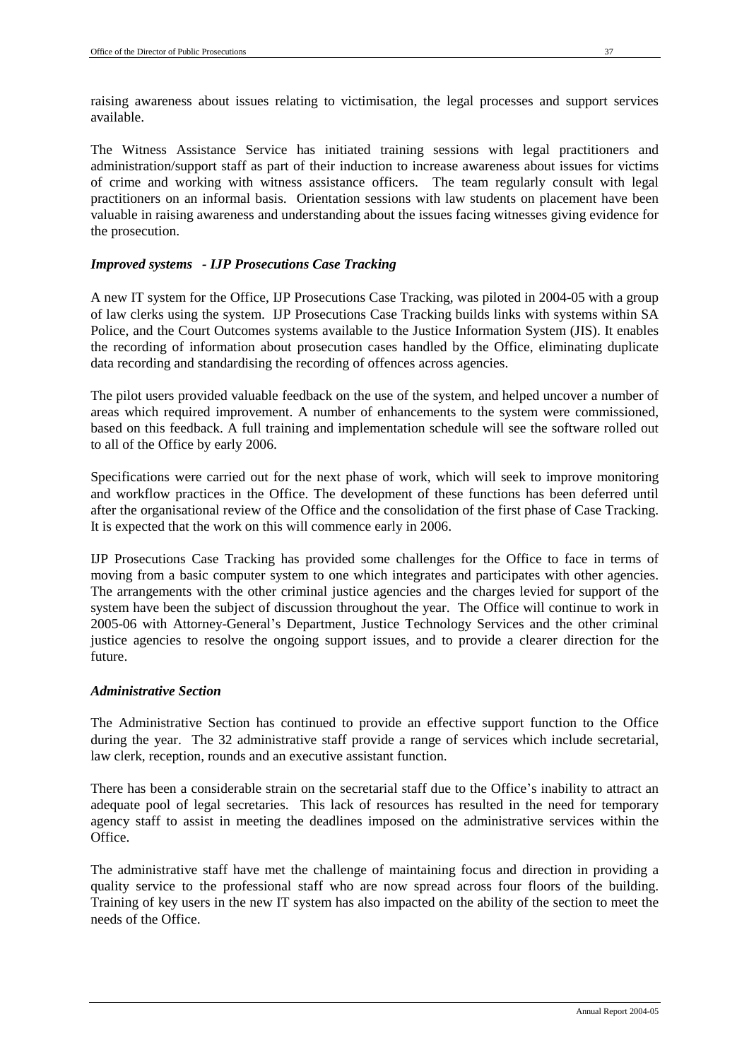raising awareness about issues relating to victimisation, the legal processes and support services available.

The Witness Assistance Service has initiated training sessions with legal practitioners and administration/support staff as part of their induction to increase awareness about issues for victims of crime and working with witness assistance officers. The team regularly consult with legal practitioners on an informal basis. Orientation sessions with law students on placement have been valuable in raising awareness and understanding about the issues facing witnesses giving evidence for the prosecution.

### *Improved systems - IJP Prosecutions Case Tracking*

A new IT system for the Office, IJP Prosecutions Case Tracking, was piloted in 2004-05 with a group of law clerks using the system. IJP Prosecutions Case Tracking builds links with systems within SA Police, and the Court Outcomes systems available to the Justice Information System (JIS). It enables the recording of information about prosecution cases handled by the Office, eliminating duplicate data recording and standardising the recording of offences across agencies.

The pilot users provided valuable feedback on the use of the system, and helped uncover a number of areas which required improvement. A number of enhancements to the system were commissioned, based on this feedback. A full training and implementation schedule will see the software rolled out to all of the Office by early 2006.

Specifications were carried out for the next phase of work, which will seek to improve monitoring and workflow practices in the Office. The development of these functions has been deferred until after the organisational review of the Office and the consolidation of the first phase of Case Tracking. It is expected that the work on this will commence early in 2006.

IJP Prosecutions Case Tracking has provided some challenges for the Office to face in terms of moving from a basic computer system to one which integrates and participates with other agencies. The arrangements with the other criminal justice agencies and the charges levied for support of the system have been the subject of discussion throughout the year. The Office will continue to work in 2005-06 with Attorney-General's Department, Justice Technology Services and the other criminal justice agencies to resolve the ongoing support issues, and to provide a clearer direction for the future.

### *Administrative Section*

The Administrative Section has continued to provide an effective support function to the Office during the year. The 32 administrative staff provide a range of services which include secretarial, law clerk, reception, rounds and an executive assistant function.

There has been a considerable strain on the secretarial staff due to the Office's inability to attract an adequate pool of legal secretaries. This lack of resources has resulted in the need for temporary agency staff to assist in meeting the deadlines imposed on the administrative services within the Office.

The administrative staff have met the challenge of maintaining focus and direction in providing a quality service to the professional staff who are now spread across four floors of the building. Training of key users in the new IT system has also impacted on the ability of the section to meet the needs of the Office.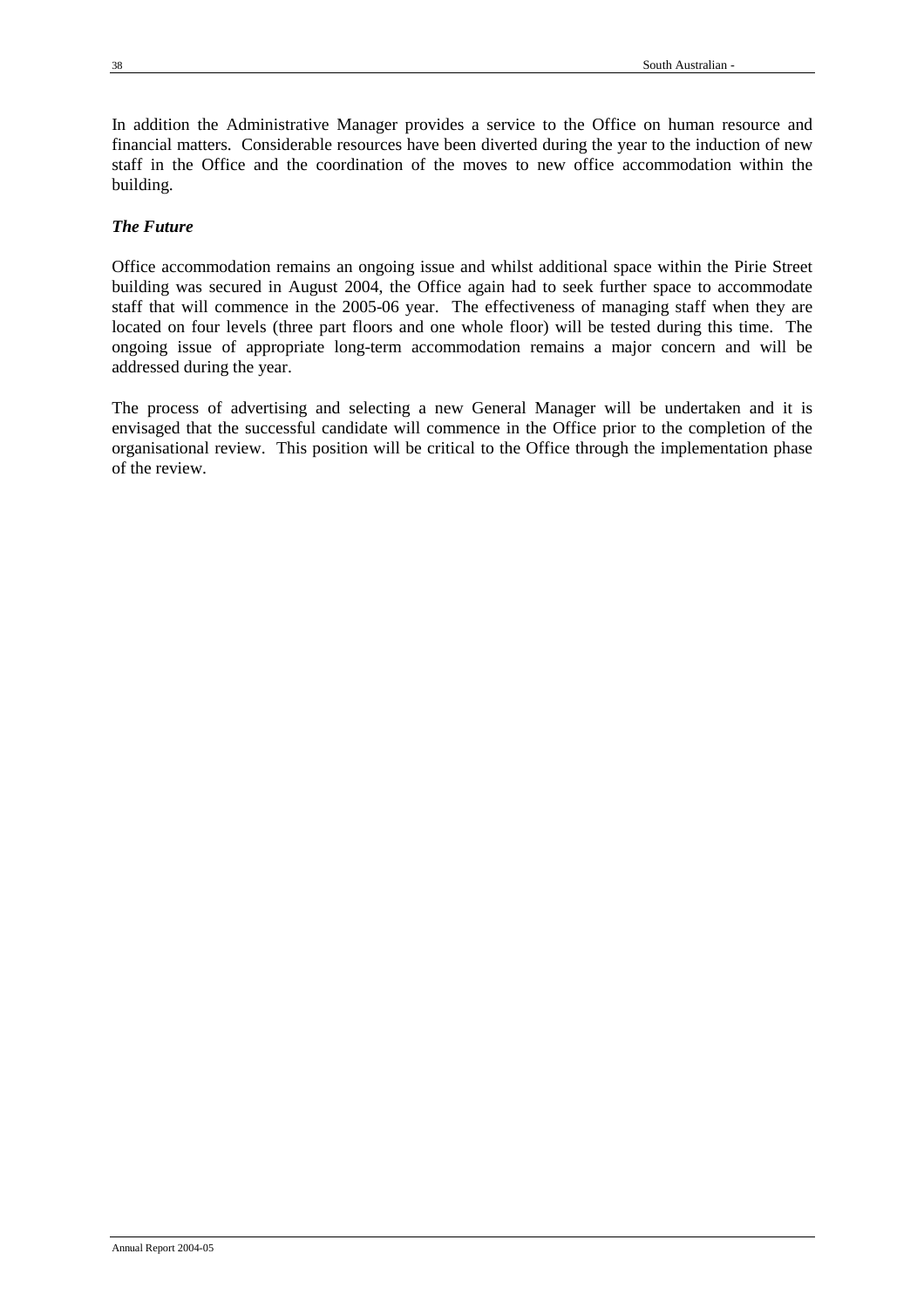In addition the Administrative Manager provides a service to the Office on human resource and financial matters. Considerable resources have been diverted during the year to the induction of new staff in the Office and the coordination of the moves to new office accommodation within the building.

### *The Future*

Office accommodation remains an ongoing issue and whilst additional space within the Pirie Street building was secured in August 2004, the Office again had to seek further space to accommodate staff that will commence in the 2005-06 year. The effectiveness of managing staff when they are located on four levels (three part floors and one whole floor) will be tested during this time. The ongoing issue of appropriate long-term accommodation remains a major concern and will be addressed during the year.

The process of advertising and selecting a new General Manager will be undertaken and it is envisaged that the successful candidate will commence in the Office prior to the completion of the organisational review. This position will be critical to the Office through the implementation phase of the review.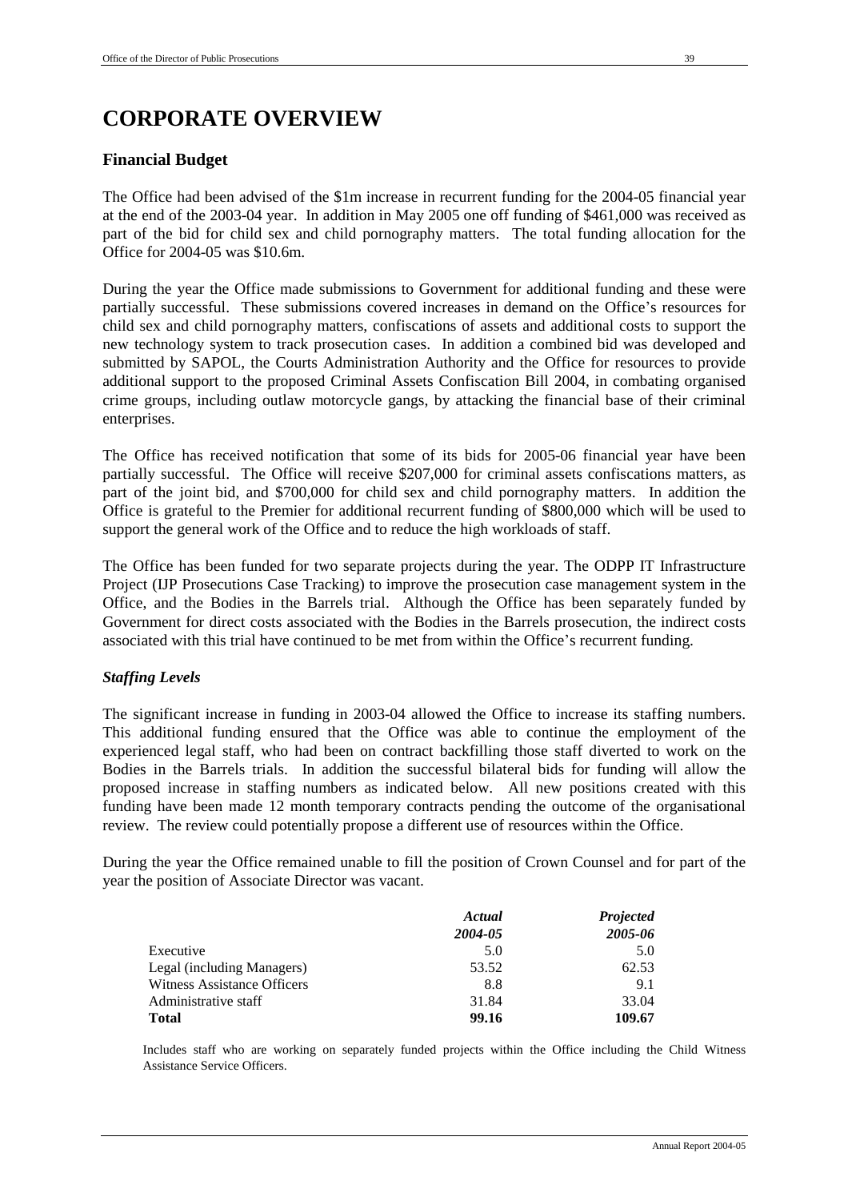# CORPORATE OVERVIEW

## Financial Budget

The Office had been advised of the $1m increase in recurrent funding for the 2004-05 financial year at the end of the 2003-04 year. In addition in May 2005 one off funding of $461,000 was received as part of the bid for child sex and child pornography matters. The total funding allocation for the Office for 2004-05 was $10.6m.

During the year the Office made submissions to Government for additional funding and these were partially successful. These submissions covered increases in demand on the Office's resources for child sex and child pornography matters, confiscations of assets and additional costs to support the new technology system to track prosecution cases. In addition a combined bid was developed and submitted by SAPOL, the Courts Administration Authority and the Office for resources to provide additional support to the proposed Criminal Assets Confiscation Bill 2004, in combating organised crime groups, including outlaw motorcycle gangs, by attacking the financial base of their criminal enterprises.

The Office has received notification that some of its bids for 2005-06 financial year have been partially successful. The Office will receive $207,000 for criminal assets confiscations matters, as part of the joint bid, and $700,000 for child sex and child pornography matters. In addition the Office is grateful to the Premier for additional recurrent funding of $800,000 which will be used to support the general work of the Office and to reduce the high workloads of staff.

The Office has been funded for two separate projects during the year. The ODPP IT Infrastructure Project (IJP Prosecutions Case Tracking) to improve the prosecution case management system in the Office, and the Bodies in the Barrels trial. Although the Office has been separately funded by Government for direct costs associated with the Bodies in the Barrels prosecution, the indirect costs associated with this trial have continued to be met from within the Office's recurrent funding.

### *Staffing Levels*

The significant increase in funding in 2003-04 allowed the Office to increase its staffing numbers. This additional funding ensured that the Office was able to continue the employment of the experienced legal staff, who had been on contract backfilling those staff diverted to work on the Bodies in the Barrels trials. In addition the successful bilateral bids for funding will allow the proposed increase in staffing numbers as indicated below. All new positions created with this funding have been made 12 month temporary contracts pending the outcome of the organisational review. The review could potentially propose a different use of resources within the Office.

During the year the Office remained unable to fill the position of Crown Counsel and for part of the year the position of Associate Director was vacant.

| | *Actual* *2004-05* | *Projected* *2005-06* |
|---|---|---|
| Executive | 5.0 | 5.0 |
| Legal (including Managers) | 53.52 | 62.53 |
| Witness Assistance Officers | 8.8 | 9.1 |
| Administrative staff | 31.84 | 33.04 |
| **Total** | **99.16** | **109.67** |

Includes staff who are working on separately funded projects within the Office including the Child Witness Assistance Service Officers.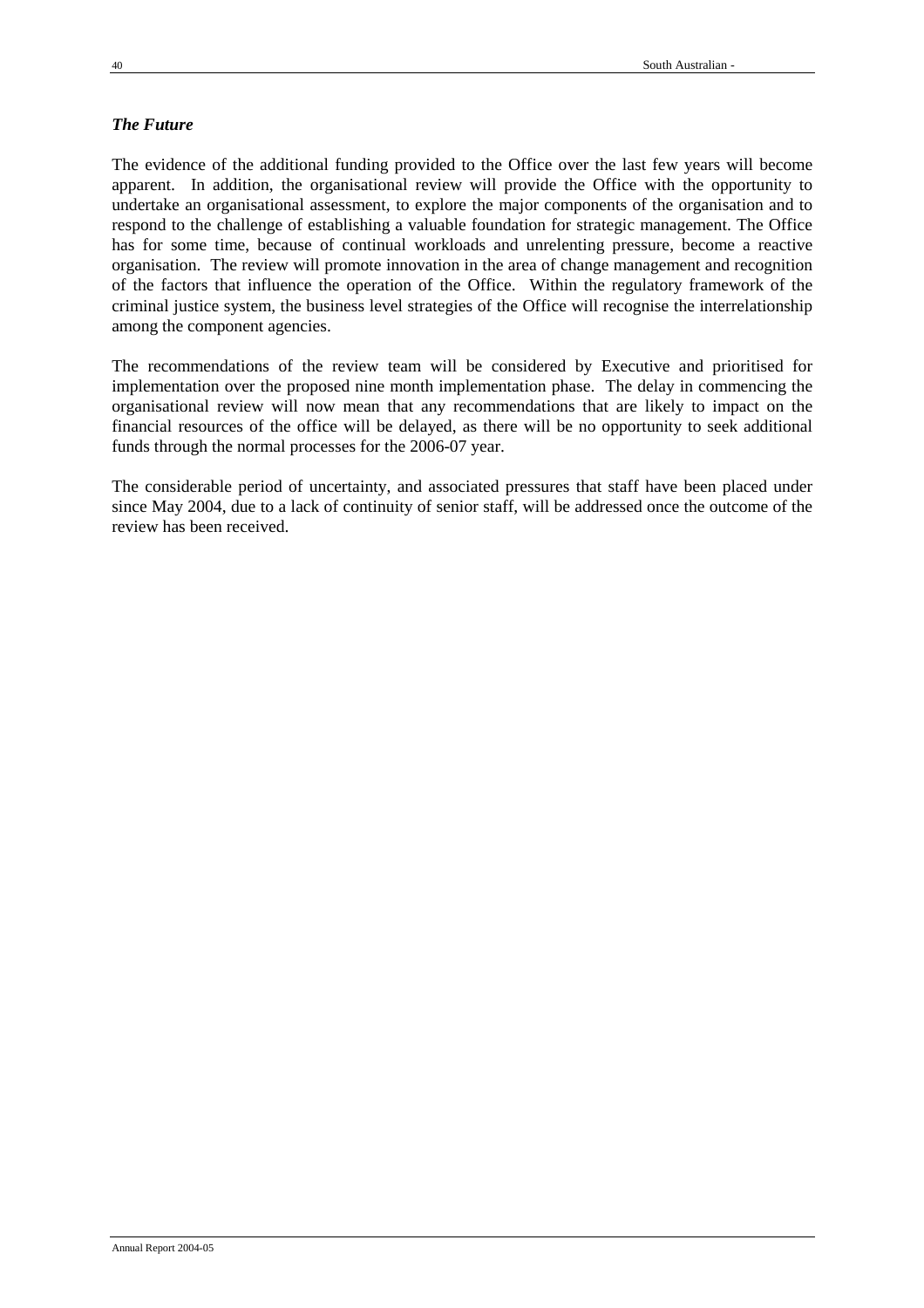### *The Future*

The evidence of the additional funding provided to the Office over the last few years will become apparent. In addition, the organisational review will provide the Office with the opportunity to undertake an organisational assessment, to explore the major components of the organisation and to respond to the challenge of establishing a valuable foundation for strategic management. The Office has for some time, because of continual workloads and unrelenting pressure, become a reactive organisation. The review will promote innovation in the area of change management and recognition of the factors that influence the operation of the Office. Within the regulatory framework of the criminal justice system, the business level strategies of the Office will recognise the interrelationship among the component agencies.

The recommendations of the review team will be considered by Executive and prioritised for implementation over the proposed nine month implementation phase. The delay in commencing the organisational review will now mean that any recommendations that are likely to impact on the financial resources of the office will be delayed, as there will be no opportunity to seek additional funds through the normal processes for the 2006-07 year.

The considerable period of uncertainty, and associated pressures that staff have been placed under since May 2004, due to a lack of continuity of senior staff, will be addressed once the outcome of the review has been received.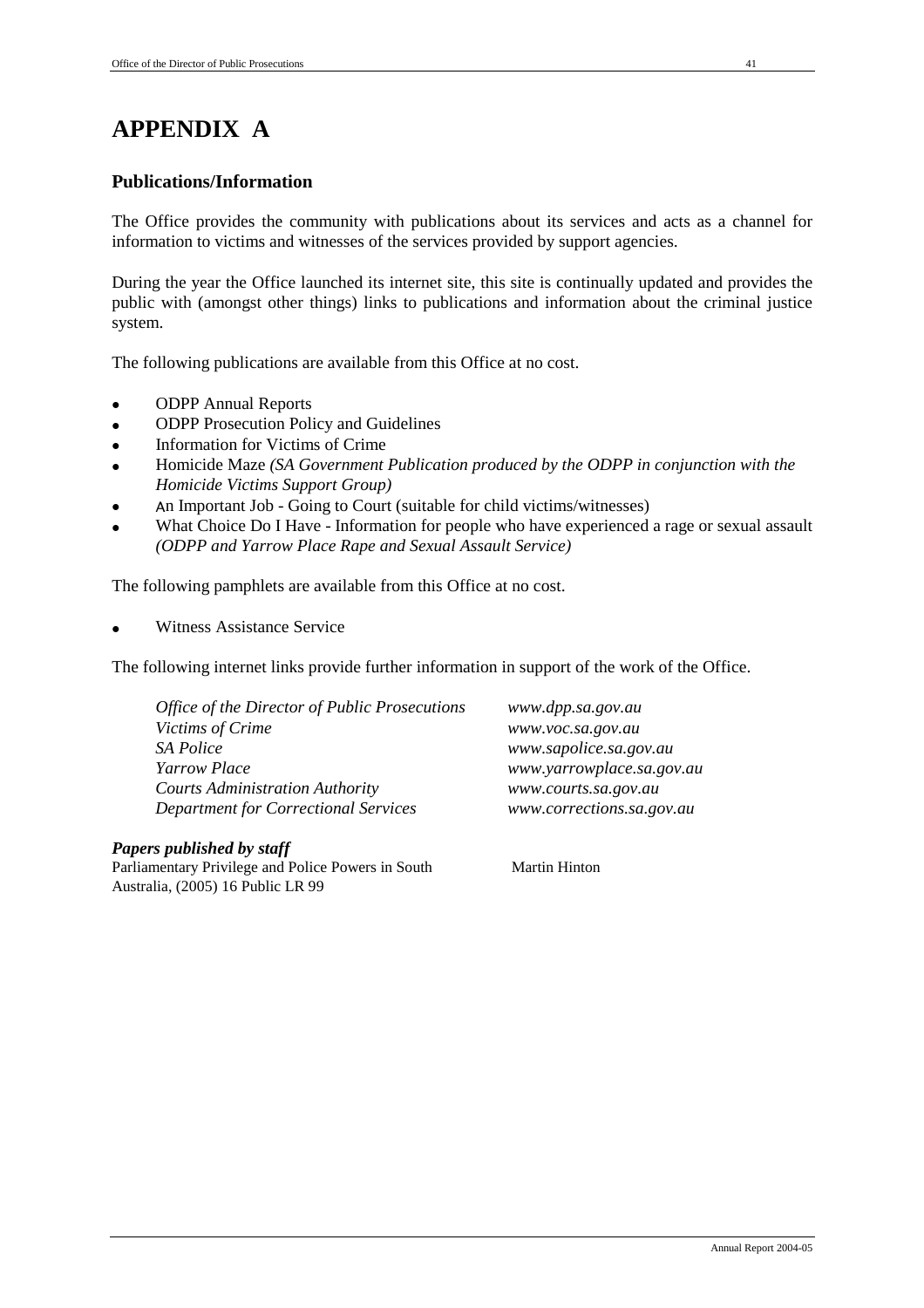# APPENDIX A

## Publications/Information

The Office provides the community with publications about its services and acts as a channel for information to victims and witnesses of the services provided by support agencies.

During the year the Office launched its internet site, this site is continually updated and provides the public with (amongst other things) links to publications and information about the criminal justice system.

The following publications are available from this Office at no cost.

- ODPP Annual Reports
- ODPP Prosecution Policy and Guidelines
- Information for Victims of Crime
- Homicide Maze *(SA Government Publication produced by the ODPP in conjunction with the Homicide Victims Support Group)*
- An Important Job - Going to Court (suitable for child victims/witnesses)
- What Choice Do I Have - Information for people who have experienced a rage or sexual assault *(ODPP and Yarrow Place Rape and Sexual Assault Service)*

The following pamphlets are available from this Office at no cost.

- Witness Assistance Service

The following internet links provide further information in support of the work of the Office.

| | |
|---|---|
| *Office of the Director of Public Prosecutions* | *www.dpp.sa.gov.au* |
| *Victims of Crime* | *www.voc.sa.gov.au* |
| *SA Police* | *www.sapolice.sa.gov.au* |
| *Yarrow Place* | *www.yarrowplace.sa.gov.au* |
| *Courts Administration Authority* | *www.courts.sa.gov.au* |
| *Department for Correctional Services* | *www.corrections.sa.gov.au* |

***Papers published by staff***

| | |
|---|---|
| Parliamentary Privilege and Police Powers in South Australia, (2005) 16 Public LR 99 | Martin Hinton |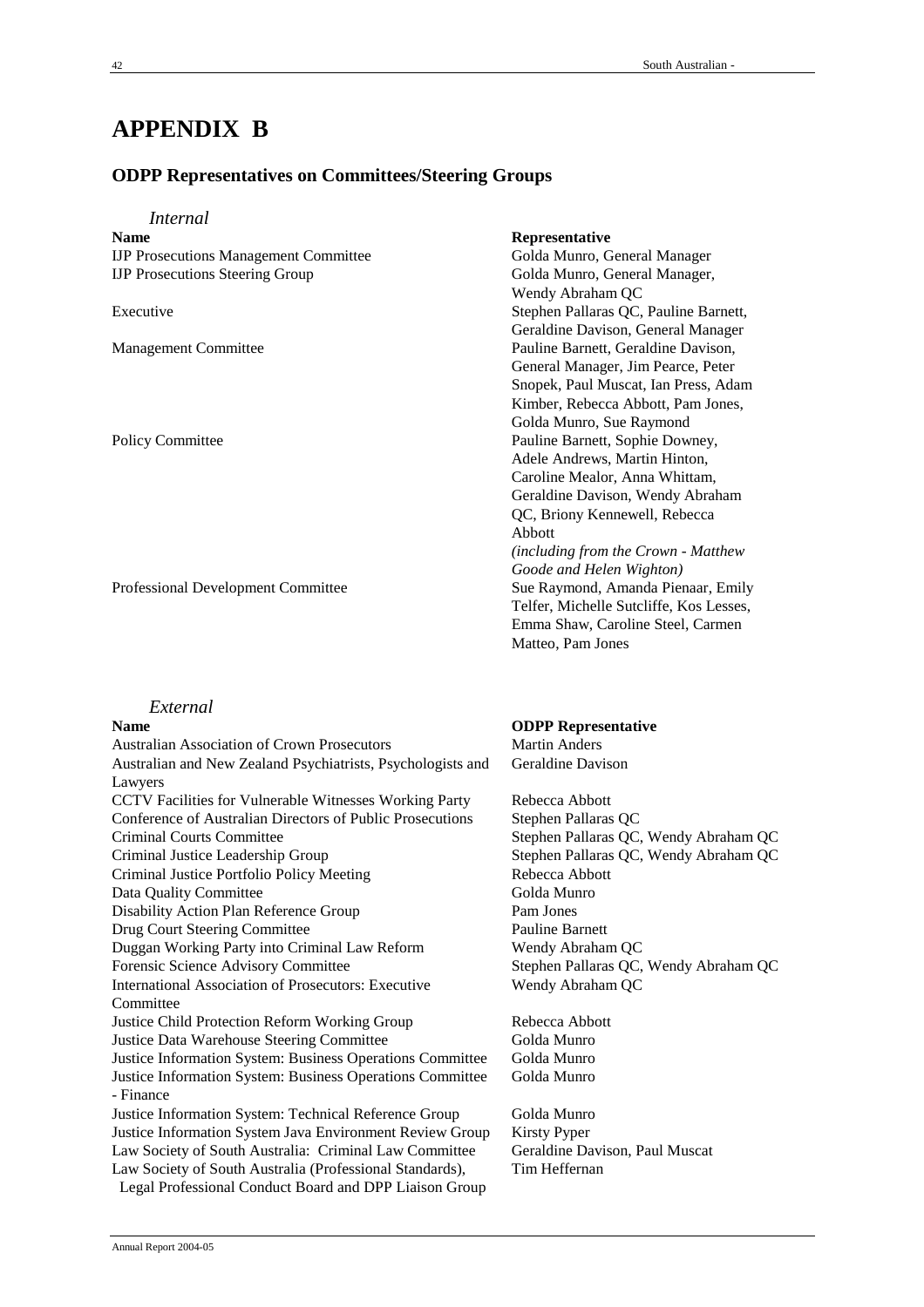# APPENDIX B

## ODDP Representatives on Committees/Steering Groups

### *Internal*

| Name | Representative |
|---|---|
| IJP Prosecutions Management Committee | Golda Munro, General Manager |
| IJP Prosecutions Steering Group | Golda Munro, General Manager, Wendy Abraham QC |
| Executive | Stephen Pallaras QC, Pauline Barnett, Geraldine Davison, General Manager |
| Management Committee | Pauline Barnett, Geraldine Davison, General Manager, Jim Pearce, Peter Snopek, Paul Muscat, Ian Press, Adam Kimber, Rebecca Abbott, Pam Jones, Golda Munro, Sue Raymond |
| Policy Committee | Pauline Barnett, Sophie Downey, Adele Andrews, Martin Hinton, Caroline Mealor, Anna Whittam, Geraldine Davison, Wendy Abraham QC, Briony Kennewell, Rebecca Abbott *(including from the Crown - Matthew Goode and Helen Wighton)* |
| Professional Development Committee | Sue Raymond, Amanda Pienaar, Emily Telfer, Michelle Sutcliffe, Kos Lesses, Emma Shaw, Caroline Steel, Carmen Matteo, Pam Jones |

### *External*

| Name | ODPP Representative |
|---|---|
| Australian Association of Crown Prosecutors | Martin Anders |
| Australian and New Zealand Psychiatrists, Psychologists and Lawyers | Geraldine Davison |
| CCTV Facilities for Vulnerable Witnesses Working Party | Rebecca Abbott |
| Conference of Australian Directors of Public Prosecutions | Stephen Pallaras QC |
| Criminal Courts Committee | Stephen Pallaras QC, Wendy Abraham QC |
| Criminal Justice Leadership Group | Stephen Pallaras QC, Wendy Abraham QC |
| Criminal Justice Portfolio Policy Meeting | Rebecca Abbott |
| Data Quality Committee | Golda Munro |
| Disability Action Plan Reference Group | Pam Jones |
| Drug Court Steering Committee | Pauline Barnett |
| Duggan Working Party into Criminal Law Reform | Wendy Abraham QC |
| Forensic Science Advisory Committee | Stephen Pallaras QC, Wendy Abraham QC |
| International Association of Prosecutors: Executive Committee | Wendy Abraham QC |
| Justice Child Protection Reform Working Group | Rebecca Abbott |
| Justice Data Warehouse Steering Committee | Golda Munro |
| Justice Information System: Business Operations Committee | Golda Munro |
| Justice Information System: Business Operations Committee - Finance | Golda Munro |
| Justice Information System: Technical Reference Group | Golda Munro |
| Justice Information System Java Environment Review Group | Kirsty Pyper |
| Law Society of South Australia: Criminal Law Committee | Geraldine Davison, Paul Muscat |
| Law Society of South Australia (Professional Standards), Legal Professional Conduct Board and DPP Liaison Group | Tim Heffernan |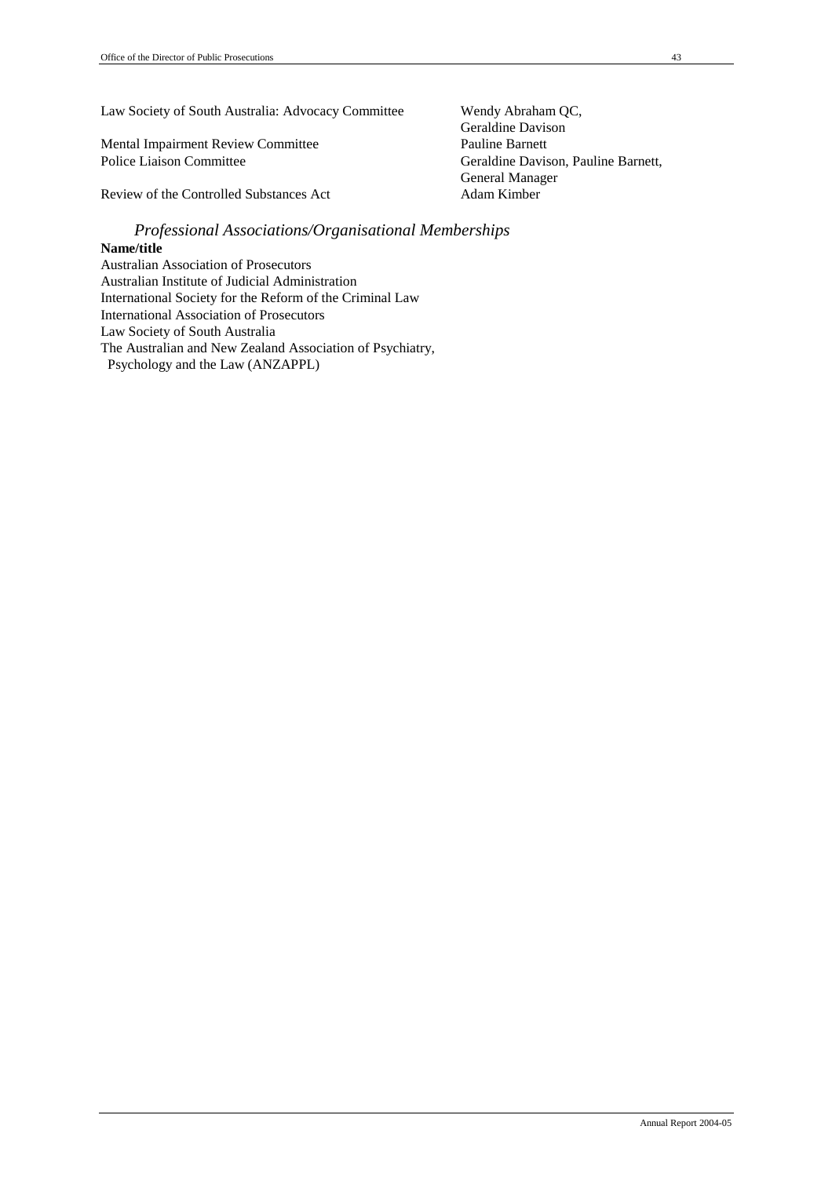| | |
|---|---|
| Law Society of South Australia: Advocacy Committee | Wendy Abraham QC, Geraldine Davison |
| Mental Impairment Review Committee | Pauline Barnett |
| Police Liaison Committee | Geraldine Davison, Pauline Barnett, General Manager |
| Review of the Controlled Substances Act | Adam Kimber |

### *Professional Associations/Organisational Memberships*

**Name/title**

Australian Association of Prosecutors
Australian Institute of Judicial Administration
International Society for the Reform of the Criminal Law
International Association of Prosecutors
Law Society of South Australia
The Australian and New Zealand Association of Psychiatry, Psychology and the Law (ANZAPPL)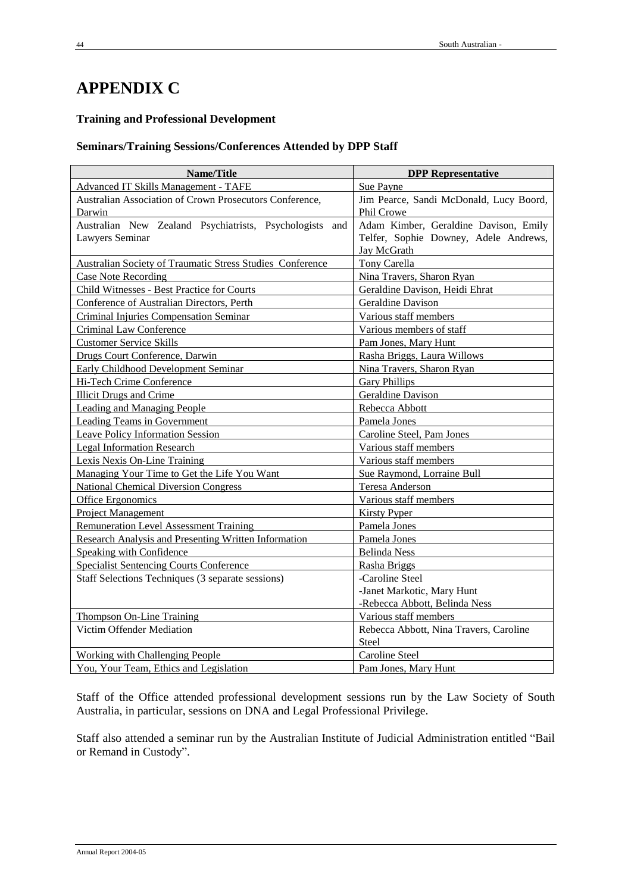# APPENDIX C

**Training and Professional Development**

**Seminars/Training Sessions/Conferences Attended by DPP Staff**

| Name/Title | DPP Representative |
|---|---|
| Advanced IT Skills Management - TAFE | Sue Payne |
| Australian Association of Crown Prosecutors Conference, Darwin | Jim Pearce, Sandi McDonald, Lucy Boord, Phil Crowe |
| Australian New Zealand Psychiatrists, Psychologists and Lawyers Seminar | Adam Kimber, Geraldine Davison, Emily Telfer, Sophie Downey, Adele Andrews, Jay McGrath |
| Australian Society of Traumatic Stress Studies Conference | Tony Carella |
| Case Note Recording | Nina Travers, Sharon Ryan |
| Child Witnesses - Best Practice for Courts | Geraldine Davison, Heidi Ehrat |
| Conference of Australian Directors, Perth | Geraldine Davison |
| Criminal Injuries Compensation Seminar | Various staff members |
| Criminal Law Conference | Various members of staff |
| Customer Service Skills | Pam Jones, Mary Hunt |
| Drugs Court Conference, Darwin | Rasha Briggs, Laura Willows |
| Early Childhood Development Seminar | Nina Travers, Sharon Ryan |
| Hi-Tech Crime Conference | Gary Phillips |
| Illicit Drugs and Crime | Geraldine Davison |
| Leading and Managing People | Rebecca Abbott |
| Leading Teams in Government | Pamela Jones |
| Leave Policy Information Session | Caroline Steel, Pam Jones |
| Legal Information Research | Various staff members |
| Lexis Nexis On-Line Training | Various staff members |
| Managing Your Time to Get the Life You Want | Sue Raymond, Lorraine Bull |
| National Chemical Diversion Congress | Teresa Anderson |
| Office Ergonomics | Various staff members |
| Project Management | Kirsty Pyper |
| Remuneration Level Assessment Training | Pamela Jones |
| Research Analysis and Presenting Written Information | Pamela Jones |
| Speaking with Confidence | Belinda Ness |
| Specialist Sentencing Courts Conference | Rasha Briggs |
| Staff Selections Techniques (3 separate sessions) | -Caroline Steel<br>-Janet Markotic, Mary Hunt<br>-Rebecca Abbott, Belinda Ness |
| Thompson On-Line Training | Various staff members |
| Victim Offender Mediation | Rebecca Abbott, Nina Travers, Caroline Steel |
| Working with Challenging People | Caroline Steel |
| You, Your Team, Ethics and Legislation | Pam Jones, Mary Hunt |

Staff of the Office attended professional development sessions run by the Law Society of South Australia, in particular, sessions on DNA and Legal Professional Privilege.

Staff also attended a seminar run by the Australian Institute of Judicial Administration entitled "Bail or Remand in Custody".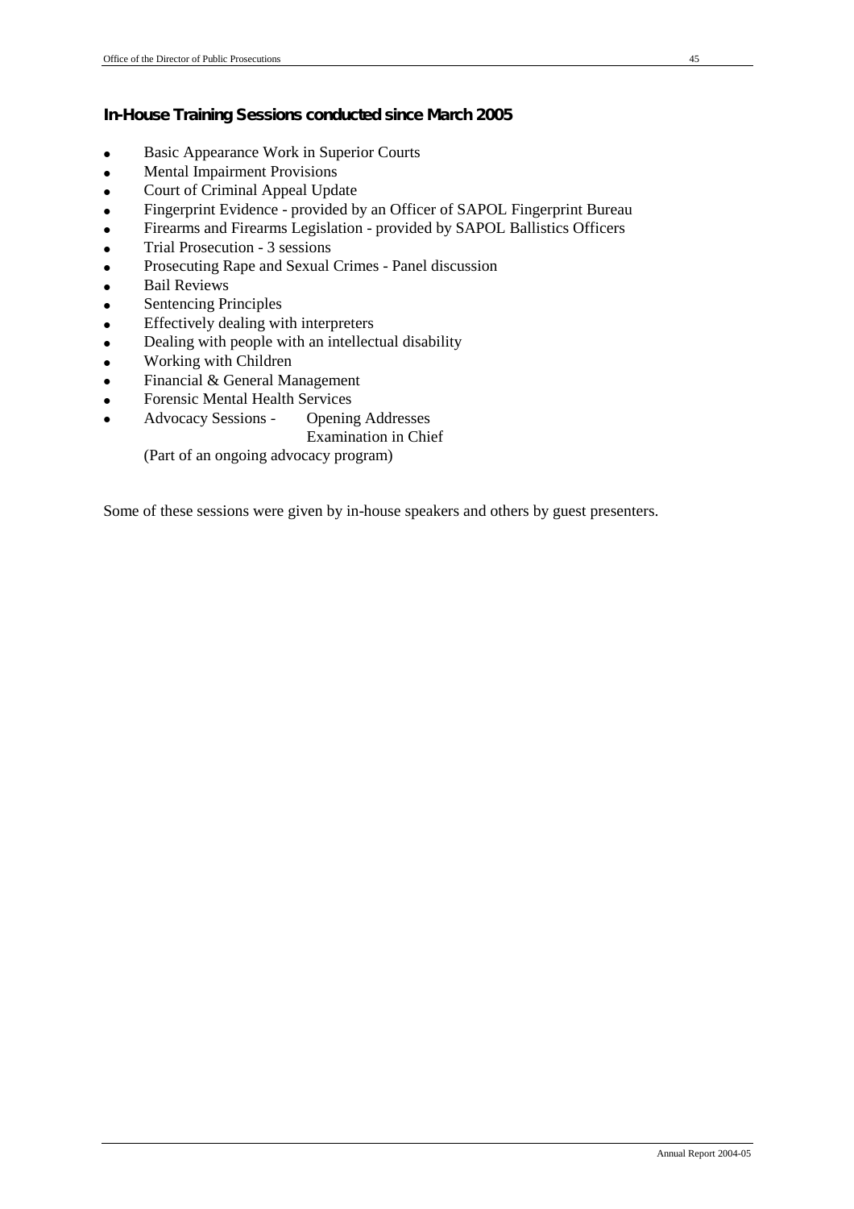## In-House Training Sessions conducted since March 2005

- Basic Appearance Work in Superior Courts
- Mental Impairment Provisions
- Court of Criminal Appeal Update
- Fingerprint Evidence - provided by an Officer of SAPOL Fingerprint Bureau
- Firearms and Firearms Legislation - provided by SAPOL Ballistics Officers
- Trial Prosecution - 3 sessions
- Prosecuting Rape and Sexual Crimes - Panel discussion
- Bail Reviews
- Sentencing Principles
- Effectively dealing with interpreters
- Dealing with people with an intellectual disability
- Working with Children
- Financial & General Management
- Forensic Mental Health Services
- Advocacy Sessions - Opening Addresses
  Examination in Chief
  (Part of an ongoing advocacy program)

Some of these sessions were given by in-house speakers and others by guest presenters.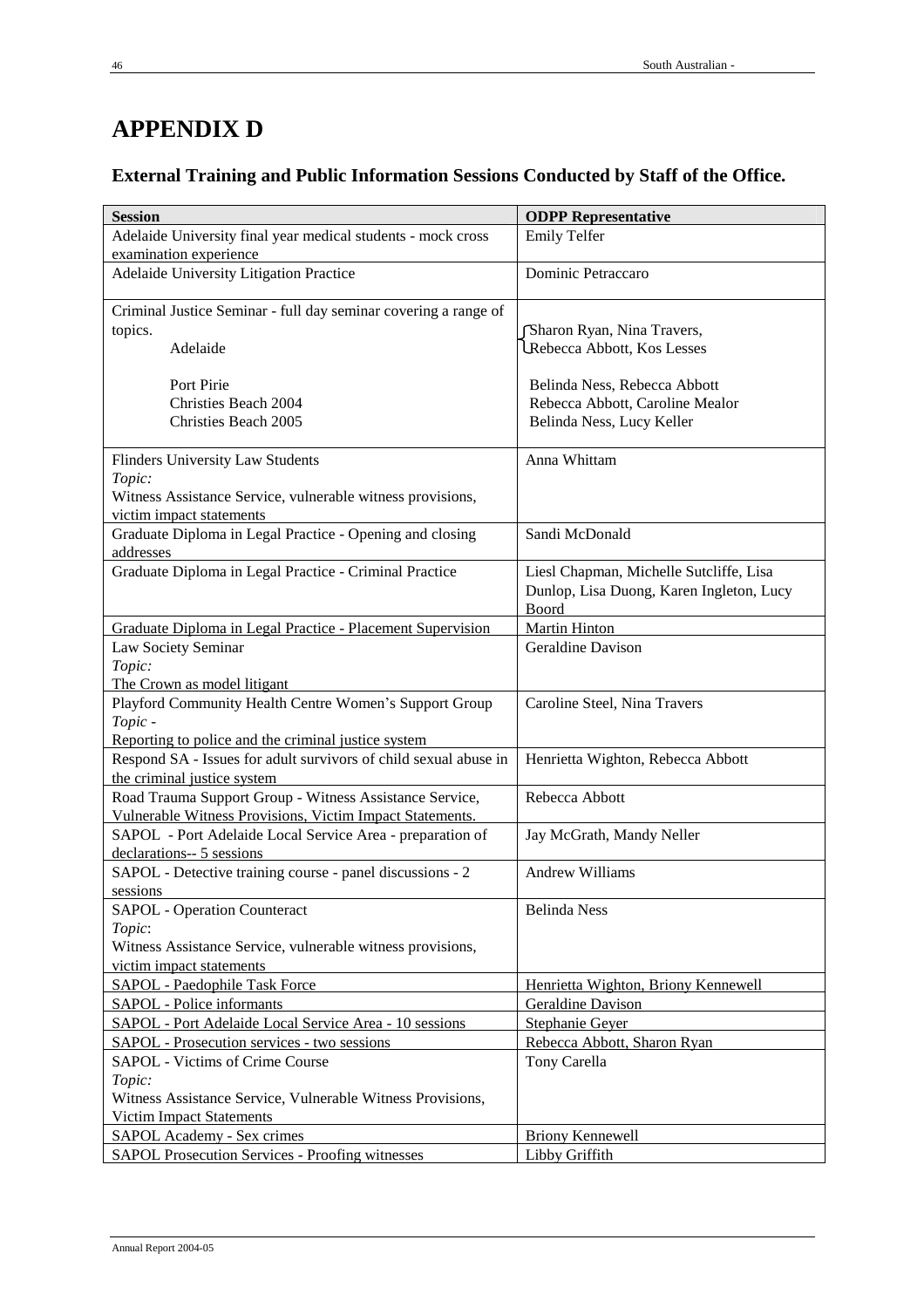# APPENDIX D

## External Training and Public Information Sessions Conducted by Staff of the Office.

| Session | ODPP Representative |
|---|---|
| Adelaide University final year medical students - mock cross examination experience | Emily Telfer |
| Adelaide University Litigation Practice | Dominic Petraccaro |
| Criminal Justice Seminar - full day seminar covering a range of topics.<br>Adelaide<br><br>Port Pirie<br>Christies Beach 2004<br>Christies Beach 2005 | <br><br>Sharon Ryan, Nina Travers, Rebecca Abbott, Kos Lesses<br><br>Belinda Ness, Rebecca Abbott<br>Rebecca Abbott, Caroline Mealor<br>Belinda Ness, Lucy Keller |
| Flinders University Law Students<br>*Topic:*<br>Witness Assistance Service, vulnerable witness provisions, victim impact statements | Anna Whittam |
| Graduate Diploma in Legal Practice - Opening and closing addresses | Sandi McDonald |
| Graduate Diploma in Legal Practice - Criminal Practice | Liesl Chapman, Michelle Sutcliffe, Lisa Dunlop, Lisa Duong, Karen Ingleton, Lucy Boord |
| Graduate Diploma in Legal Practice - Placement Supervision | Martin Hinton |
| Law Society Seminar<br>*Topic:*<br>The Crown as model litigant | Geraldine Davison |
| Playford Community Health Centre Women's Support Group<br>*Topic -*<br>Reporting to police and the criminal justice system | Caroline Steel, Nina Travers |
| Respond SA - Issues for adult survivors of child sexual abuse in the criminal justice system | Henrietta Wighton, Rebecca Abbott |
| Road Trauma Support Group - Witness Assistance Service, Vulnerable Witness Provisions, Victim Impact Statements. | Rebecca Abbott |
| SAPOL - Port Adelaide Local Service Area - preparation of declarations-- 5 sessions | Jay McGrath, Mandy Neller |
| SAPOL - Detective training course - panel discussions - 2 sessions | Andrew Williams |
| SAPOL - Operation Counteract<br>*Topic*:<br>Witness Assistance Service, vulnerable witness provisions, victim impact statements | Belinda Ness |
| SAPOL - Paedophile Task Force | Henrietta Wighton, Briony Kennewell |
| SAPOL - Police informants | Geraldine Davison |
| SAPOL - Port Adelaide Local Service Area - 10 sessions | Stephanie Geyer |
| SAPOL - Prosecution services - two sessions | Rebecca Abbott, Sharon Ryan |
| SAPOL - Victims of Crime Course<br>*Topic:*<br>Witness Assistance Service, Vulnerable Witness Provisions, Victim Impact Statements | Tony Carella |
| SAPOL Academy - Sex crimes | Briony Kennewell |
| SAPOL Prosecution Services - Proofing witnesses | Libby Griffith |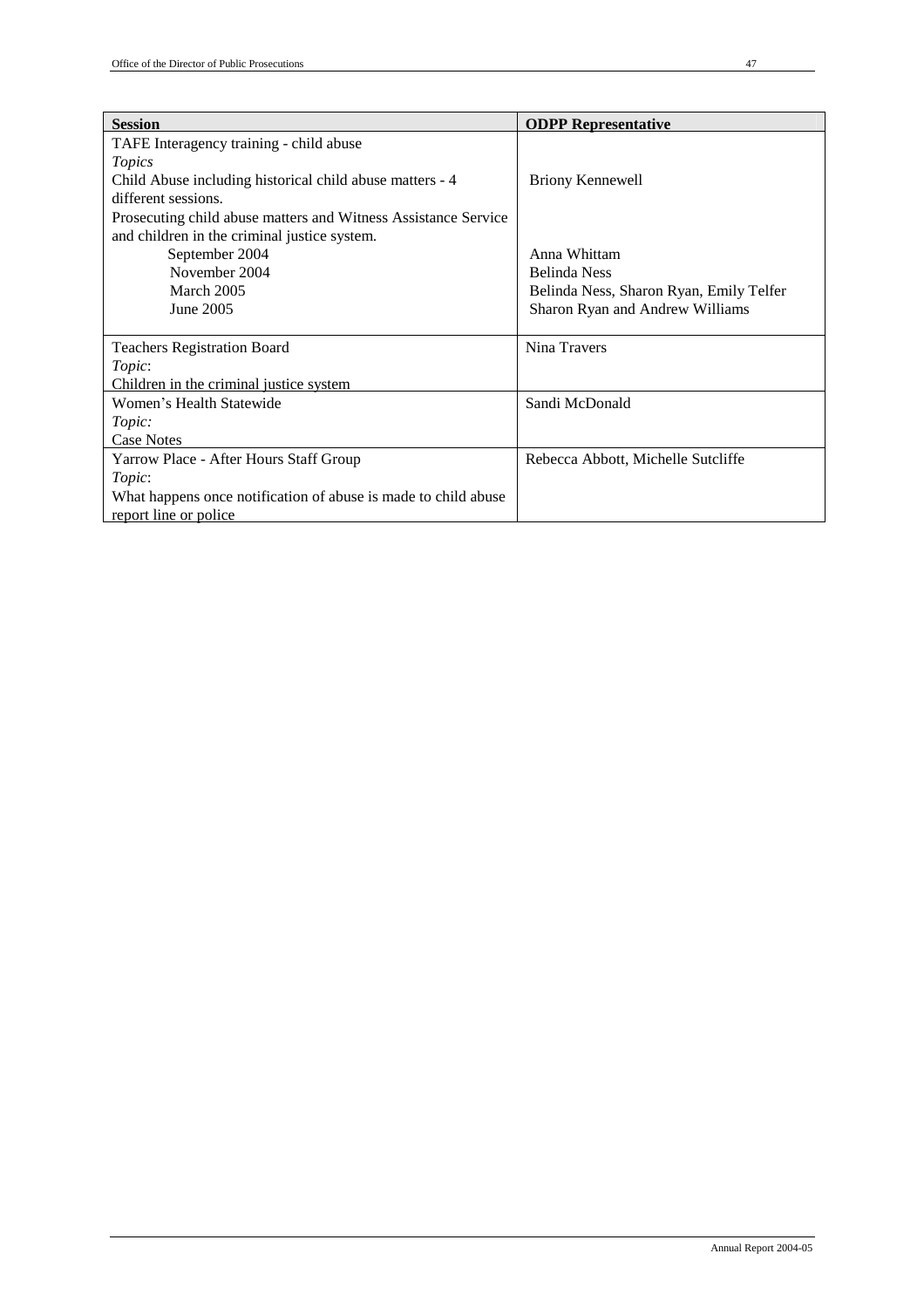| **Session** | **ODPP Representative** |
| --- | --- |
| TAFE Interagency training - child abuse<br>*Topics*<br>Child Abuse including historical child abuse matters - 4 different sessions.<br>Prosecuting child abuse matters and Witness Assistance Service and children in the criminal justice system.<br>September 2004<br>November 2004<br>March 2005<br>June 2005 | <br><br>Briony Kennewell<br><br><br><br>Anna Whittam<br>Belinda Ness<br>Belinda Ness, Sharon Ryan, Emily Telfer<br>Sharon Ryan and Andrew Williams |
| Teachers Registration Board<br>*Topic*:<br>Children in the criminal justice system | Nina Travers |
| Women's Health Statewide<br>*Topic:*<br>Case Notes | Sandi McDonald |
| Yarrow Place - After Hours Staff Group<br>*Topic*:<br>What happens once notification of abuse is made to child abuse report line or police | Rebecca Abbott, Michelle Sutcliffe |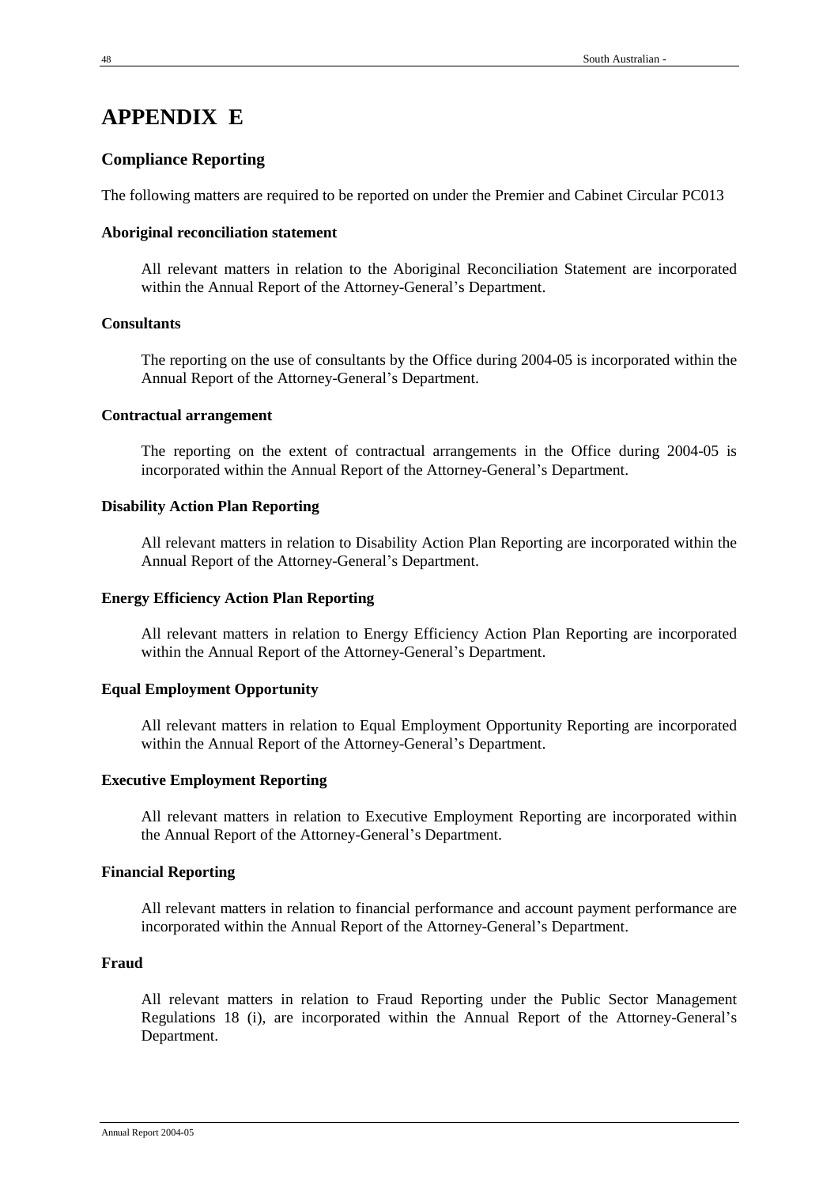# APPENDIX E

## Compliance Reporting

The following matters are required to be reported on under the Premier and Cabinet Circular PC013

#### Aboriginal reconciliation statement

All relevant matters in relation to the Aboriginal Reconciliation Statement are incorporated within the Annual Report of the Attorney-General's Department.

#### Consultants

The reporting on the use of consultants by the Office during 2004-05 is incorporated within the Annual Report of the Attorney-General's Department.

#### Contractual arrangement

The reporting on the extent of contractual arrangements in the Office during 2004-05 is incorporated within the Annual Report of the Attorney-General's Department.

#### Disability Action Plan Reporting

All relevant matters in relation to Disability Action Plan Reporting are incorporated within the Annual Report of the Attorney-General's Department.

#### Energy Efficiency Action Plan Reporting

All relevant matters in relation to Energy Efficiency Action Plan Reporting are incorporated within the Annual Report of the Attorney-General's Department.

#### Equal Employment Opportunity

All relevant matters in relation to Equal Employment Opportunity Reporting are incorporated within the Annual Report of the Attorney-General's Department.

#### Executive Employment Reporting

All relevant matters in relation to Executive Employment Reporting are incorporated within the Annual Report of the Attorney-General's Department.

#### Financial Reporting

All relevant matters in relation to financial performance and account payment performance are incorporated within the Annual Report of the Attorney-General's Department.

#### Fraud

All relevant matters in relation to Fraud Reporting under the Public Sector Management Regulations 18 (i), are incorporated within the Annual Report of the Attorney-General's Department.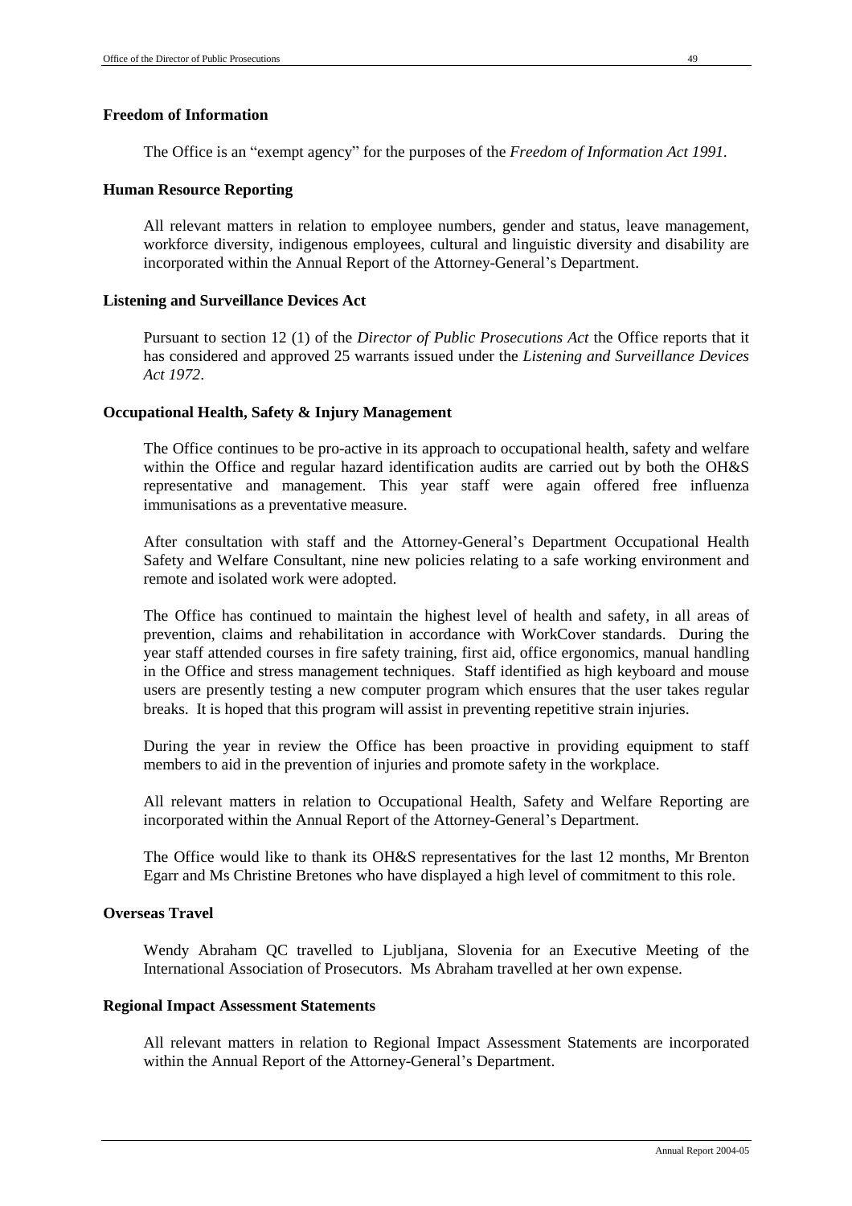## Freedom of Information

The Office is an "exempt agency" for the purposes of the *Freedom of Information Act 1991*.

## Human Resource Reporting

All relevant matters in relation to employee numbers, gender and status, leave management, workforce diversity, indigenous employees, cultural and linguistic diversity and disability are incorporated within the Annual Report of the Attorney-General's Department.

## Listening and Surveillance Devices Act

Pursuant to section 12 (1) of the *Director of Public Prosecutions Act* the Office reports that it has considered and approved 25 warrants issued under the *Listening and Surveillance Devices Act 1972*.

## Occupational Health, Safety & Injury Management

The Office continues to be pro-active in its approach to occupational health, safety and welfare within the Office and regular hazard identification audits are carried out by both the OH&S representative and management. This year staff were again offered free influenza immunisations as a preventative measure.

After consultation with staff and the Attorney-General's Department Occupational Health Safety and Welfare Consultant, nine new policies relating to a safe working environment and remote and isolated work were adopted.

The Office has continued to maintain the highest level of health and safety, in all areas of prevention, claims and rehabilitation in accordance with WorkCover standards. During the year staff attended courses in fire safety training, first aid, office ergonomics, manual handling in the Office and stress management techniques. Staff identified as high keyboard and mouse users are presently testing a new computer program which ensures that the user takes regular breaks. It is hoped that this program will assist in preventing repetitive strain injuries.

During the year in review the Office has been proactive in providing equipment to staff members to aid in the prevention of injuries and promote safety in the workplace.

All relevant matters in relation to Occupational Health, Safety and Welfare Reporting are incorporated within the Annual Report of the Attorney-General's Department.

The Office would like to thank its OH&S representatives for the last 12 months, Mr Brenton Egarr and Ms Christine Bretones who have displayed a high level of commitment to this role.

## Overseas Travel

Wendy Abraham QC travelled to Ljubljana, Slovenia for an Executive Meeting of the International Association of Prosecutors. Ms Abraham travelled at her own expense.

## Regional Impact Assessment Statements

All relevant matters in relation to Regional Impact Assessment Statements are incorporated within the Annual Report of the Attorney-General's Department.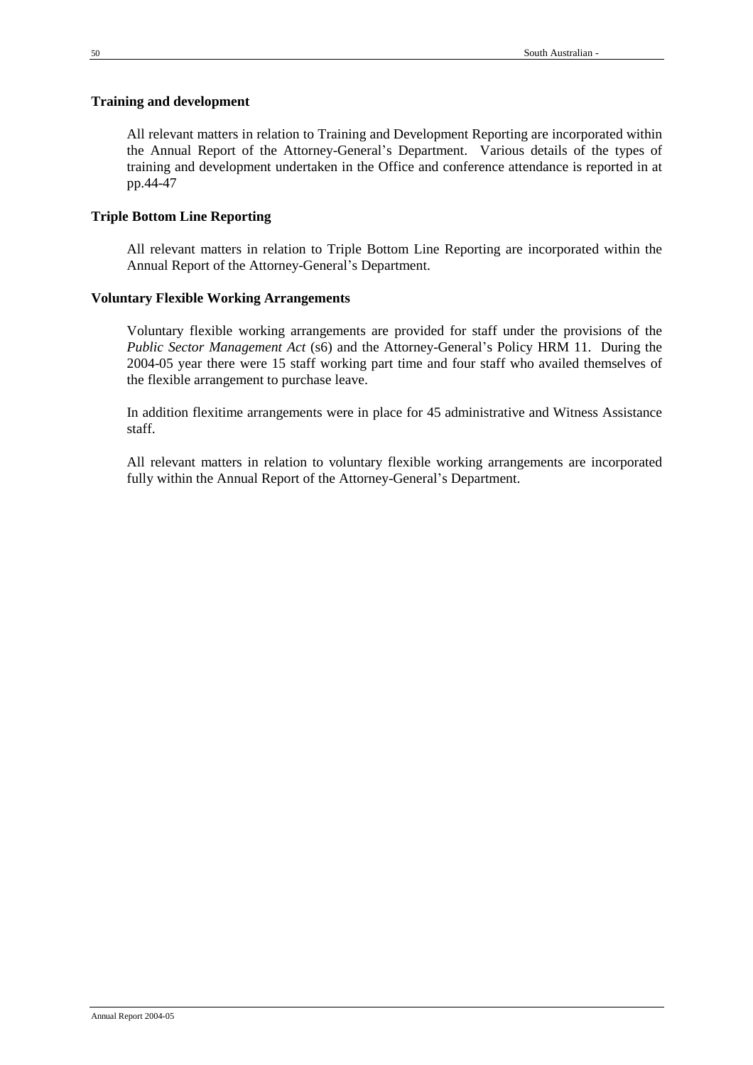### Training and development

All relevant matters in relation to Training and Development Reporting are incorporated within the Annual Report of the Attorney-General's Department. Various details of the types of training and development undertaken in the Office and conference attendance is reported in at pp.44-47

### Triple Bottom Line Reporting

All relevant matters in relation to Triple Bottom Line Reporting are incorporated within the Annual Report of the Attorney-General's Department.

### Voluntary Flexible Working Arrangements

Voluntary flexible working arrangements are provided for staff under the provisions of the *Public Sector Management Act* (s6) and the Attorney-General's Policy HRM 11. During the 2004-05 year there were 15 staff working part time and four staff who availed themselves of the flexible arrangement to purchase leave.

In addition flexitime arrangements were in place for 45 administrative and Witness Assistance staff.

All relevant matters in relation to voluntary flexible working arrangements are incorporated fully within the Annual Report of the Attorney-General's Department.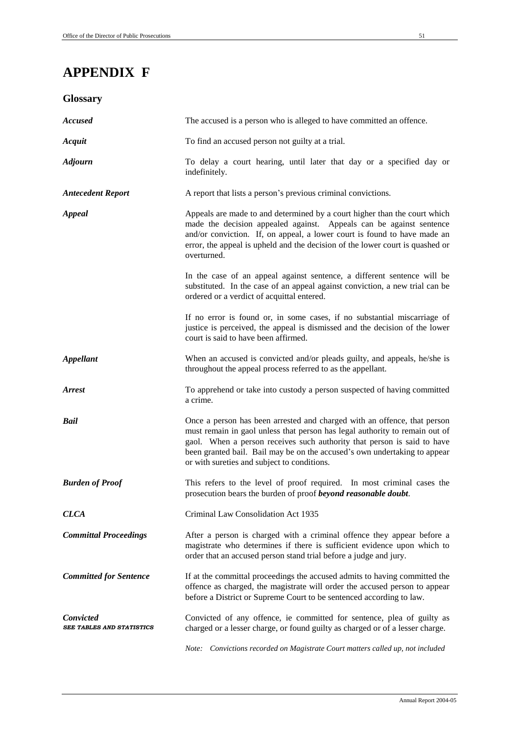# APPENDIX F

## Glossary

***Accused*** The accused is a person who is alleged to have committed an offence.

***Acquit*** To find an accused person not guilty at a trial.

***Adjourn*** To delay a court hearing, until later that day or a specified day or indefinitely.

***Antecedent Report*** A report that lists a person's previous criminal convictions.

***Appeal*** Appeals are made to and determined by a court higher than the court which made the decision appealed against. Appeals can be against sentence and/or conviction. If, on appeal, a lower court is found to have made an error, the appeal is upheld and the decision of the lower court is quashed or overturned.

In the case of an appeal against sentence, a different sentence will be substituted. In the case of an appeal against conviction, a new trial can be ordered or a verdict of acquittal entered.

If no error is found or, in some cases, if no substantial miscarriage of justice is perceived, the appeal is dismissed and the decision of the lower court is said to have been affirmed.

***Appellant*** When an accused is convicted and/or pleads guilty, and appeals, he/she is throughout the appeal process referred to as the appellant.

***Arrest*** To apprehend or take into custody a person suspected of having committed a crime.

***Bail*** Once a person has been arrested and charged with an offence, that person must remain in gaol unless that person has legal authority to remain out of gaol. When a person receives such authority that person is said to have been granted bail. Bail may be on the accused's own undertaking to appear or with sureties and subject to conditions.

***Burden of Proof*** This refers to the level of proof required. In most criminal cases the prosecution bears the burden of proof ***beyond reasonable doubt***.

***CLCA*** Criminal Law Consolidation Act 1935

***Committal Proceedings*** After a person is charged with a criminal offence they appear before a magistrate who determines if there is sufficient evidence upon which to order that an accused person stand trial before a judge and jury.

***Committed for Sentence*** If at the committal proceedings the accused admits to having committed the offence as charged, the magistrate will order the accused person to appear before a District or Supreme Court to be sentenced according to law.

***Convicted*** *SEE TABLES AND STATISTICS* Convicted of any offence, ie committed for sentence, plea of guilty as charged or a lesser charge, or found guilty as charged or of a lesser charge.

*Note: Convictions recorded on Magistrate Court matters called up, not included*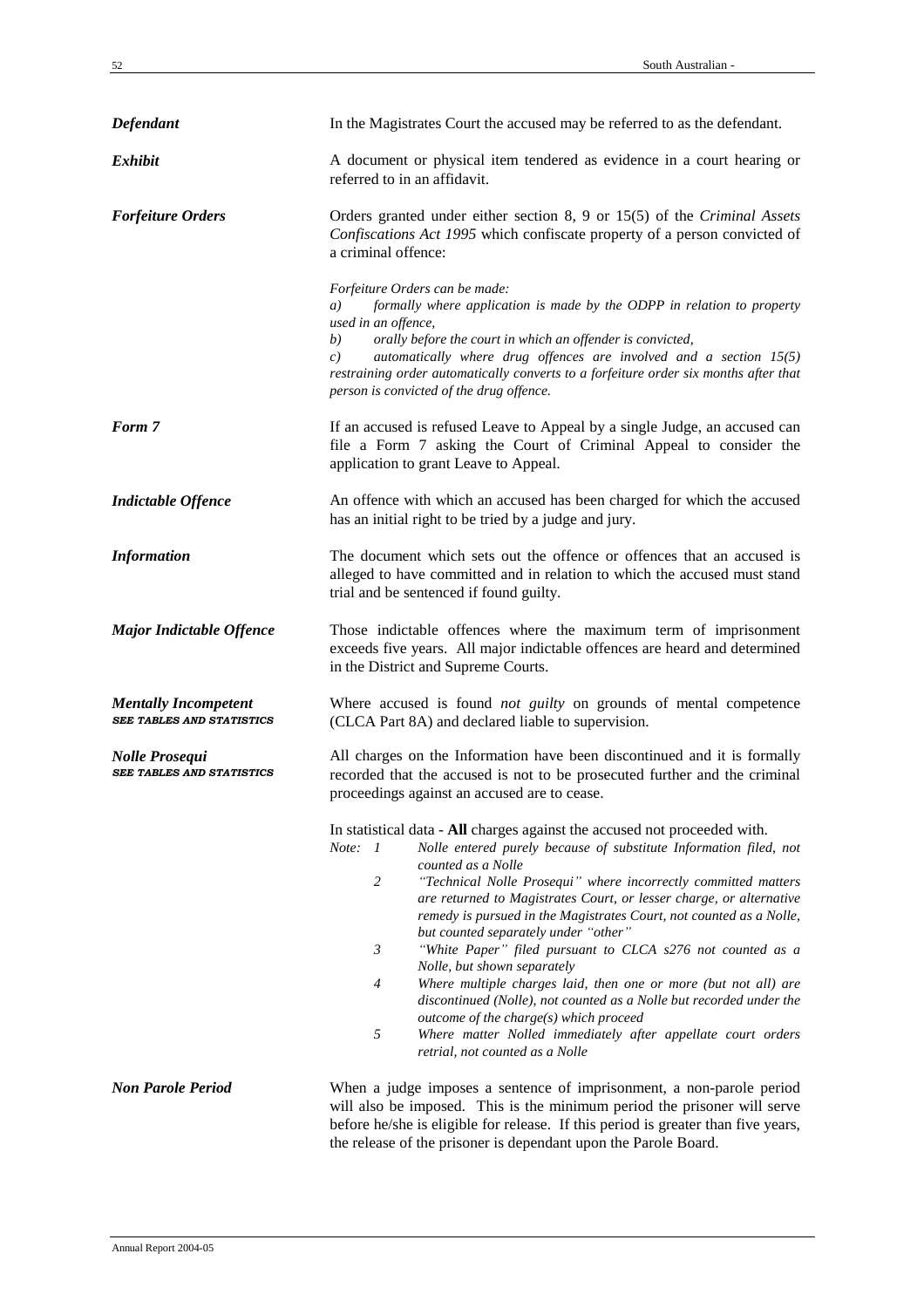***Defendant***

In the Magistrates Court the accused may be referred to as the defendant.

***Exhibit***

A document or physical item tendered as evidence in a court hearing or referred to in an affidavit.

***Forfeiture Orders***

Orders granted under either section 8, 9 or 15(5) of the *Criminal Assets Confiscations Act 1995* which confiscate property of a person convicted of a criminal offence:

*Forfeiture Orders can be made:*

*a) formally where application is made by the ODPP in relation to property used in an offence,*

*b) orally before the court in which an offender is convicted,*

*c) automatically where drug offences are involved and a section 15(5) restraining order automatically converts to a forfeiture order six months after that person is convicted of the drug offence.*

***Form 7***

If an accused is refused Leave to Appeal by a single Judge, an accused can file a Form 7 asking the Court of Criminal Appeal to consider the application to grant Leave to Appeal.

***Indictable Offence***

An offence with which an accused has been charged for which the accused has an initial right to be tried by a judge and jury.

***Information***

The document which sets out the offence or offences that an accused is alleged to have committed and in relation to which the accused must stand trial and be sentenced if found guilty.

***Major Indictable Offence***

Those indictable offences where the maximum term of imprisonment exceeds five years. All major indictable offences are heard and determined in the District and Supreme Courts.

***Mentally Incompetent***
***SEE TABLES AND STATISTICS***

Where accused is found *not guilty* on grounds of mental competence (CLCA Part 8A) and declared liable to supervision.

***Nolle Prosequi***
***SEE TABLES AND STATISTICS***

All charges on the Information have been discontinued and it is formally recorded that the accused is not to be prosecuted further and the criminal proceedings against an accused are to cease.

In statistical data - **All** charges against the accused not proceeded with.

*Note:*

1. *Nolle entered purely because of substitute Information filed, not counted as a Nolle*
2. *"Technical Nolle Prosequi" where incorrectly committed matters are returned to Magistrates Court, or lesser charge, or alternative remedy is pursued in the Magistrates Court, not counted as a Nolle, but counted separately under "other"*
3. *"White Paper" filed pursuant to CLCA s276 not counted as a Nolle, but shown separately*
4. *Where multiple charges laid, then one or more (but not all) are discontinued (Nolle), not counted as a Nolle but recorded under the outcome of the charge(s) which proceed*
5. *Where matter Nolled immediately after appellate court orders retrial, not counted as a Nolle*

***Non Parole Period***

When a judge imposes a sentence of imprisonment, a non-parole period will also be imposed. This is the minimum period the prisoner will serve before he/she is eligible for release. If this period is greater than five years, the release of the prisoner is dependant upon the Parole Board.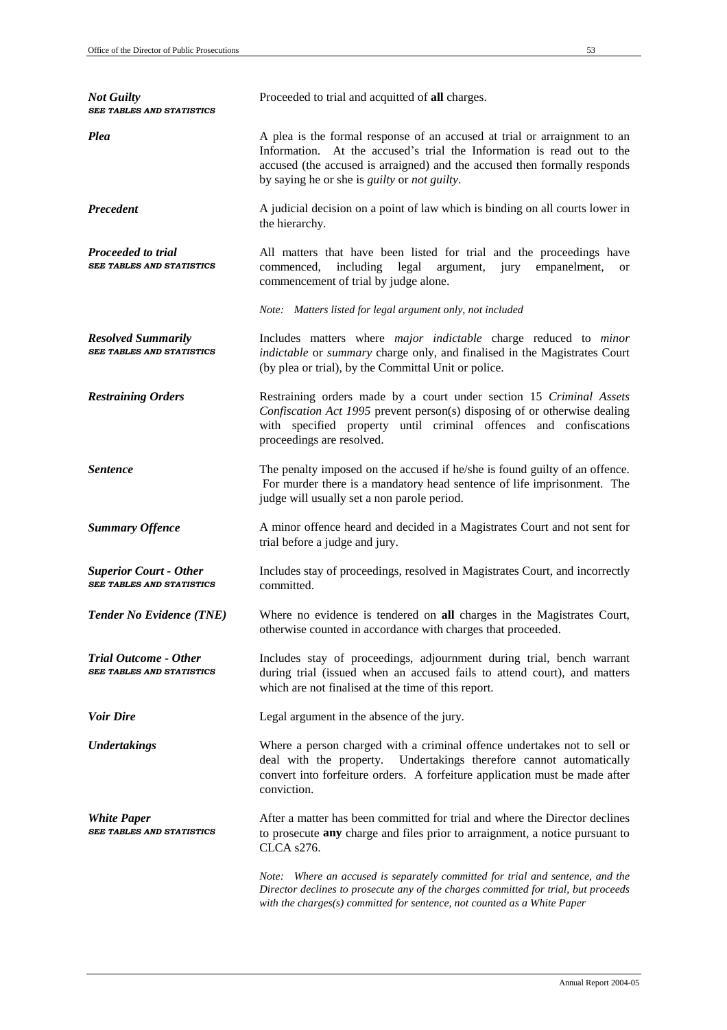***Not Guilty***
***SEE TABLES AND STATISTICS***

Proceeded to trial and acquitted of **all** charges.

***Plea***

A plea is the formal response of an accused at trial or arraignment to an Information. At the accused's trial the Information is read out to the accused (the accused is arraigned) and the accused then formally responds by saying he or she is *guilty* or *not guilty*.

***Precedent***

A judicial decision on a point of law which is binding on all courts lower in the hierarchy.

***Proceeded to trial***
***SEE TABLES AND STATISTICS***

All matters that have been listed for trial and the proceedings have commenced, including legal argument, jury empanelment, or commencement of trial by judge alone.

*Note: Matters listed for legal argument only, not included*

***Resolved Summarily***
***SEE TABLES AND STATISTICS***

Includes matters where *major indictable* charge reduced to *minor indictable* or *summary* charge only, and finalised in the Magistrates Court (by plea or trial), by the Committal Unit or police.

***Restraining Orders***

Restraining orders made by a court under section 15 *Criminal Assets Confiscation Act 1995* prevent person(s) disposing of or otherwise dealing with specified property until criminal offences and confiscations proceedings are resolved.

***Sentence***

The penalty imposed on the accused if he/she is found guilty of an offence. For murder there is a mandatory head sentence of life imprisonment. The judge will usually set a non parole period.

***Summary Offence***

A minor offence heard and decided in a Magistrates Court and not sent for trial before a judge and jury.

***Superior Court - Other***
***SEE TABLES AND STATISTICS***

Includes stay of proceedings, resolved in Magistrates Court, and incorrectly committed.

***Tender No Evidence (TNE)***

Where no evidence is tendered on **all** charges in the Magistrates Court, otherwise counted in accordance with charges that proceeded.

***Trial Outcome - Other***
***SEE TABLES AND STATISTICS***

Includes stay of proceedings, adjournment during trial, bench warrant during trial (issued when an accused fails to attend court), and matters which are not finalised at the time of this report.

***Voir Dire***

Legal argument in the absence of the jury.

***Undertakings***

Where a person charged with a criminal offence undertakes not to sell or deal with the property. Undertakings therefore cannot automatically convert into forfeiture orders. A forfeiture application must be made after conviction.

***White Paper***
***SEE TABLES AND STATISTICS***

After a matter has been committed for trial and where the Director declines to prosecute **any** charge and files prior to arraignment, a notice pursuant to CLCA s276.

*Note: Where an accused is separately committed for trial and sentence, and the Director declines to prosecute any of the charges committed for trial, but proceeds with the charges(s) committed for sentence, not counted as a White Paper*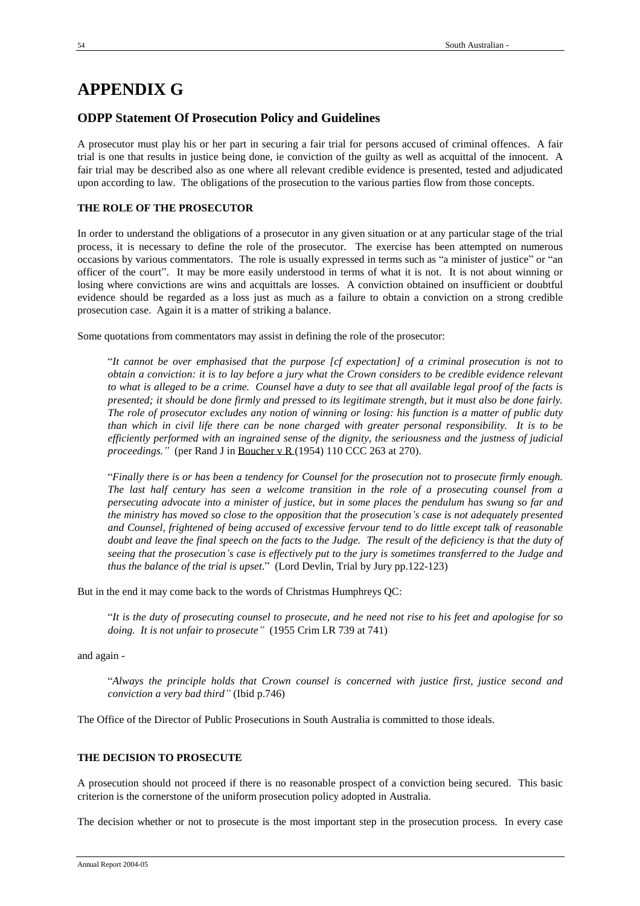# APPENDIX G

## ODPP Statement Of Prosecution Policy and Guidelines

A prosecutor must play his or her part in securing a fair trial for persons accused of criminal offences. A fair trial is one that results in justice being done, ie conviction of the guilty as well as acquittal of the innocent. A fair trial may be described also as one where all relevant credible evidence is presented, tested and adjudicated upon according to law. The obligations of the prosecution to the various parties flow from those concepts.

### THE ROLE OF THE PROSECUTOR

In order to understand the obligations of a prosecutor in any given situation or at any particular stage of the trial process, it is necessary to define the role of the prosecutor. The exercise has been attempted on numerous occasions by various commentators. The role is usually expressed in terms such as "a minister of justice" or "an officer of the court". It may be more easily understood in terms of what it is not. It is not about winning or losing where convictions are wins and acquittals are losses. A conviction obtained on insufficient or doubtful evidence should be regarded as a loss just as much as a failure to obtain a conviction on a strong credible prosecution case. Again it is a matter of striking a balance.

Some quotations from commentators may assist in defining the role of the prosecutor:

> "*It cannot be over emphasised that the purpose [cf expectation] of a criminal prosecution is not to obtain a conviction: it is to lay before a jury what the Crown considers to be credible evidence relevant to what is alleged to be a crime. Counsel have a duty to see that all available legal proof of the facts is presented; it should be done firmly and pressed to its legitimate strength, but it must also be done fairly. The role of prosecutor excludes any notion of winning or losing: his function is a matter of public duty than which in civil life there can be none charged with greater personal responsibility. It is to be efficiently performed with an ingrained sense of the dignity, the seriousness and the justness of judicial proceedings."* (per Rand J in Boucher v R (1954) 110 CCC 263 at 270).

> "*Finally there is or has been a tendency for Counsel for the prosecution not to prosecute firmly enough. The last half century has seen a welcome transition in the role of a prosecuting counsel from a persecuting advocate into a minister of justice, but in some places the pendulum has swung so far and the ministry has moved so close to the opposition that the prosecution's case is not adequately presented and Counsel, frightened of being accused of excessive fervour tend to do little except talk of reasonable doubt and leave the final speech on the facts to the Judge. The result of the deficiency is that the duty of seeing that the prosecution's case is effectively put to the jury is sometimes transferred to the Judge and thus the balance of the trial is upset*." (Lord Devlin, Trial by Jury pp.122-123)

But in the end it may come back to the words of Christmas Humphreys QC:

> "*It is the duty of prosecuting counsel to prosecute, and he need not rise to his feet and apologise for so doing. It is not unfair to prosecute"* (1955 Crim LR 739 at 741)

and again -

> "*Always the principle holds that Crown counsel is concerned with justice first, justice second and conviction a very bad third"* (Ibid p.746)

The Office of the Director of Public Prosecutions in South Australia is committed to those ideals.

### THE DECISION TO PROSECUTE

A prosecution should not proceed if there is no reasonable prospect of a conviction being secured. This basic criterion is the cornerstone of the uniform prosecution policy adopted in Australia.

The decision whether or not to prosecute is the most important step in the prosecution process. In every case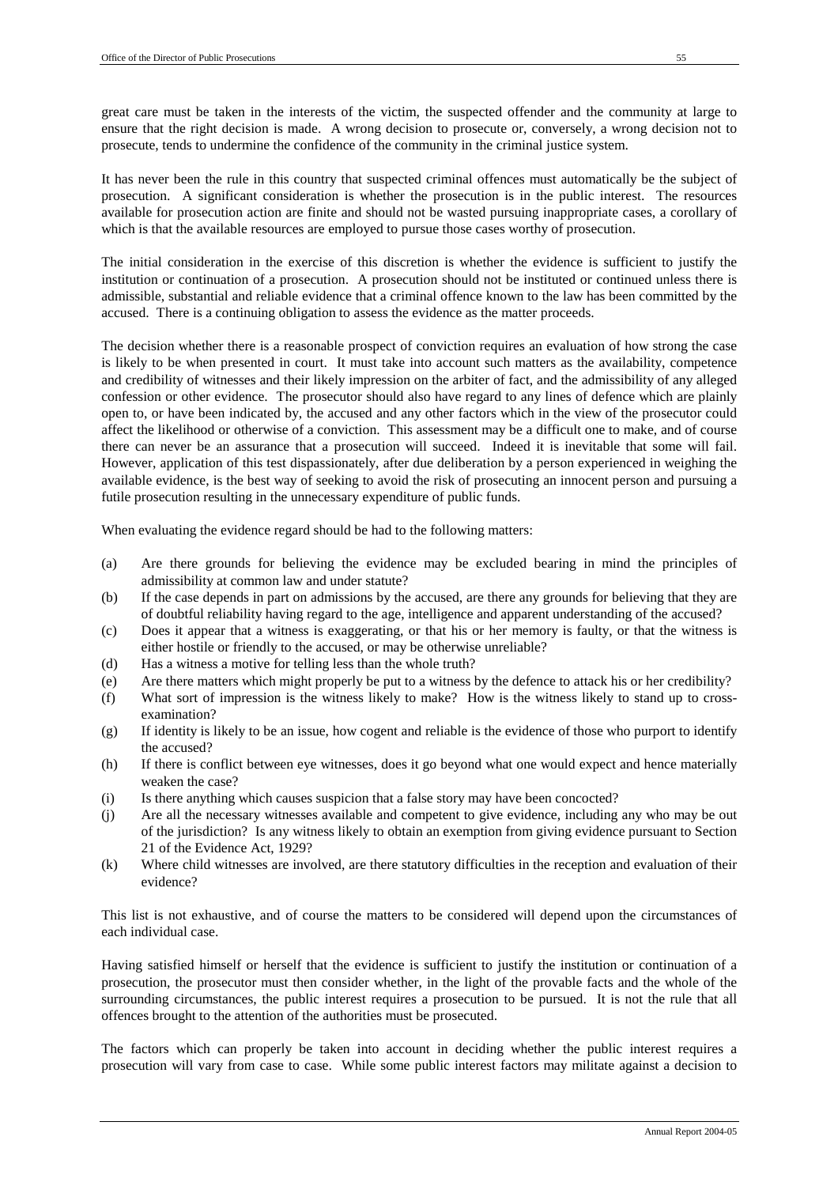great care must be taken in the interests of the victim, the suspected offender and the community at large to ensure that the right decision is made. A wrong decision to prosecute or, conversely, a wrong decision not to prosecute, tends to undermine the confidence of the community in the criminal justice system.

It has never been the rule in this country that suspected criminal offences must automatically be the subject of prosecution. A significant consideration is whether the prosecution is in the public interest. The resources available for prosecution action are finite and should not be wasted pursuing inappropriate cases, a corollary of which is that the available resources are employed to pursue those cases worthy of prosecution.

The initial consideration in the exercise of this discretion is whether the evidence is sufficient to justify the institution or continuation of a prosecution. A prosecution should not be instituted or continued unless there is admissible, substantial and reliable evidence that a criminal offence known to the law has been committed by the accused. There is a continuing obligation to assess the evidence as the matter proceeds.

The decision whether there is a reasonable prospect of conviction requires an evaluation of how strong the case is likely to be when presented in court. It must take into account such matters as the availability, competence and credibility of witnesses and their likely impression on the arbiter of fact, and the admissibility of any alleged confession or other evidence. The prosecutor should also have regard to any lines of defence which are plainly open to, or have been indicated by, the accused and any other factors which in the view of the prosecutor could affect the likelihood or otherwise of a conviction. This assessment may be a difficult one to make, and of course there can never be an assurance that a prosecution will succeed. Indeed it is inevitable that some will fail. However, application of this test dispassionately, after due deliberation by a person experienced in weighing the available evidence, is the best way of seeking to avoid the risk of prosecuting an innocent person and pursuing a futile prosecution resulting in the unnecessary expenditure of public funds.

When evaluating the evidence regard should be had to the following matters:

(a) Are there grounds for believing the evidence may be excluded bearing in mind the principles of admissibility at common law and under statute?
(b) If the case depends in part on admissions by the accused, are there any grounds for believing that they are of doubtful reliability having regard to the age, intelligence and apparent understanding of the accused?
(c) Does it appear that a witness is exaggerating, or that his or her memory is faulty, or that the witness is either hostile or friendly to the accused, or may be otherwise unreliable?
(d) Has a witness a motive for telling less than the whole truth?
(e) Are there matters which might properly be put to a witness by the defence to attack his or her credibility?
(f) What sort of impression is the witness likely to make? How is the witness likely to stand up to cross-examination?
(g) If identity is likely to be an issue, how cogent and reliable is the evidence of those who purport to identify the accused?
(h) If there is conflict between eye witnesses, does it go beyond what one would expect and hence materially weaken the case?
(i) Is there anything which causes suspicion that a false story may have been concocted?
(j) Are all the necessary witnesses available and competent to give evidence, including any who may be out of the jurisdiction? Is any witness likely to obtain an exemption from giving evidence pursuant to Section 21 of the Evidence Act, 1929?
(k) Where child witnesses are involved, are there statutory difficulties in the reception and evaluation of their evidence?

This list is not exhaustive, and of course the matters to be considered will depend upon the circumstances of each individual case.

Having satisfied himself or herself that the evidence is sufficient to justify the institution or continuation of a prosecution, the prosecutor must then consider whether, in the light of the provable facts and the whole of the surrounding circumstances, the public interest requires a prosecution to be pursued. It is not the rule that all offences brought to the attention of the authorities must be prosecuted.

The factors which can properly be taken into account in deciding whether the public interest requires a prosecution will vary from case to case. While some public interest factors may militate against a decision to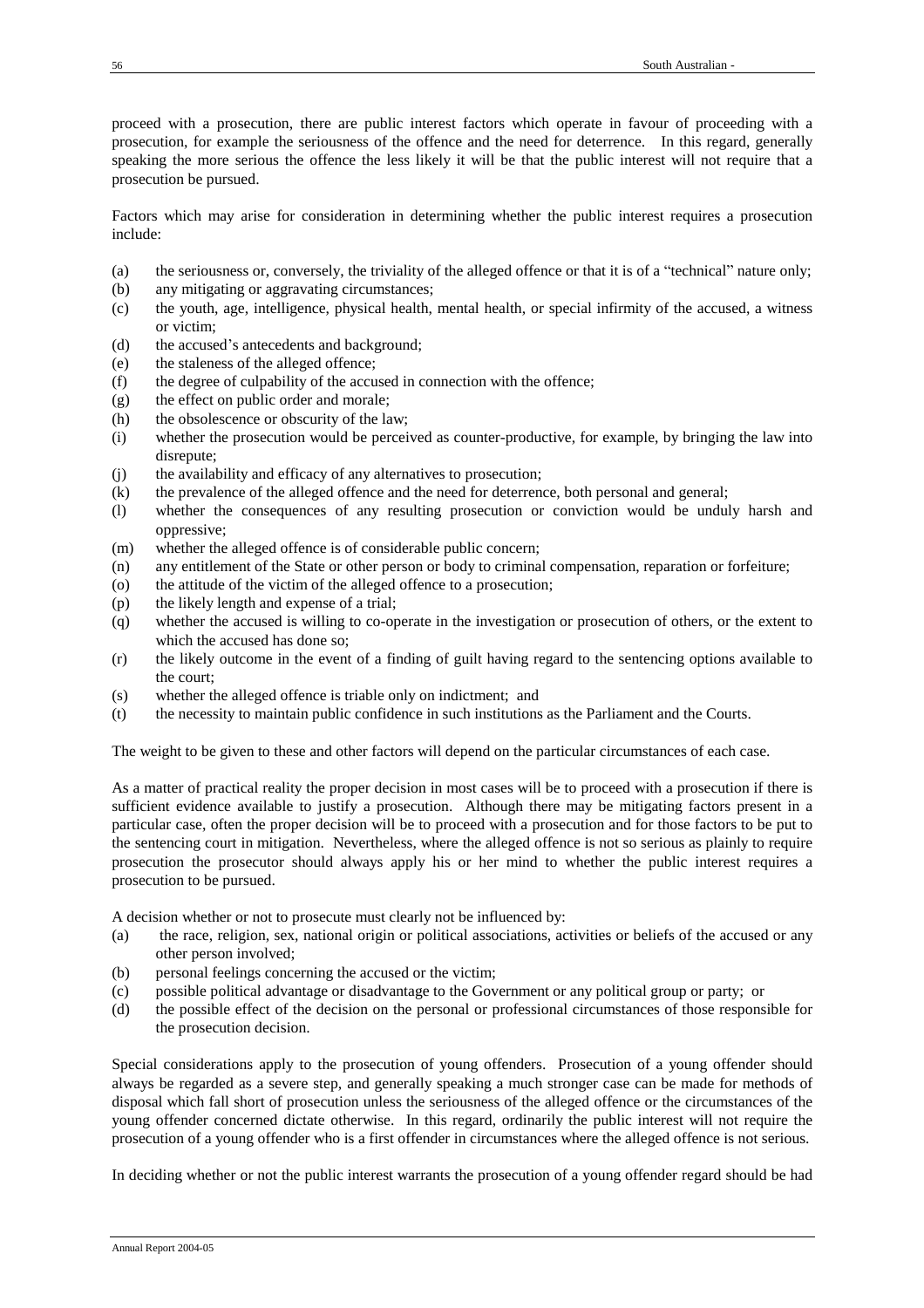proceed with a prosecution, there are public interest factors which operate in favour of proceeding with a prosecution, for example the seriousness of the offence and the need for deterrence. In this regard, generally speaking the more serious the offence the less likely it will be that the public interest will not require that a prosecution be pursued.

Factors which may arise for consideration in determining whether the public interest requires a prosecution include:

- (a) the seriousness or, conversely, the triviality of the alleged offence or that it is of a "technical" nature only;
- (b) any mitigating or aggravating circumstances;
- (c) the youth, age, intelligence, physical health, mental health, or special infirmity of the accused, a witness or victim;
- (d) the accused's antecedents and background;
- (e) the staleness of the alleged offence;
- (f) the degree of culpability of the accused in connection with the offence;
- (g) the effect on public order and morale;
- (h) the obsolescence or obscurity of the law;
- (i) whether the prosecution would be perceived as counter-productive, for example, by bringing the law into disrepute;
- (j) the availability and efficacy of any alternatives to prosecution;
- (k) the prevalence of the alleged offence and the need for deterrence, both personal and general;
- (l) whether the consequences of any resulting prosecution or conviction would be unduly harsh and oppressive;
- (m) whether the alleged offence is of considerable public concern;
- (n) any entitlement of the State or other person or body to criminal compensation, reparation or forfeiture;
- (o) the attitude of the victim of the alleged offence to a prosecution;
- (p) the likely length and expense of a trial;
- (q) whether the accused is willing to co-operate in the investigation or prosecution of others, or the extent to which the accused has done so;
- (r) the likely outcome in the event of a finding of guilt having regard to the sentencing options available to the court;
- (s) whether the alleged offence is triable only on indictment; and
- (t) the necessity to maintain public confidence in such institutions as the Parliament and the Courts.

The weight to be given to these and other factors will depend on the particular circumstances of each case.

As a matter of practical reality the proper decision in most cases will be to proceed with a prosecution if there is sufficient evidence available to justify a prosecution. Although there may be mitigating factors present in a particular case, often the proper decision will be to proceed with a prosecution and for those factors to be put to the sentencing court in mitigation. Nevertheless, where the alleged offence is not so serious as plainly to require prosecution the prosecutor should always apply his or her mind to whether the public interest requires a prosecution to be pursued.

A decision whether or not to prosecute must clearly not be influenced by:

- (a) the race, religion, sex, national origin or political associations, activities or beliefs of the accused or any other person involved;
- (b) personal feelings concerning the accused or the victim;
- (c) possible political advantage or disadvantage to the Government or any political group or party; or
- (d) the possible effect of the decision on the personal or professional circumstances of those responsible for the prosecution decision.

Special considerations apply to the prosecution of young offenders. Prosecution of a young offender should always be regarded as a severe step, and generally speaking a much stronger case can be made for methods of disposal which fall short of prosecution unless the seriousness of the alleged offence or the circumstances of the young offender concerned dictate otherwise. In this regard, ordinarily the public interest will not require the prosecution of a young offender who is a first offender in circumstances where the alleged offence is not serious.

In deciding whether or not the public interest warrants the prosecution of a young offender regard should be had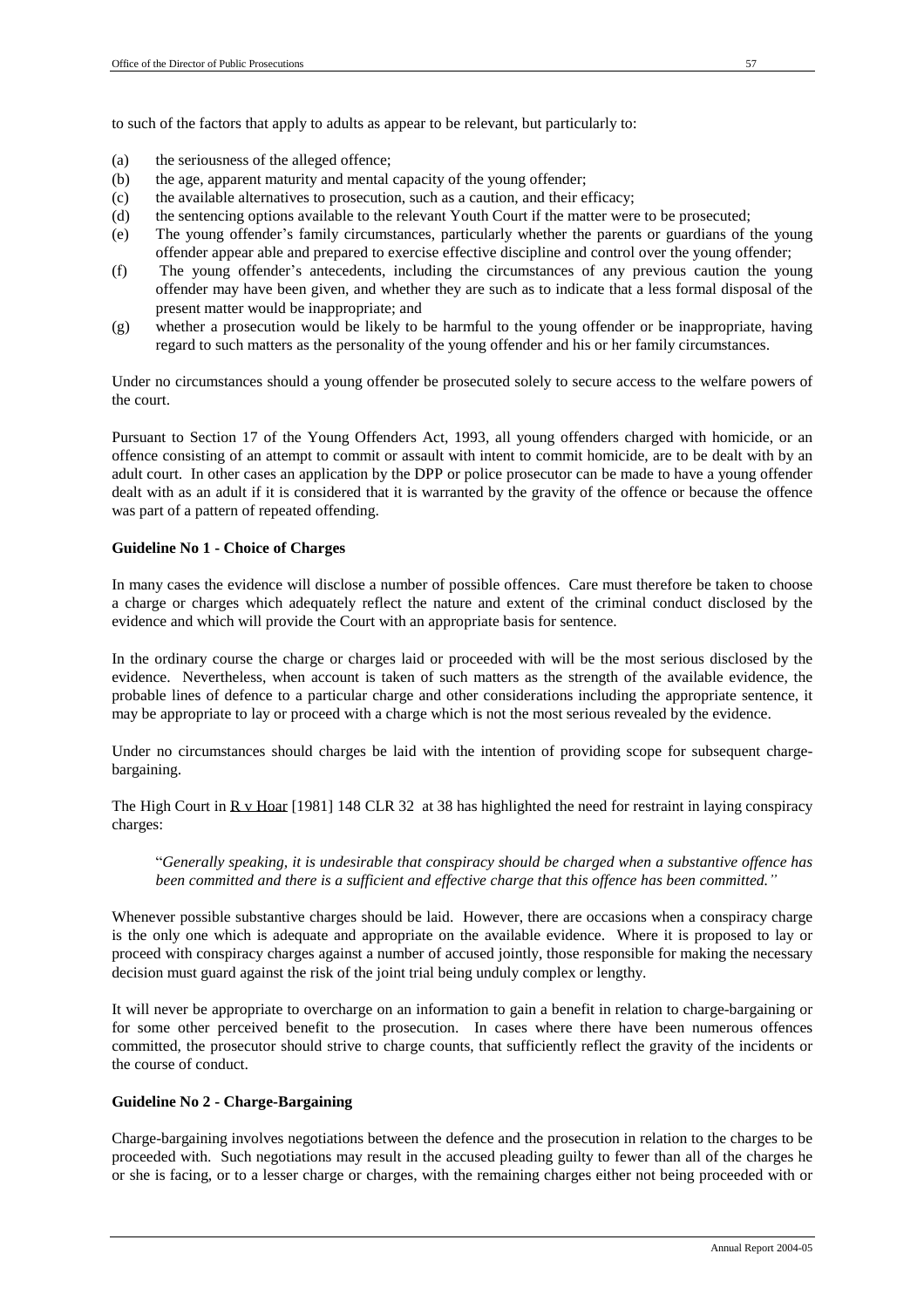to such of the factors that apply to adults as appear to be relevant, but particularly to:

(a) the seriousness of the alleged offence;
(b) the age, apparent maturity and mental capacity of the young offender;
(c) the available alternatives to prosecution, such as a caution, and their efficacy;
(d) the sentencing options available to the relevant Youth Court if the matter were to be prosecuted;
(e) The young offender's family circumstances, particularly whether the parents or guardians of the young offender appear able and prepared to exercise effective discipline and control over the young offender;
(f) The young offender's antecedents, including the circumstances of any previous caution the young offender may have been given, and whether they are such as to indicate that a less formal disposal of the present matter would be inappropriate; and
(g) whether a prosecution would be likely to be harmful to the young offender or be inappropriate, having regard to such matters as the personality of the young offender and his or her family circumstances.

Under no circumstances should a young offender be prosecuted solely to secure access to the welfare powers of the court.

Pursuant to Section 17 of the Young Offenders Act, 1993, all young offenders charged with homicide, or an offence consisting of an attempt to commit or assault with intent to commit homicide, are to be dealt with by an adult court. In other cases an application by the DPP or police prosecutor can be made to have a young offender dealt with as an adult if it is considered that it is warranted by the gravity of the offence or because the offence was part of a pattern of repeated offending.

**Guideline No 1 - Choice of Charges**

In many cases the evidence will disclose a number of possible offences. Care must therefore be taken to choose a charge or charges which adequately reflect the nature and extent of the criminal conduct disclosed by the evidence and which will provide the Court with an appropriate basis for sentence.

In the ordinary course the charge or charges laid or proceeded with will be the most serious disclosed by the evidence. Nevertheless, when account is taken of such matters as the strength of the available evidence, the probable lines of defence to a particular charge and other considerations including the appropriate sentence, it may be appropriate to lay or proceed with a charge which is not the most serious revealed by the evidence.

Under no circumstances should charges be laid with the intention of providing scope for subsequent charge-bargaining.

The High Court in R v Hoar [1981] 148 CLR 32 at 38 has highlighted the need for restraint in laying conspiracy charges:

> "*Generally speaking, it is undesirable that conspiracy should be charged when a substantive offence has been committed and there is a sufficient and effective charge that this offence has been committed.*"

Whenever possible substantive charges should be laid. However, there are occasions when a conspiracy charge is the only one which is adequate and appropriate on the available evidence. Where it is proposed to lay or proceed with conspiracy charges against a number of accused jointly, those responsible for making the necessary decision must guard against the risk of the joint trial being unduly complex or lengthy.

It will never be appropriate to overcharge on an information to gain a benefit in relation to charge-bargaining or for some other perceived benefit to the prosecution. In cases where there have been numerous offences committed, the prosecutor should strive to charge counts, that sufficiently reflect the gravity of the incidents or the course of conduct.

**Guideline No 2 - Charge-Bargaining**

Charge-bargaining involves negotiations between the defence and the prosecution in relation to the charges to be proceeded with. Such negotiations may result in the accused pleading guilty to fewer than all of the charges he or she is facing, or to a lesser charge or charges, with the remaining charges either not being proceeded with or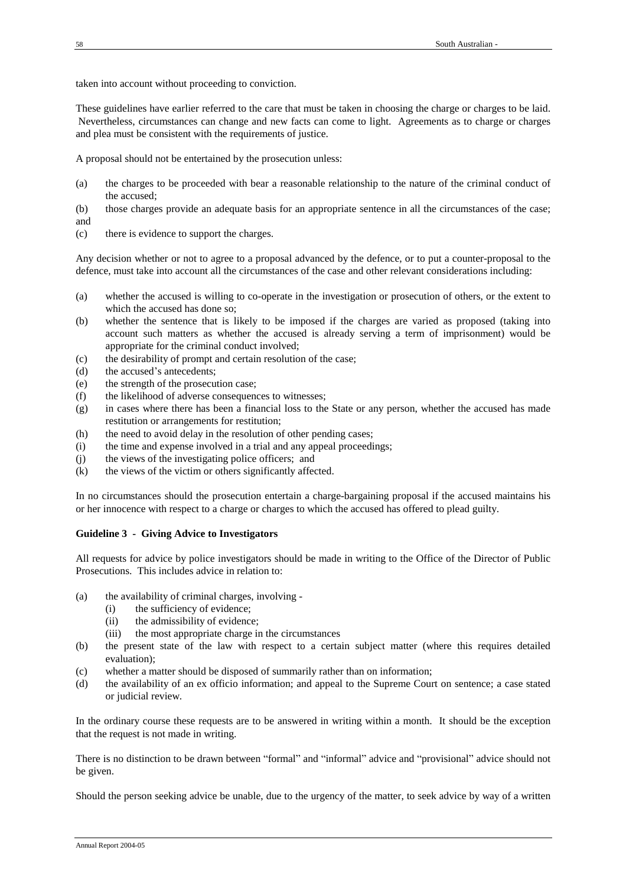taken into account without proceeding to conviction.

These guidelines have earlier referred to the care that must be taken in choosing the charge or charges to be laid. Nevertheless, circumstances can change and new facts can come to light. Agreements as to charge or charges and plea must be consistent with the requirements of justice.

A proposal should not be entertained by the prosecution unless:

(a) the charges to be proceeded with bear a reasonable relationship to the nature of the criminal conduct of the accused;

(b) those charges provide an adequate basis for an appropriate sentence in all the circumstances of the case; and

(c) there is evidence to support the charges.

Any decision whether or not to agree to a proposal advanced by the defence, or to put a counter-proposal to the defence, must take into account all the circumstances of the case and other relevant considerations including:

(a) whether the accused is willing to co-operate in the investigation or prosecution of others, or the extent to which the accused has done so;
(b) whether the sentence that is likely to be imposed if the charges are varied as proposed (taking into account such matters as whether the accused is already serving a term of imprisonment) would be appropriate for the criminal conduct involved;
(c) the desirability of prompt and certain resolution of the case;
(d) the accused's antecedents;
(e) the strength of the prosecution case;
(f) the likelihood of adverse consequences to witnesses;
(g) in cases where there has been a financial loss to the State or any person, whether the accused has made restitution or arrangements for restitution;
(h) the need to avoid delay in the resolution of other pending cases;
(i) the time and expense involved in a trial and any appeal proceedings;
(j) the views of the investigating police officers; and
(k) the views of the victim or others significantly affected.

In no circumstances should the prosecution entertain a charge-bargaining proposal if the accused maintains his or her innocence with respect to a charge or charges to which the accused has offered to plead guilty.

**Guideline 3 - Giving Advice to Investigators**

All requests for advice by police investigators should be made in writing to the Office of the Director of Public Prosecutions. This includes advice in relation to:

(a) the availability of criminal charges, involving -
    (i) the sufficiency of evidence;
    (ii) the admissibility of evidence;
    (iii) the most appropriate charge in the circumstances
(b) the present state of the law with respect to a certain subject matter (where this requires detailed evaluation);
(c) whether a matter should be disposed of summarily rather than on information;
(d) the availability of an ex officio information; and appeal to the Supreme Court on sentence; a case stated or judicial review.

In the ordinary course these requests are to be answered in writing within a month. It should be the exception that the request is not made in writing.

There is no distinction to be drawn between "formal" and "informal" advice and "provisional" advice should not be given.

Should the person seeking advice be unable, due to the urgency of the matter, to seek advice by way of a written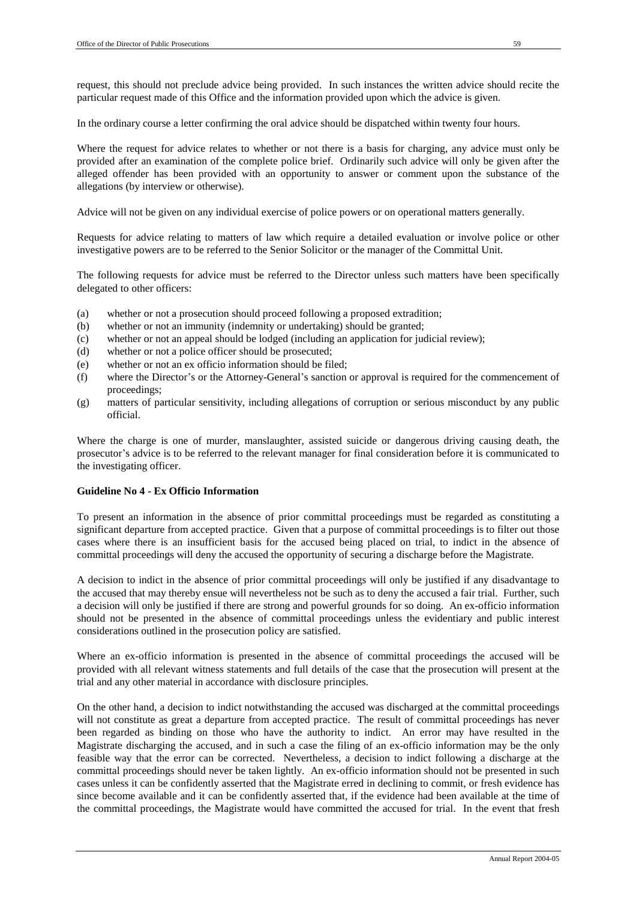request, this should not preclude advice being provided. In such instances the written advice should recite the particular request made of this Office and the information provided upon which the advice is given.

In the ordinary course a letter confirming the oral advice should be dispatched within twenty four hours.

Where the request for advice relates to whether or not there is a basis for charging, any advice must only be provided after an examination of the complete police brief. Ordinarily such advice will only be given after the alleged offender has been provided with an opportunity to answer or comment upon the substance of the allegations (by interview or otherwise).

Advice will not be given on any individual exercise of police powers or on operational matters generally.

Requests for advice relating to matters of law which require a detailed evaluation or involve police or other investigative powers are to be referred to the Senior Solicitor or the manager of the Committal Unit.

The following requests for advice must be referred to the Director unless such matters have been specifically delegated to other officers:

(a) whether or not a prosecution should proceed following a proposed extradition;
(b) whether or not an immunity (indemnity or undertaking) should be granted;
(c) whether or not an appeal should be lodged (including an application for judicial review);
(d) whether or not a police officer should be prosecuted;
(e) whether or not an ex officio information should be filed;
(f) where the Director's or the Attorney-General's sanction or approval is required for the commencement of proceedings;
(g) matters of particular sensitivity, including allegations of corruption or serious misconduct by any public official.

Where the charge is one of murder, manslaughter, assisted suicide or dangerous driving causing death, the prosecutor's advice is to be referred to the relevant manager for final consideration before it is communicated to the investigating officer.

**Guideline No 4 - Ex Officio Information**

To present an information in the absence of prior committal proceedings must be regarded as constituting a significant departure from accepted practice. Given that a purpose of committal proceedings is to filter out those cases where there is an insufficient basis for the accused being placed on trial, to indict in the absence of committal proceedings will deny the accused the opportunity of securing a discharge before the Magistrate.

A decision to indict in the absence of prior committal proceedings will only be justified if any disadvantage to the accused that may thereby ensue will nevertheless not be such as to deny the accused a fair trial. Further, such a decision will only be justified if there are strong and powerful grounds for so doing. An ex-officio information should not be presented in the absence of committal proceedings unless the evidentiary and public interest considerations outlined in the prosecution policy are satisfied.

Where an ex-officio information is presented in the absence of committal proceedings the accused will be provided with all relevant witness statements and full details of the case that the prosecution will present at the trial and any other material in accordance with disclosure principles.

On the other hand, a decision to indict notwithstanding the accused was discharged at the committal proceedings will not constitute as great a departure from accepted practice. The result of committal proceedings has never been regarded as binding on those who have the authority to indict. An error may have resulted in the Magistrate discharging the accused, and in such a case the filing of an ex-officio information may be the only feasible way that the error can be corrected. Nevertheless, a decision to indict following a discharge at the committal proceedings should never be taken lightly. An ex-officio information should not be presented in such cases unless it can be confidently asserted that the Magistrate erred in declining to commit, or fresh evidence has since become available and it can be confidently asserted that, if the evidence had been available at the time of the committal proceedings, the Magistrate would have committed the accused for trial. In the event that fresh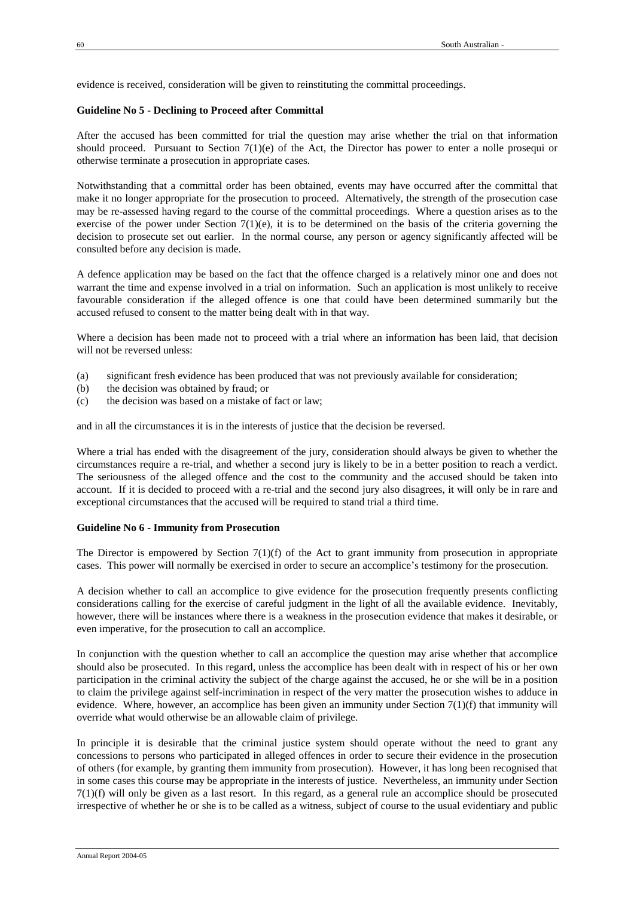evidence is received, consideration will be given to reinstituting the committal proceedings.

**Guideline No 5 - Declining to Proceed after Committal**

After the accused has been committed for trial the question may arise whether the trial on that information should proceed. Pursuant to Section 7(1)(e) of the Act, the Director has power to enter a nolle prosequi or otherwise terminate a prosecution in appropriate cases.

Notwithstanding that a committal order has been obtained, events may have occurred after the committal that make it no longer appropriate for the prosecution to proceed. Alternatively, the strength of the prosecution case may be re-assessed having regard to the course of the committal proceedings. Where a question arises as to the exercise of the power under Section 7(1)(e), it is to be determined on the basis of the criteria governing the decision to prosecute set out earlier. In the normal course, any person or agency significantly affected will be consulted before any decision is made.

A defence application may be based on the fact that the offence charged is a relatively minor one and does not warrant the time and expense involved in a trial on information. Such an application is most unlikely to receive favourable consideration if the alleged offence is one that could have been determined summarily but the accused refused to consent to the matter being dealt with in that way.

Where a decision has been made not to proceed with a trial where an information has been laid, that decision will not be reversed unless:

(a) significant fresh evidence has been produced that was not previously available for consideration;
(b) the decision was obtained by fraud; or
(c) the decision was based on a mistake of fact or law;

and in all the circumstances it is in the interests of justice that the decision be reversed.

Where a trial has ended with the disagreement of the jury, consideration should always be given to whether the circumstances require a re-trial, and whether a second jury is likely to be in a better position to reach a verdict. The seriousness of the alleged offence and the cost to the community and the accused should be taken into account. If it is decided to proceed with a re-trial and the second jury also disagrees, it will only be in rare and exceptional circumstances that the accused will be required to stand trial a third time.

**Guideline No 6 - Immunity from Prosecution**

The Director is empowered by Section 7(1)(f) of the Act to grant immunity from prosecution in appropriate cases. This power will normally be exercised in order to secure an accomplice's testimony for the prosecution.

A decision whether to call an accomplice to give evidence for the prosecution frequently presents conflicting considerations calling for the exercise of careful judgment in the light of all the available evidence. Inevitably, however, there will be instances where there is a weakness in the prosecution evidence that makes it desirable, or even imperative, for the prosecution to call an accomplice.

In conjunction with the question whether to call an accomplice the question may arise whether that accomplice should also be prosecuted. In this regard, unless the accomplice has been dealt with in respect of his or her own participation in the criminal activity the subject of the charge against the accused, he or she will be in a position to claim the privilege against self-incrimination in respect of the very matter the prosecution wishes to adduce in evidence. Where, however, an accomplice has been given an immunity under Section 7(1)(f) that immunity will override what would otherwise be an allowable claim of privilege.

In principle it is desirable that the criminal justice system should operate without the need to grant any concessions to persons who participated in alleged offences in order to secure their evidence in the prosecution of others (for example, by granting them immunity from prosecution). However, it has long been recognised that in some cases this course may be appropriate in the interests of justice. Nevertheless, an immunity under Section 7(1)(f) will only be given as a last resort. In this regard, as a general rule an accomplice should be prosecuted irrespective of whether he or she is to be called as a witness, subject of course to the usual evidentiary and public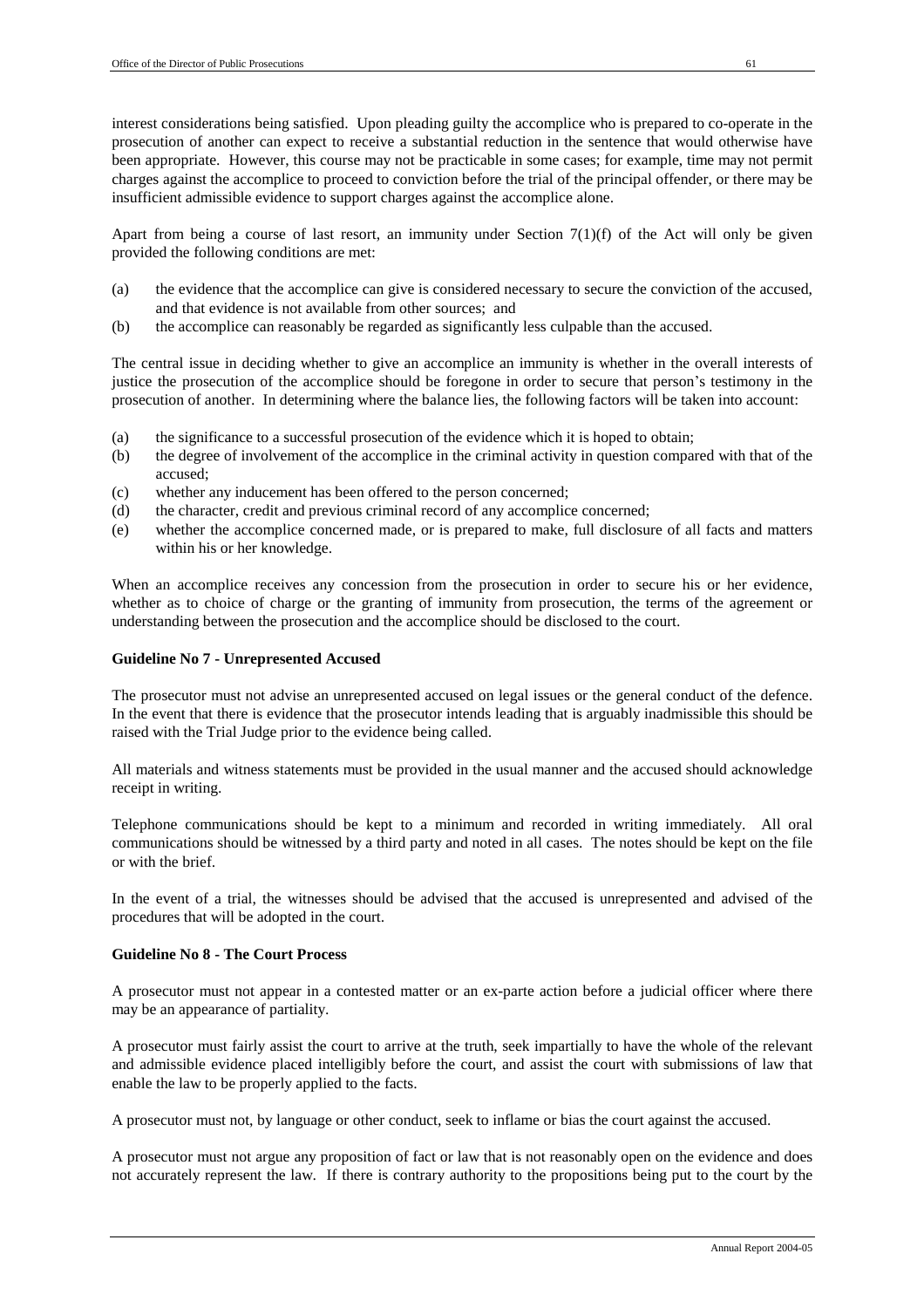interest considerations being satisfied. Upon pleading guilty the accomplice who is prepared to co-operate in the prosecution of another can expect to receive a substantial reduction in the sentence that would otherwise have been appropriate. However, this course may not be practicable in some cases; for example, time may not permit charges against the accomplice to proceed to conviction before the trial of the principal offender, or there may be insufficient admissible evidence to support charges against the accomplice alone.

Apart from being a course of last resort, an immunity under Section 7(1)(f) of the Act will only be given provided the following conditions are met:

(a) the evidence that the accomplice can give is considered necessary to secure the conviction of the accused, and that evidence is not available from other sources; and
(b) the accomplice can reasonably be regarded as significantly less culpable than the accused.

The central issue in deciding whether to give an accomplice an immunity is whether in the overall interests of justice the prosecution of the accomplice should be foregone in order to secure that person's testimony in the prosecution of another. In determining where the balance lies, the following factors will be taken into account:

(a) the significance to a successful prosecution of the evidence which it is hoped to obtain;
(b) the degree of involvement of the accomplice in the criminal activity in question compared with that of the accused;
(c) whether any inducement has been offered to the person concerned;
(d) the character, credit and previous criminal record of any accomplice concerned;
(e) whether the accomplice concerned made, or is prepared to make, full disclosure of all facts and matters within his or her knowledge.

When an accomplice receives any concession from the prosecution in order to secure his or her evidence, whether as to choice of charge or the granting of immunity from prosecution, the terms of the agreement or understanding between the prosecution and the accomplice should be disclosed to the court.

**Guideline No 7 - Unrepresented Accused**

The prosecutor must not advise an unrepresented accused on legal issues or the general conduct of the defence. In the event that there is evidence that the prosecutor intends leading that is arguably inadmissible this should be raised with the Trial Judge prior to the evidence being called.

All materials and witness statements must be provided in the usual manner and the accused should acknowledge receipt in writing.

Telephone communications should be kept to a minimum and recorded in writing immediately. All oral communications should be witnessed by a third party and noted in all cases. The notes should be kept on the file or with the brief.

In the event of a trial, the witnesses should be advised that the accused is unrepresented and advised of the procedures that will be adopted in the court.

**Guideline No 8 - The Court Process**

A prosecutor must not appear in a contested matter or an ex-parte action before a judicial officer where there may be an appearance of partiality.

A prosecutor must fairly assist the court to arrive at the truth, seek impartially to have the whole of the relevant and admissible evidence placed intelligibly before the court, and assist the court with submissions of law that enable the law to be properly applied to the facts.

A prosecutor must not, by language or other conduct, seek to inflame or bias the court against the accused.

A prosecutor must not argue any proposition of fact or law that is not reasonably open on the evidence and does not accurately represent the law. If there is contrary authority to the propositions being put to the court by the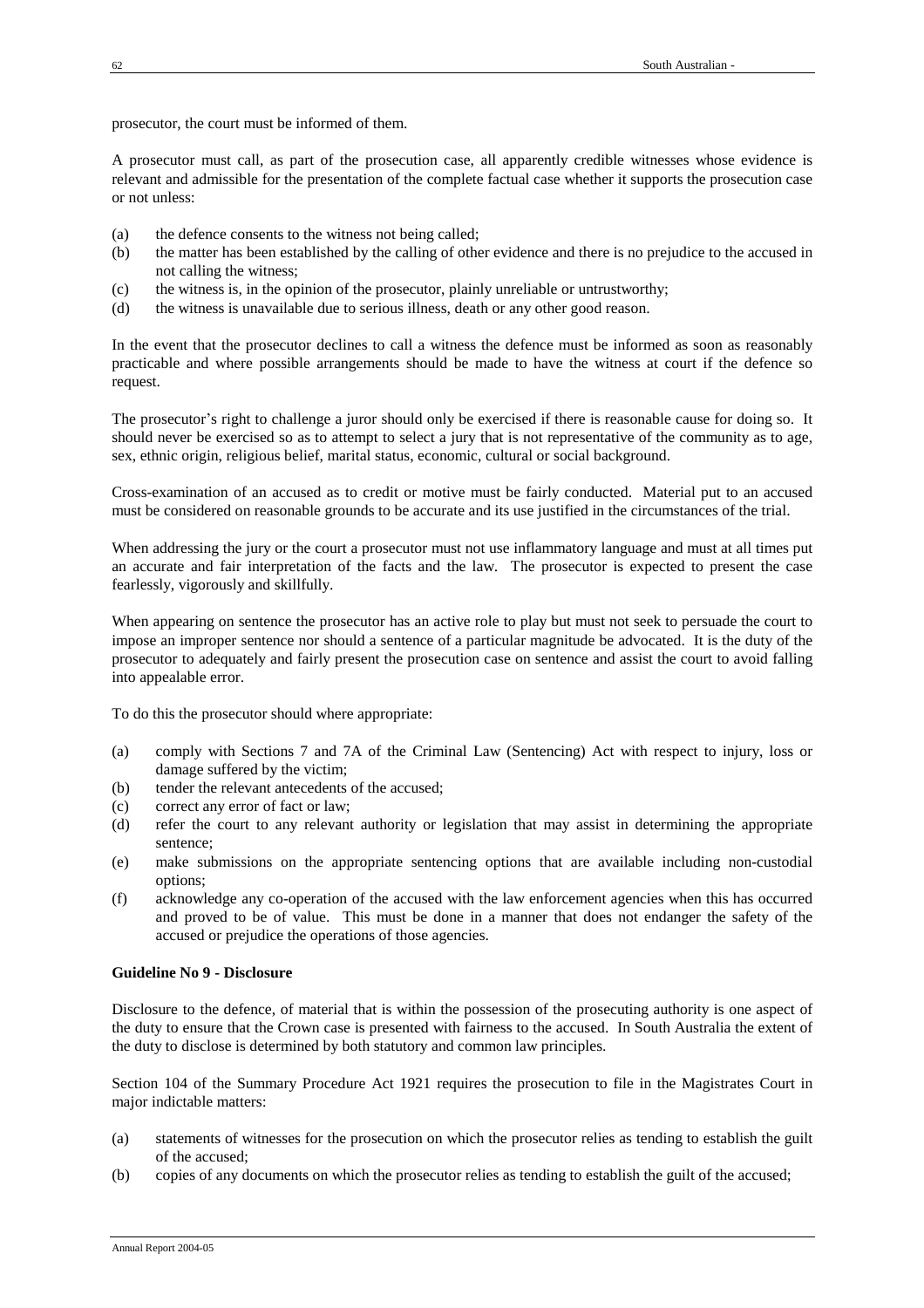prosecutor, the court must be informed of them.

A prosecutor must call, as part of the prosecution case, all apparently credible witnesses whose evidence is relevant and admissible for the presentation of the complete factual case whether it supports the prosecution case or not unless:

(a) the defence consents to the witness not being called;
(b) the matter has been established by the calling of other evidence and there is no prejudice to the accused in not calling the witness;
(c) the witness is, in the opinion of the prosecutor, plainly unreliable or untrustworthy;
(d) the witness is unavailable due to serious illness, death or any other good reason.

In the event that the prosecutor declines to call a witness the defence must be informed as soon as reasonably practicable and where possible arrangements should be made to have the witness at court if the defence so request.

The prosecutor's right to challenge a juror should only be exercised if there is reasonable cause for doing so. It should never be exercised so as to attempt to select a jury that is not representative of the community as to age, sex, ethnic origin, religious belief, marital status, economic, cultural or social background.

Cross-examination of an accused as to credit or motive must be fairly conducted. Material put to an accused must be considered on reasonable grounds to be accurate and its use justified in the circumstances of the trial.

When addressing the jury or the court a prosecutor must not use inflammatory language and must at all times put an accurate and fair interpretation of the facts and the law. The prosecutor is expected to present the case fearlessly, vigorously and skillfully.

When appearing on sentence the prosecutor has an active role to play but must not seek to persuade the court to impose an improper sentence nor should a sentence of a particular magnitude be advocated. It is the duty of the prosecutor to adequately and fairly present the prosecution case on sentence and assist the court to avoid falling into appealable error.

To do this the prosecutor should where appropriate:

(a) comply with Sections 7 and 7A of the Criminal Law (Sentencing) Act with respect to injury, loss or damage suffered by the victim;
(b) tender the relevant antecedents of the accused;
(c) correct any error of fact or law;
(d) refer the court to any relevant authority or legislation that may assist in determining the appropriate sentence;
(e) make submissions on the appropriate sentencing options that are available including non-custodial options;
(f) acknowledge any co-operation of the accused with the law enforcement agencies when this has occurred and proved to be of value. This must be done in a manner that does not endanger the safety of the accused or prejudice the operations of those agencies.

**Guideline No 9 - Disclosure**

Disclosure to the defence, of material that is within the possession of the prosecuting authority is one aspect of the duty to ensure that the Crown case is presented with fairness to the accused. In South Australia the extent of the duty to disclose is determined by both statutory and common law principles.

Section 104 of the Summary Procedure Act 1921 requires the prosecution to file in the Magistrates Court in major indictable matters:

(a) statements of witnesses for the prosecution on which the prosecutor relies as tending to establish the guilt of the accused;
(b) copies of any documents on which the prosecutor relies as tending to establish the guilt of the accused;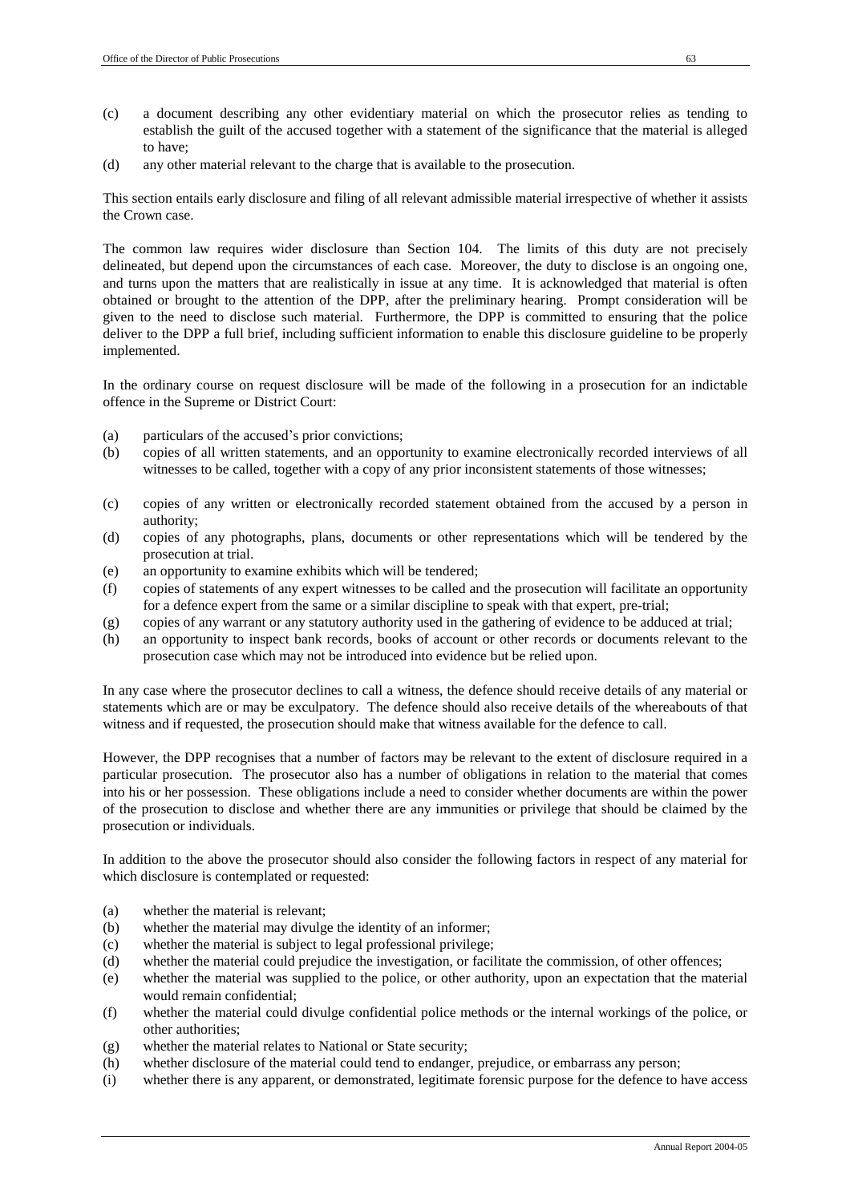(c) a document describing any other evidentiary material on which the prosecutor relies as tending to establish the guilt of the accused together with a statement of the significance that the material is alleged to have;

(d) any other material relevant to the charge that is available to the prosecution.

This section entails early disclosure and filing of all relevant admissible material irrespective of whether it assists the Crown case.

The common law requires wider disclosure than Section 104. The limits of this duty are not precisely delineated, but depend upon the circumstances of each case. Moreover, the duty to disclose is an ongoing one, and turns upon the matters that are realistically in issue at any time. It is acknowledged that material is often obtained or brought to the attention of the DPP, after the preliminary hearing. Prompt consideration will be given to the need to disclose such material. Furthermore, the DPP is committed to ensuring that the police deliver to the DPP a full brief, including sufficient information to enable this disclosure guideline to be properly implemented.

In the ordinary course on request disclosure will be made of the following in a prosecution for an indictable offence in the Supreme or District Court:

(a) particulars of the accused's prior convictions;

(b) copies of all written statements, and an opportunity to examine electronically recorded interviews of all witnesses to be called, together with a copy of any prior inconsistent statements of those witnesses;

(c) copies of any written or electronically recorded statement obtained from the accused by a person in authority;

(d) copies of any photographs, plans, documents or other representations which will be tendered by the prosecution at trial.

(e) an opportunity to examine exhibits which will be tendered;

(f) copies of statements of any expert witnesses to be called and the prosecution will facilitate an opportunity for a defence expert from the same or a similar discipline to speak with that expert, pre-trial;

(g) copies of any warrant or any statutory authority used in the gathering of evidence to be adduced at trial;

(h) an opportunity to inspect bank records, books of account or other records or documents relevant to the prosecution case which may not be introduced into evidence but be relied upon.

In any case where the prosecutor declines to call a witness, the defence should receive details of any material or statements which are or may be exculpatory. The defence should also receive details of the whereabouts of that witness and if requested, the prosecution should make that witness available for the defence to call.

However, the DPP recognises that a number of factors may be relevant to the extent of disclosure required in a particular prosecution. The prosecutor also has a number of obligations in relation to the material that comes into his or her possession. These obligations include a need to consider whether documents are within the power of the prosecution to disclose and whether there are any immunities or privilege that should be claimed by the prosecution or individuals.

In addition to the above the prosecutor should also consider the following factors in respect of any material for which disclosure is contemplated or requested:

(a) whether the material is relevant;

(b) whether the material may divulge the identity of an informer;

(c) whether the material is subject to legal professional privilege;

(d) whether the material could prejudice the investigation, or facilitate the commission, of other offences;

(e) whether the material was supplied to the police, or other authority, upon an expectation that the material would remain confidential;

(f) whether the material could divulge confidential police methods or the internal workings of the police, or other authorities;

(g) whether the material relates to National or State security;

(h) whether disclosure of the material could tend to endanger, prejudice, or embarrass any person;

(i) whether there is any apparent, or demonstrated, legitimate forensic purpose for the defence to have access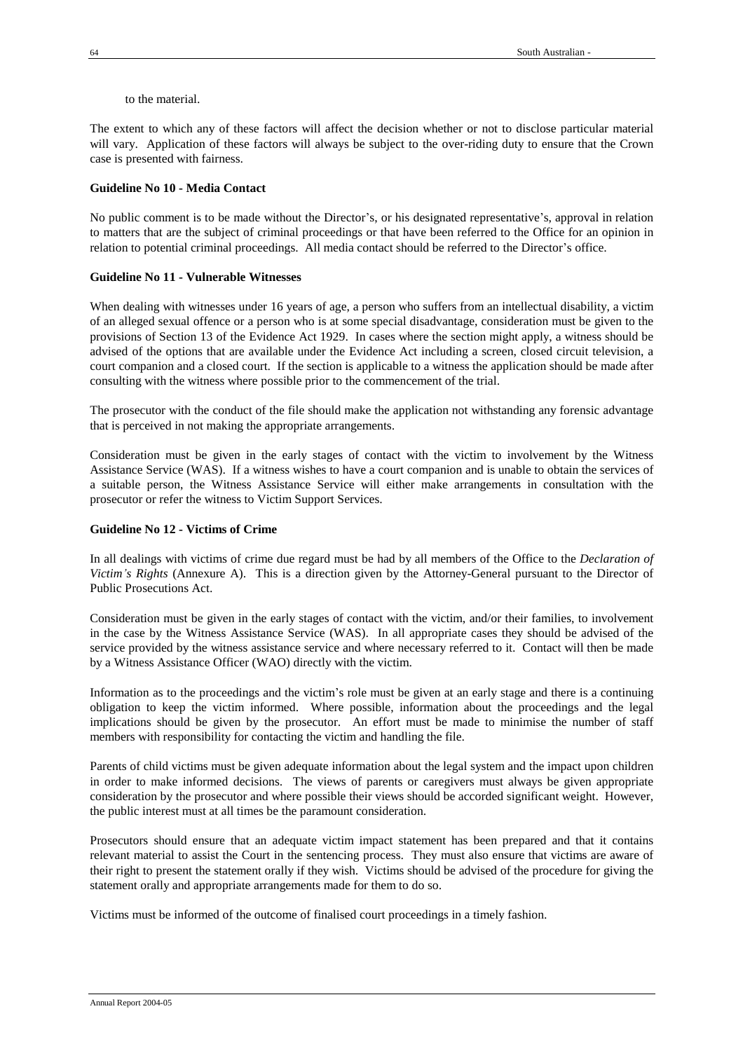to the material.

The extent to which any of these factors will affect the decision whether or not to disclose particular material will vary. Application of these factors will always be subject to the over-riding duty to ensure that the Crown case is presented with fairness.

**Guideline No 10 - Media Contact**

No public comment is to be made without the Director's, or his designated representative's, approval in relation to matters that are the subject of criminal proceedings or that have been referred to the Office for an opinion in relation to potential criminal proceedings. All media contact should be referred to the Director's office.

**Guideline No 11 - Vulnerable Witnesses**

When dealing with witnesses under 16 years of age, a person who suffers from an intellectual disability, a victim of an alleged sexual offence or a person who is at some special disadvantage, consideration must be given to the provisions of Section 13 of the Evidence Act 1929. In cases where the section might apply, a witness should be advised of the options that are available under the Evidence Act including a screen, closed circuit television, a court companion and a closed court. If the section is applicable to a witness the application should be made after consulting with the witness where possible prior to the commencement of the trial.

The prosecutor with the conduct of the file should make the application not withstanding any forensic advantage that is perceived in not making the appropriate arrangements.

Consideration must be given in the early stages of contact with the victim to involvement by the Witness Assistance Service (WAS). If a witness wishes to have a court companion and is unable to obtain the services of a suitable person, the Witness Assistance Service will either make arrangements in consultation with the prosecutor or refer the witness to Victim Support Services.

**Guideline No 12 - Victims of Crime**

In all dealings with victims of crime due regard must be had by all members of the Office to the *Declaration of Victim's Rights* (Annexure A). This is a direction given by the Attorney-General pursuant to the Director of Public Prosecutions Act.

Consideration must be given in the early stages of contact with the victim, and/or their families, to involvement in the case by the Witness Assistance Service (WAS). In all appropriate cases they should be advised of the service provided by the witness assistance service and where necessary referred to it. Contact will then be made by a Witness Assistance Officer (WAO) directly with the victim.

Information as to the proceedings and the victim's role must be given at an early stage and there is a continuing obligation to keep the victim informed. Where possible, information about the proceedings and the legal implications should be given by the prosecutor. An effort must be made to minimise the number of staff members with responsibility for contacting the victim and handling the file.

Parents of child victims must be given adequate information about the legal system and the impact upon children in order to make informed decisions. The views of parents or caregivers must always be given appropriate consideration by the prosecutor and where possible their views should be accorded significant weight. However, the public interest must at all times be the paramount consideration.

Prosecutors should ensure that an adequate victim impact statement has been prepared and that it contains relevant material to assist the Court in the sentencing process. They must also ensure that victims are aware of their right to present the statement orally if they wish. Victims should be advised of the procedure for giving the statement orally and appropriate arrangements made for them to do so.

Victims must be informed of the outcome of finalised court proceedings in a timely fashion.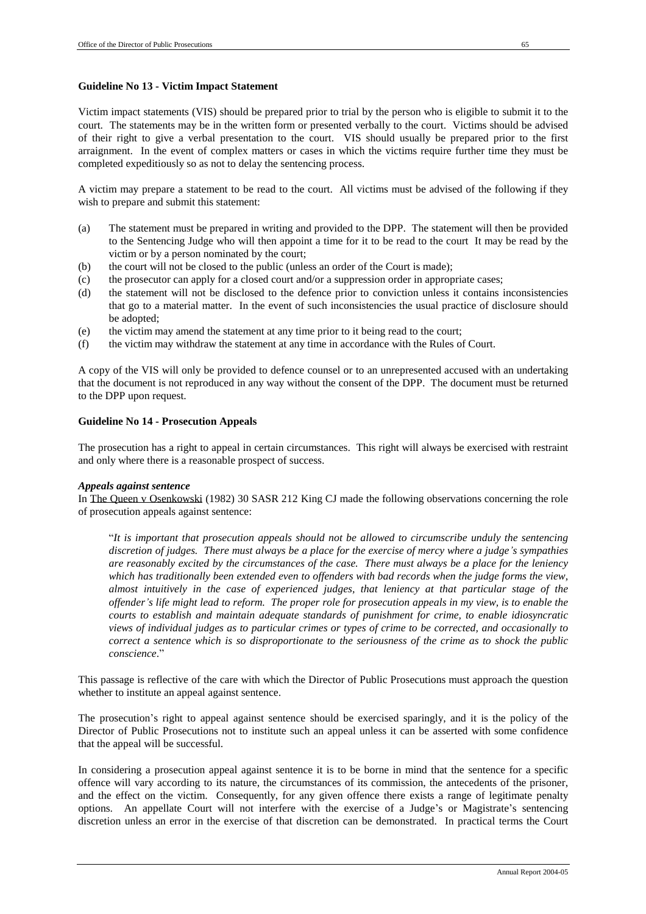**Guideline No 13 - Victim Impact Statement**

Victim impact statements (VIS) should be prepared prior to trial by the person who is eligible to submit it to the court. The statements may be in the written form or presented verbally to the court. Victims should be advised of their right to give a verbal presentation to the court. VIS should usually be prepared prior to the first arraignment. In the event of complex matters or cases in which the victims require further time they must be completed expeditiously so as not to delay the sentencing process.

A victim may prepare a statement to be read to the court. All victims must be advised of the following if they wish to prepare and submit this statement:

(a) The statement must be prepared in writing and provided to the DPP. The statement will then be provided to the Sentencing Judge who will then appoint a time for it to be read to the court It may be read by the victim or by a person nominated by the court;

(b) the court will not be closed to the public (unless an order of the Court is made);

(c) the prosecutor can apply for a closed court and/or a suppression order in appropriate cases;

(d) the statement will not be disclosed to the defence prior to conviction unless it contains inconsistencies that go to a material matter. In the event of such inconsistencies the usual practice of disclosure should be adopted;

(e) the victim may amend the statement at any time prior to it being read to the court;

(f) the victim may withdraw the statement at any time in accordance with the Rules of Court.

A copy of the VIS will only be provided to defence counsel or to an unrepresented accused with an undertaking that the document is not reproduced in any way without the consent of the DPP. The document must be returned to the DPP upon request.

**Guideline No 14 - Prosecution Appeals**

The prosecution has a right to appeal in certain circumstances. This right will always be exercised with restraint and only where there is a reasonable prospect of success.

***Appeals against sentence***

In The Queen v Osenkowski (1982) 30 SASR 212 King CJ made the following observations concerning the role of prosecution appeals against sentence:

> "*It is important that prosecution appeals should not be allowed to circumscribe unduly the sentencing discretion of judges. There must always be a place for the exercise of mercy where a judge's sympathies are reasonably excited by the circumstances of the case. There must always be a place for the leniency which has traditionally been extended even to offenders with bad records when the judge forms the view, almost intuitively in the case of experienced judges, that leniency at that particular stage of the offender's life might lead to reform. The proper role for prosecution appeals in my view, is to enable the courts to establish and maintain adequate standards of punishment for crime, to enable idiosyncratic views of individual judges as to particular crimes or types of crime to be corrected, and occasionally to correct a sentence which is so disproportionate to the seriousness of the crime as to shock the public conscience*."

This passage is reflective of the care with which the Director of Public Prosecutions must approach the question whether to institute an appeal against sentence.

The prosecution's right to appeal against sentence should be exercised sparingly, and it is the policy of the Director of Public Prosecutions not to institute such an appeal unless it can be asserted with some confidence that the appeal will be successful.

In considering a prosecution appeal against sentence it is to be borne in mind that the sentence for a specific offence will vary according to its nature, the circumstances of its commission, the antecedents of the prisoner, and the effect on the victim. Consequently, for any given offence there exists a range of legitimate penalty options. An appellate Court will not interfere with the exercise of a Judge's or Magistrate's sentencing discretion unless an error in the exercise of that discretion can be demonstrated. In practical terms the Court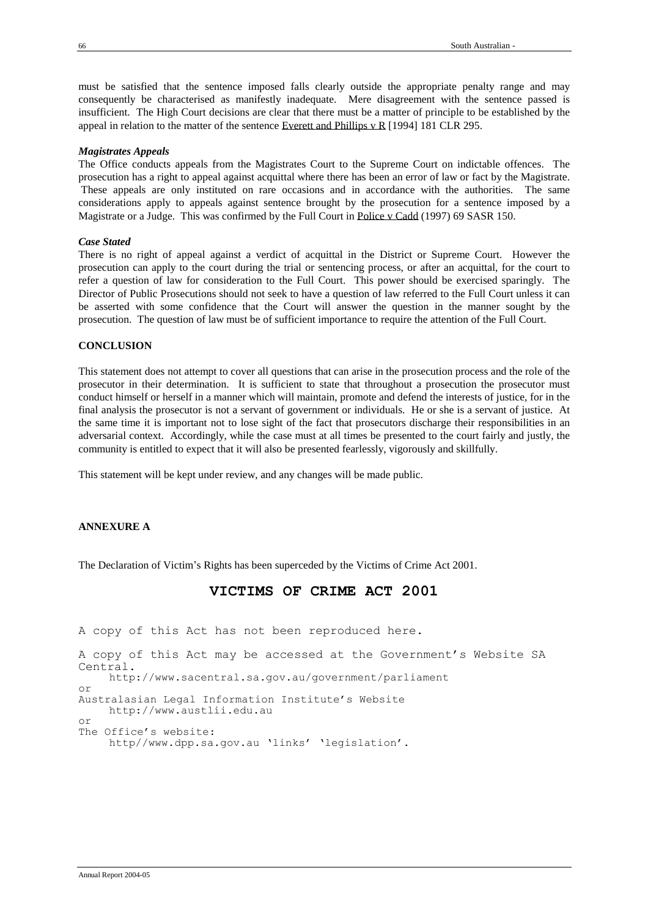must be satisfied that the sentence imposed falls clearly outside the appropriate penalty range and may consequently be characterised as manifestly inadequate. Mere disagreement with the sentence passed is insufficient. The High Court decisions are clear that there must be a matter of principle to be established by the appeal in relation to the matter of the sentence Everett and Phillips v R [1994] 181 CLR 295.

***Magistrates Appeals***

The Office conducts appeals from the Magistrates Court to the Supreme Court on indictable offences. The prosecution has a right to appeal against acquittal where there has been an error of law or fact by the Magistrate. These appeals are only instituted on rare occasions and in accordance with the authorities. The same considerations apply to appeals against sentence brought by the prosecution for a sentence imposed by a Magistrate or a Judge. This was confirmed by the Full Court in Police v Cadd (1997) 69 SASR 150.

***Case Stated***

There is no right of appeal against a verdict of acquittal in the District or Supreme Court. However the prosecution can apply to the court during the trial or sentencing process, or after an acquittal, for the court to refer a question of law for consideration to the Full Court. This power should be exercised sparingly. The Director of Public Prosecutions should not seek to have a question of law referred to the Full Court unless it can be asserted with some confidence that the Court will answer the question in the manner sought by the prosecution. The question of law must be of sufficient importance to require the attention of the Full Court.

**CONCLUSION**

This statement does not attempt to cover all questions that can arise in the prosecution process and the role of the prosecutor in their determination. It is sufficient to state that throughout a prosecution the prosecutor must conduct himself or herself in a manner which will maintain, promote and defend the interests of justice, for in the final analysis the prosecutor is not a servant of government or individuals. He or she is a servant of justice. At the same time it is important not to lose sight of the fact that prosecutors discharge their responsibilities in an adversarial context. Accordingly, while the case must at all times be presented to the court fairly and justly, the community is entitled to expect that it will also be presented fearlessly, vigorously and skillfully.

This statement will be kept under review, and any changes will be made public.

**ANNEXURE A**

The Declaration of Victim's Rights has been superceded by the Victims of Crime Act 2001.

## VICTIMS OF CRIME ACT 2001

A copy of this Act has not been reproduced here.

A copy of this Act may be accessed at the Government's Website SA Central.
http://www.sacentral.sa.gov.au/government/parliament
or
Australasian Legal Information Institute's Website
http://www.austlii.edu.au
or
The Office's website:
http//www.dpp.sa.gov.au 'links' 'legislation'.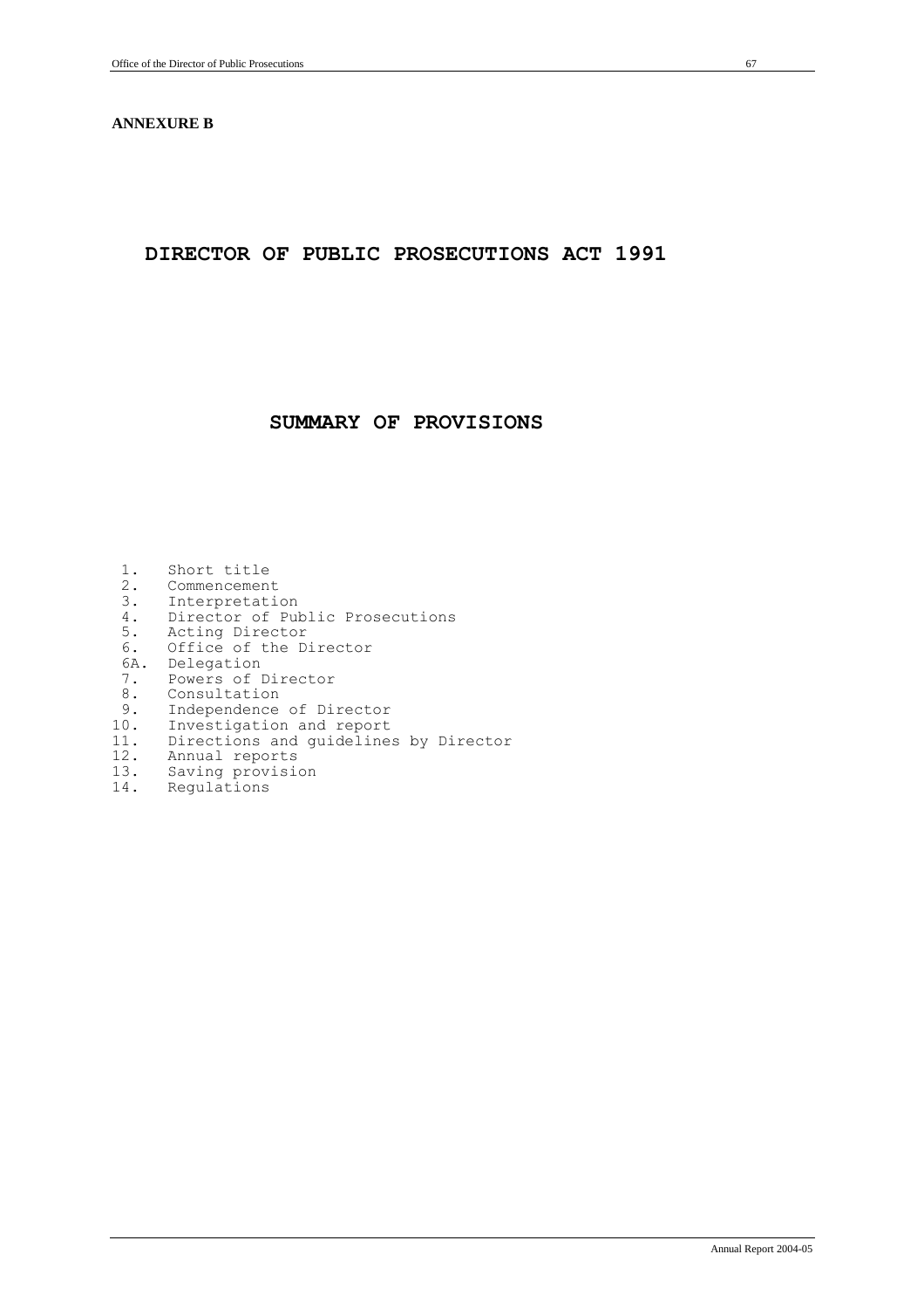**ANNEXURE B**

# DIRECTOR OF PUBLIC PROSECUTIONS ACT 1991

## SUMMARY OF PROVISIONS

1. Short title
2. Commencement
3. Interpretation
4. Director of Public Prosecutions
5. Acting Director
6. Office of the Director

6A. Delegation

7. Powers of Director
8. Consultation
9. Independence of Director
10. Investigation and report
11. Directions and guidelines by Director
12. Annual reports
13. Saving provision
14. Regulations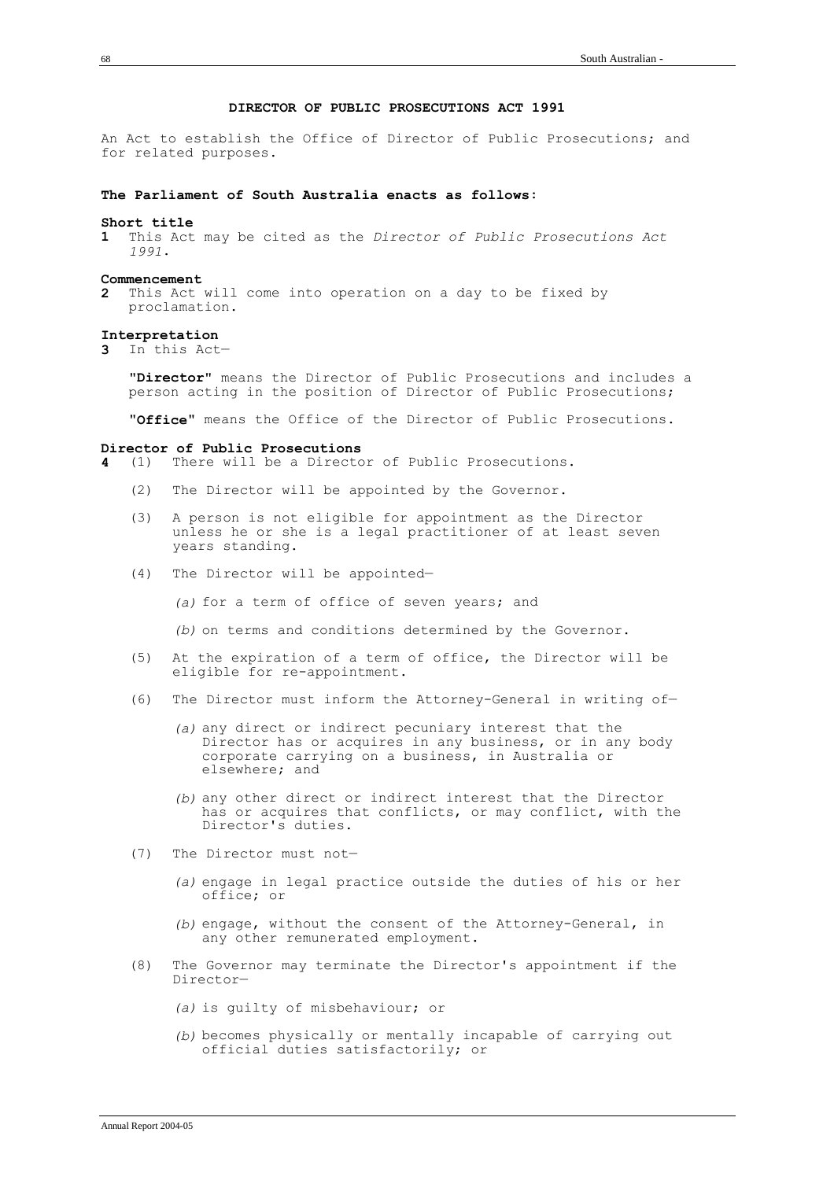# DIRECTOR OF PUBLIC PROSECUTIONS ACT 1991

An Act to establish the Office of Director of Public Prosecutions; and for related purposes.

**The Parliament of South Australia enacts as follows:**

**Short title**

**1** This Act may be cited as the *Director of Public Prosecutions Act 1991*.

**Commencement**

**2** This Act will come into operation on a day to be fixed by proclamation.

**Interpretation**

**3** In this Act—

"**Director**" means the Director of Public Prosecutions and includes a person acting in the position of Director of Public Prosecutions;

"**Office**" means the Office of the Director of Public Prosecutions.

**Director of Public Prosecutions**

**4** (1) There will be a Director of Public Prosecutions.

(2) The Director will be appointed by the Governor.

(3) A person is not eligible for appointment as the Director unless he or she is a legal practitioner of at least seven years standing.

(4) The Director will be appointed—

*(a)* for a term of office of seven years; and

*(b)* on terms and conditions determined by the Governor.

(5) At the expiration of a term of office, the Director will be eligible for re-appointment.

(6) The Director must inform the Attorney-General in writing of—

*(a)* any direct or indirect pecuniary interest that the Director has or acquires in any business, or in any body corporate carrying on a business, in Australia or elsewhere; and

*(b)* any other direct or indirect interest that the Director has or acquires that conflicts, or may conflict, with the Director's duties.

(7) The Director must not—

*(a)* engage in legal practice outside the duties of his or her office; or

*(b)* engage, without the consent of the Attorney-General, in any other remunerated employment.

(8) The Governor may terminate the Director's appointment if the Director—

*(a)* is guilty of misbehaviour; or

*(b)* becomes physically or mentally incapable of carrying out official duties satisfactorily; or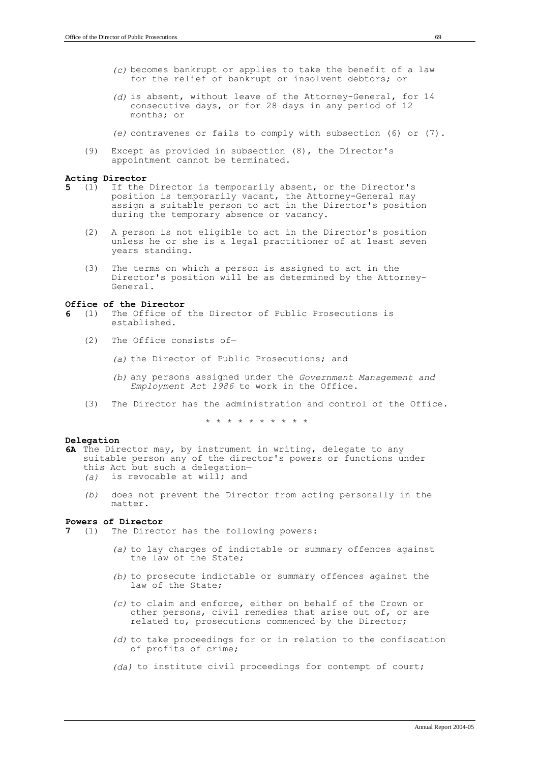(c) becomes bankrupt or applies to take the benefit of a law for the relief of bankrupt or insolvent debtors; or

(d) is absent, without leave of the Attorney-General, for 14 consecutive days, or for 28 days in any period of 12 months; or

(e) contravenes or fails to comply with subsection (6) or (7).

(9) Except as provided in subsection (8), the Director's appointment cannot be terminated.

**Acting Director**

**5** (1) If the Director is temporarily absent, or the Director's position is temporarily vacant, the Attorney-General may assign a suitable person to act in the Director's position during the temporary absence or vacancy.

(2) A person is not eligible to act in the Director's position unless he or she is a legal practitioner of at least seven years standing.

(3) The terms on which a person is assigned to act in the Director's position will be as determined by the Attorney-General.

**Office of the Director**

**6** (1) The Office of the Director of Public Prosecutions is established.

(2) The Office consists of—

(a) the Director of Public Prosecutions; and

(b) any persons assigned under the *Government Management and Employment Act 1986* to work in the Office.

(3) The Director has the administration and control of the Office.

\* \* \* \* \* \* \* \* \* \* \*

**Delegation**

**6A** The Director may, by instrument in writing, delegate to any suitable person any of the director's powers or functions under this Act but such a delegation—

(a) is revocable at will; and

(b) does not prevent the Director from acting personally in the matter.

**Powers of Director**

**7** (1) The Director has the following powers:

(a) to lay charges of indictable or summary offences against the law of the State;

(b) to prosecute indictable or summary offences against the law of the State;

(c) to claim and enforce, either on behalf of the Crown or other persons, civil remedies that arise out of, or are related to, prosecutions commenced by the Director;

(d) to take proceedings for or in relation to the confiscation of profits of crime;

(da) to institute civil proceedings for contempt of court;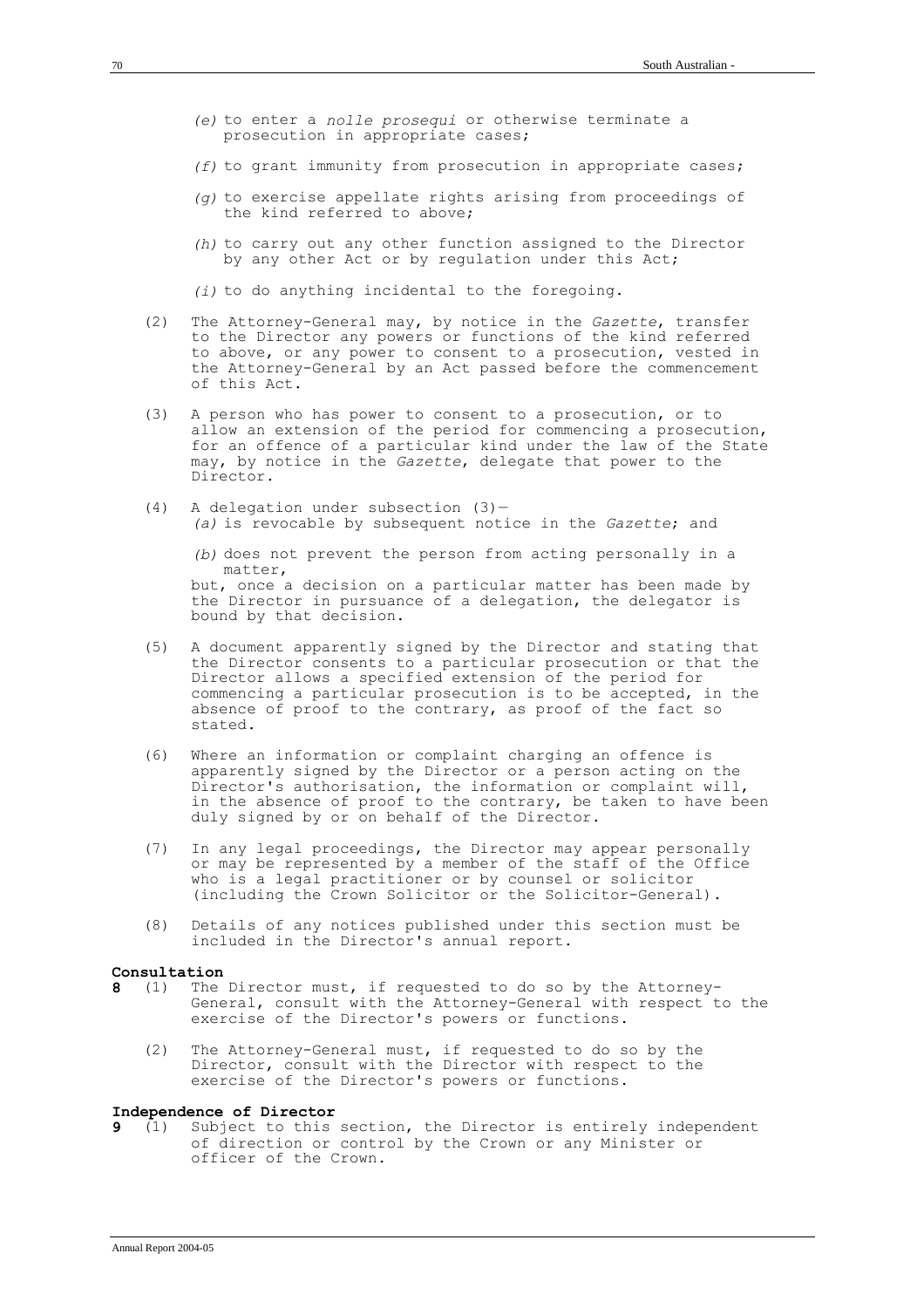*(e)* to enter a *nolle prosequi* or otherwise terminate a prosecution in appropriate cases;

*(f)* to grant immunity from prosecution in appropriate cases;

*(g)* to exercise appellate rights arising from proceedings of the kind referred to above;

*(h)* to carry out any other function assigned to the Director by any other Act or by regulation under this Act;

*(i)* to do anything incidental to the foregoing.

(2) The Attorney-General may, by notice in the *Gazette*, transfer to the Director any powers or functions of the kind referred to above, or any power to consent to a prosecution, vested in the Attorney-General by an Act passed before the commencement of this Act.

(3) A person who has power to consent to a prosecution, or to allow an extension of the period for commencing a prosecution, for an offence of a particular kind under the law of the State may, by notice in the *Gazette*, delegate that power to the Director.

(4) A delegation under subsection (3)—

*(a)* is revocable by subsequent notice in the *Gazette*; and

*(b)* does not prevent the person from acting personally in a matter,

but, once a decision on a particular matter has been made by the Director in pursuance of a delegation, the delegator is bound by that decision.

(5) A document apparently signed by the Director and stating that the Director consents to a particular prosecution or that the Director allows a specified extension of the period for commencing a particular prosecution is to be accepted, in the absence of proof to the contrary, as proof of the fact so stated.

(6) Where an information or complaint charging an offence is apparently signed by the Director or a person acting on the Director's authorisation, the information or complaint will, in the absence of proof to the contrary, be taken to have been duly signed by or on behalf of the Director.

(7) In any legal proceedings, the Director may appear personally or may be represented by a member of the staff of the Office who is a legal practitioner or by counsel or solicitor (including the Crown Solicitor or the Solicitor-General).

(8) Details of any notices published under this section must be included in the Director's annual report.

**Consultation**

**8** (1) The Director must, if requested to do so by the Attorney-General, consult with the Attorney-General with respect to the exercise of the Director's powers or functions.

(2) The Attorney-General must, if requested to do so by the Director, consult with the Director with respect to the exercise of the Director's powers or functions.

**Independence of Director**

**9** (1) Subject to this section, the Director is entirely independent of direction or control by the Crown or any Minister or officer of the Crown.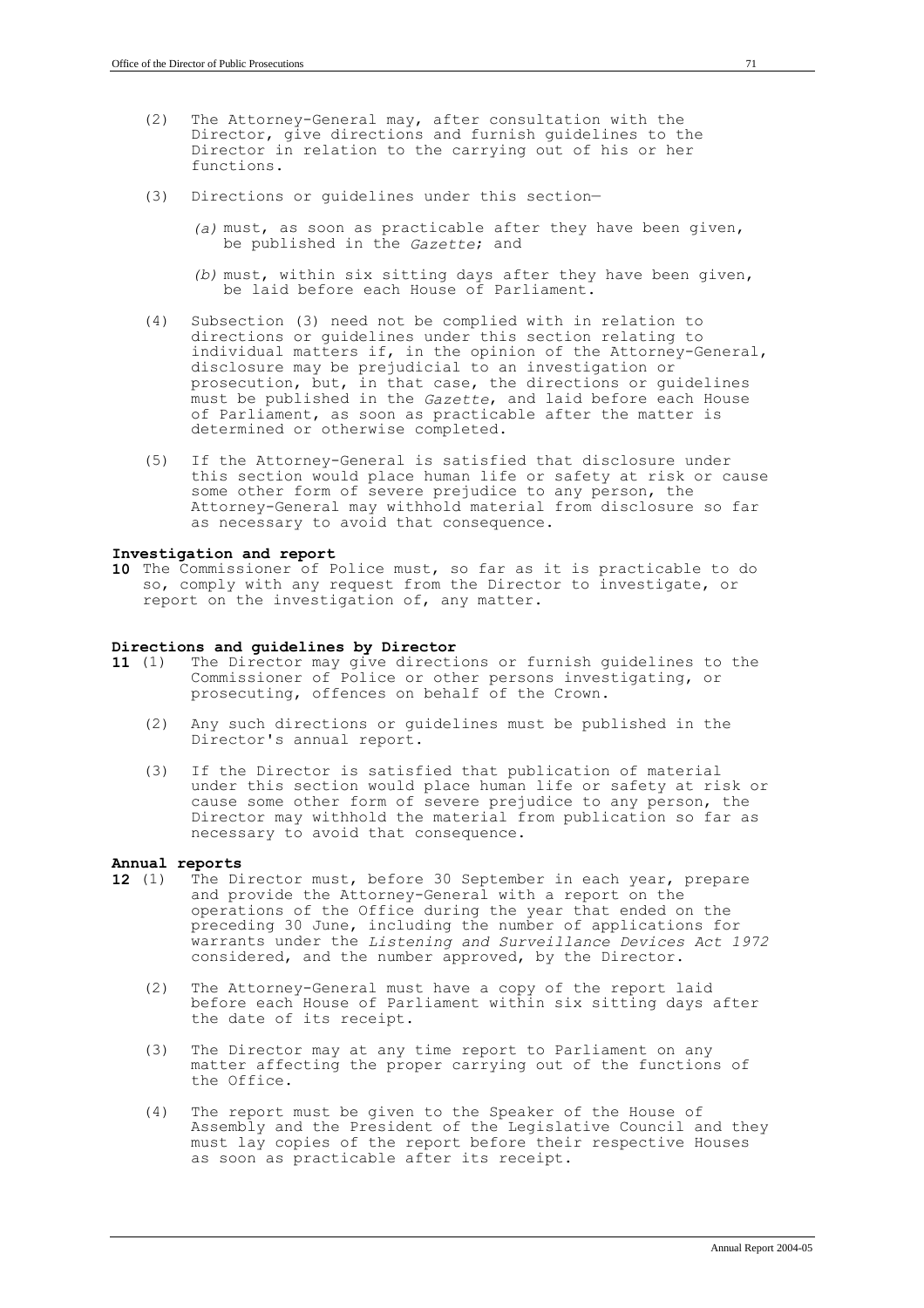(2) The Attorney-General may, after consultation with the Director, give directions and furnish guidelines to the Director in relation to the carrying out of his or her functions.

(3) Directions or guidelines under this section—

*(a)* must, as soon as practicable after they have been given, be published in the *Gazette*; and

*(b)* must, within six sitting days after they have been given, be laid before each House of Parliament.

(4) Subsection (3) need not be complied with in relation to directions or guidelines under this section relating to individual matters if, in the opinion of the Attorney-General, disclosure may be prejudicial to an investigation or prosecution, but, in that case, the directions or guidelines must be published in the *Gazette*, and laid before each House of Parliament, as soon as practicable after the matter is determined or otherwise completed.

(5) If the Attorney-General is satisfied that disclosure under this section would place human life or safety at risk or cause some other form of severe prejudice to any person, the Attorney-General may withhold material from disclosure so far as necessary to avoid that consequence.

**Investigation and report**

**10** The Commissioner of Police must, so far as it is practicable to do so, comply with any request from the Director to investigate, or report on the investigation of, any matter.

**Directions and guidelines by Director**

**11** (1) The Director may give directions or furnish guidelines to the Commissioner of Police or other persons investigating, or prosecuting, offences on behalf of the Crown.

(2) Any such directions or guidelines must be published in the Director's annual report.

(3) If the Director is satisfied that publication of material under this section would place human life or safety at risk or cause some other form of severe prejudice to any person, the Director may withhold the material from publication so far as necessary to avoid that consequence.

**Annual reports**

**12** (1) The Director must, before 30 September in each year, prepare and provide the Attorney-General with a report on the operations of the Office during the year that ended on the preceding 30 June, including the number of applications for warrants under the *Listening and Surveillance Devices Act 1972* considered, and the number approved, by the Director.

(2) The Attorney-General must have a copy of the report laid before each House of Parliament within six sitting days after the date of its receipt.

(3) The Director may at any time report to Parliament on any matter affecting the proper carrying out of the functions of the Office.

(4) The report must be given to the Speaker of the House of Assembly and the President of the Legislative Council and they must lay copies of the report before their respective Houses as soon as practicable after its receipt.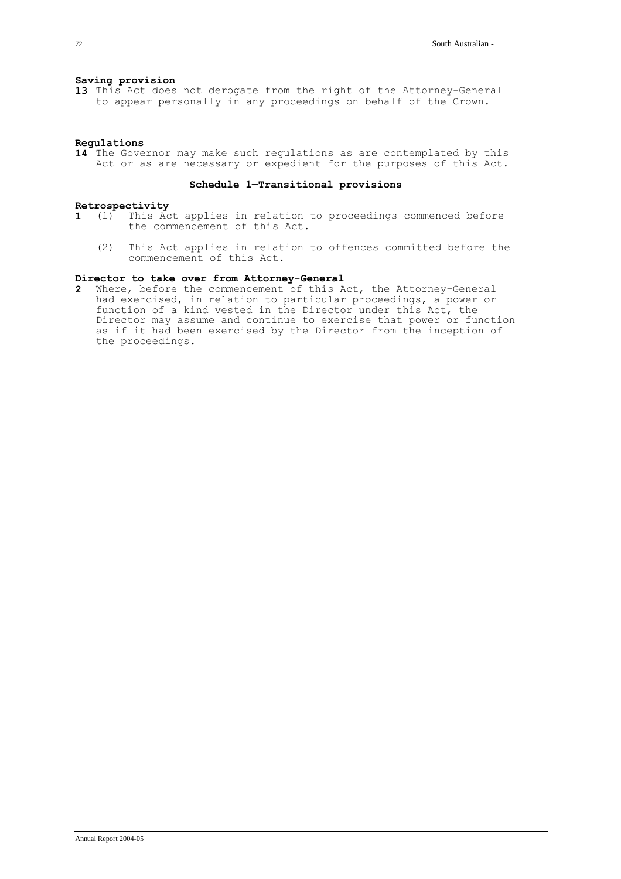**Saving provision**

**13** This Act does not derogate from the right of the Attorney-General to appear personally in any proceedings on behalf of the Crown.

**Regulations**

**14** The Governor may make such regulations as are contemplated by this Act or as are necessary or expedient for the purposes of this Act.

## Schedule 1—Transitional provisions

**Retrospectivity**

**1** (1) This Act applies in relation to proceedings commenced before the commencement of this Act.

(2) This Act applies in relation to offences committed before the commencement of this Act.

**Director to take over from Attorney-General**

**2** Where, before the commencement of this Act, the Attorney-General had exercised, in relation to particular proceedings, a power or function of a kind vested in the Director under this Act, the Director may assume and continue to exercise that power or function as if it had been exercised by the Director from the inception of the proceedings.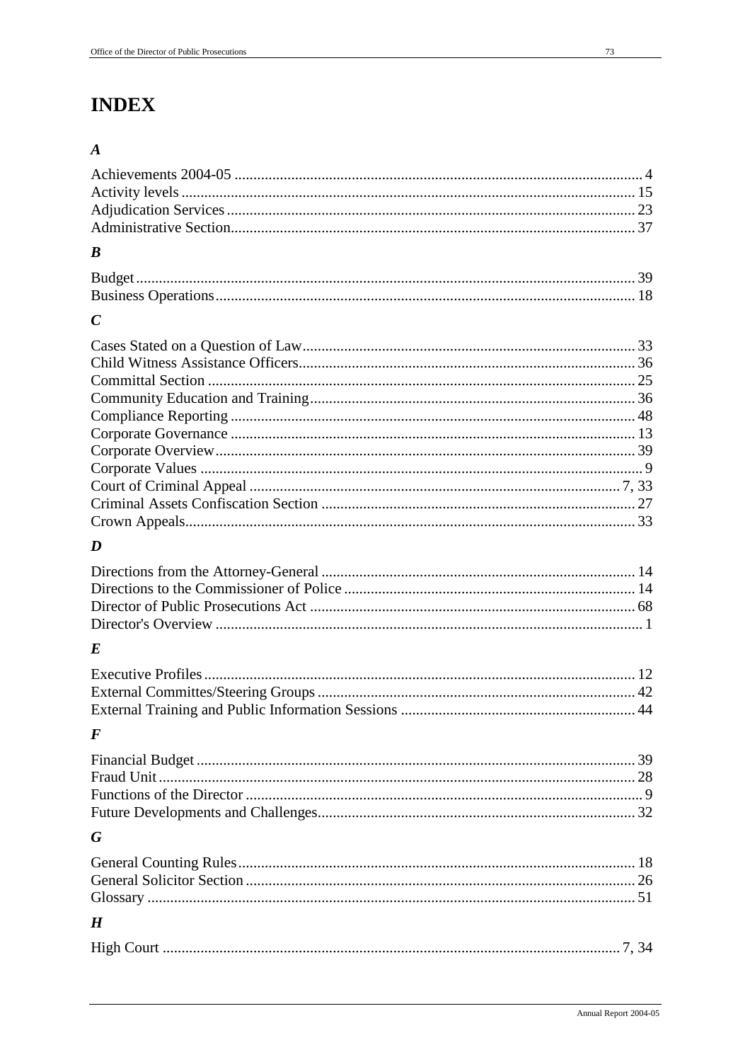# INDEX

### *A*

Achievements 2004-05 .......... 4
Activity levels .......... 15
Adjudication Services .......... 23
Administrative Section .......... 37

### *B*

Budget .......... 39
Business Operations .......... 18

### *C*

Cases Stated on a Question of Law .......... 33
Child Witness Assistance Officers .......... 36
Committal Section .......... 25
Community Education and Training .......... 36
Compliance Reporting .......... 48
Corporate Governance .......... 13
Corporate Overview .......... 39
Corporate Values .......... 9
Court of Criminal Appeal .......... 7, 33
Criminal Assets Confiscation Section .......... 27
Crown Appeals .......... 33

### *D*

Directions from the Attorney-General .......... 14
Directions to the Commissioner of Police .......... 14
Director of Public Prosecutions Act .......... 68
Director's Overview .......... 1

### *E*

Executive Profiles .......... 12
External Committes/Steering Groups .......... 42
External Training and Public Information Sessions .......... 44

### *F*

Financial Budget .......... 39
Fraud Unit .......... 28
Functions of the Director .......... 9
Future Developments and Challenges .......... 32

### *G*

General Counting Rules .......... 18
General Solicitor Section .......... 26
Glossary .......... 51

### *H*

High Court .......... 7, 34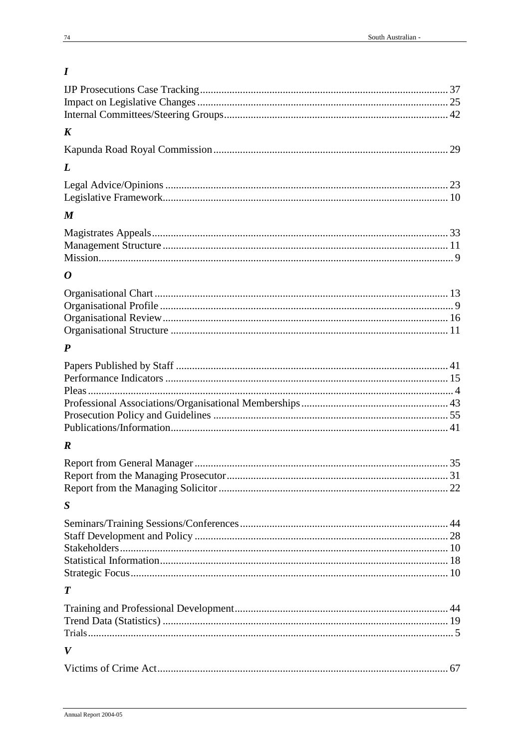## *I*

IJP Prosecutions Case Tracking ........................................ 37
Impact on Legislative Changes ........................................ 25
Internal Committees/Steering Groups ........................................ 42

## *K*

Kapunda Road Royal Commission ........................................ 29

## *L*

Legal Advice/Opinions ........................................ 23
Legislative Framework ........................................ 10

## *M*

Magistrates Appeals ........................................ 33
Management Structure ........................................ 11
Mission ........................................ 9

## *O*

Organisational Chart ........................................ 13
Organisational Profile ........................................ 9
Organisational Review ........................................ 16
Organisational Structure ........................................ 11

## *P*

Papers Published by Staff ........................................ 41
Performance Indicators ........................................ 15
Pleas ........................................ 4
Professional Associations/Organisational Memberships ........................................ 43
Prosecution Policy and Guidelines ........................................ 55
Publications/Information ........................................ 41

## *R*

Report from General Manager ........................................ 35
Report from the Managing Prosecutor ........................................ 31
Report from the Managing Solicitor ........................................ 22

## *S*

Seminars/Training Sessions/Conferences ........................................ 44
Staff Development and Policy ........................................ 28
Stakeholders ........................................ 10
Statistical Information ........................................ 18
Strategic Focus ........................................ 10

## *T*

Training and Professional Development ........................................ 44
Trend Data (Statistics) ........................................ 19
Trials ........................................ 5

## *V*

Victims of Crime Act ........................................ 67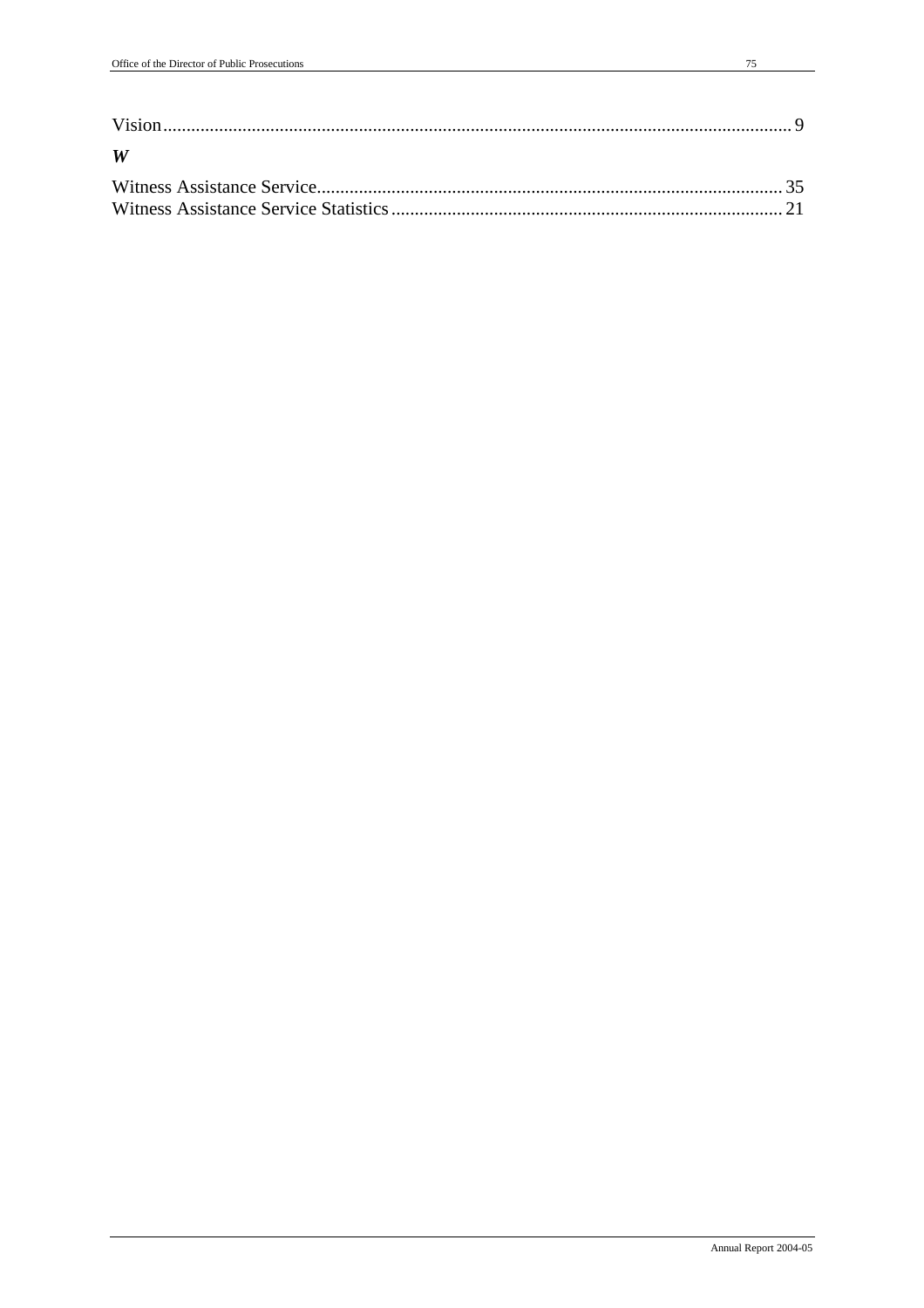Vision....................................................................................................................................... 9

***W***

Witness Assistance Service.................................................................................................... 35
Witness Assistance Service Statistics..................................................................................... 21